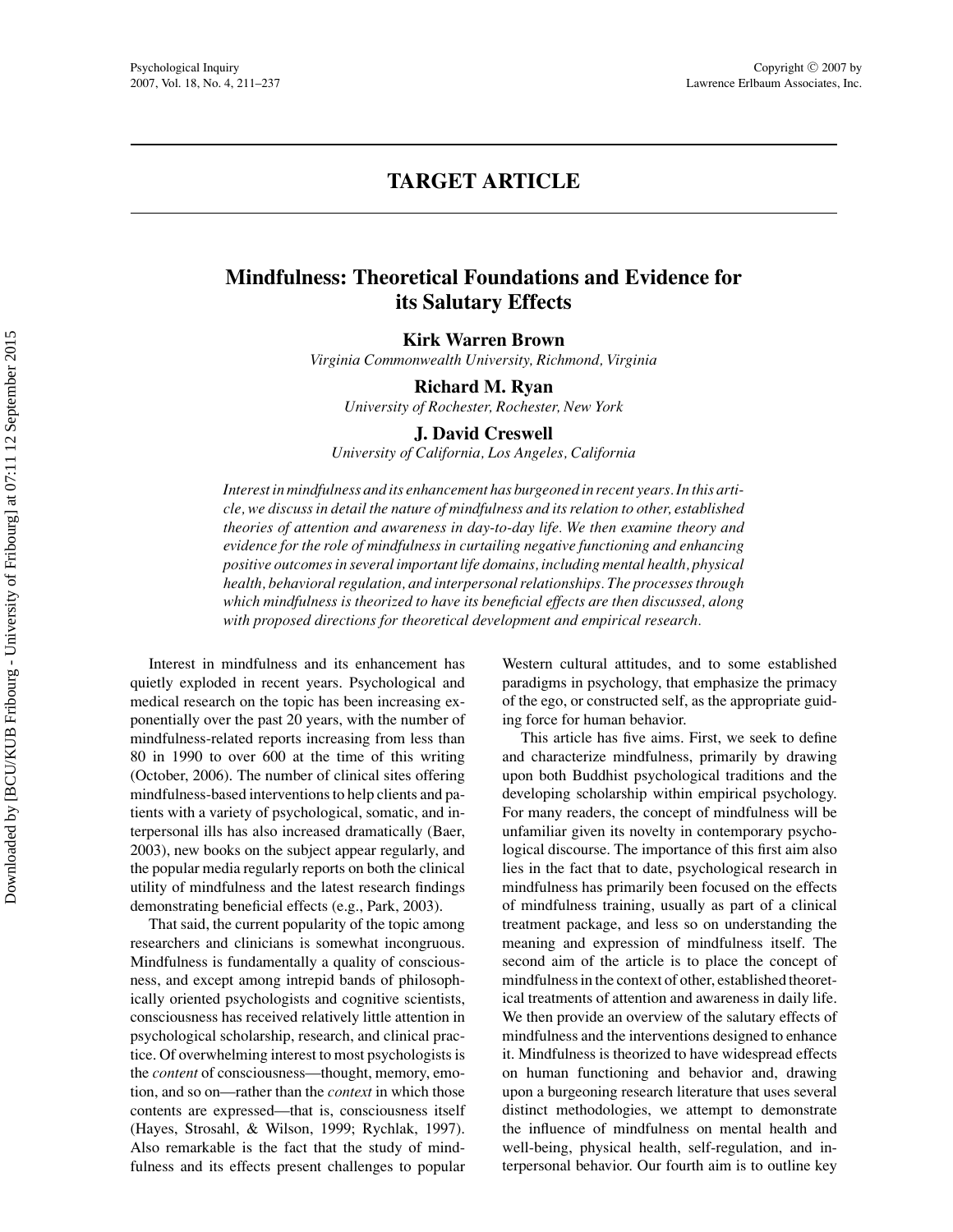## TARGET ARTICLE

# Mindfulness: Theoretical Foundations and Evidence for its Salutary Effects

**Kirk Warren Brown**
*Virginia Commonwealth University, Richmond, Virginia*

**Richard M. Ryan**
*University of Rochester, Rochester, New York*

**J. David Creswell**
*University of California, Los Angeles, California*

*Interest in mindfulness and its enhancement has burgeoned in recent years. In this article, we discuss in detail the nature of mindfulness and its relation to other, established theories of attention and awareness in day-to-day life. We then examine theory and evidence for the role of mindfulness in curtailing negative functioning and enhancing positive outcomes in several important life domains, including mental health, physical health, behavioral regulation, and interpersonal relationships. The processes through which mindfulness is theorized to have its beneficial effects are then discussed, along with proposed directions for theoretical development and empirical research.*

Interest in mindfulness and its enhancement has quietly exploded in recent years. Psychological and medical research on the topic has been increasing exponentially over the past 20 years, with the number of mindfulness-related reports increasing from less than 80 in 1990 to over 600 at the time of this writing (October, 2006). The number of clinical sites offering mindfulness-based interventions to help clients and patients with a variety of psychological, somatic, and interpersonal ills has also increased dramatically (Baer, 2003), new books on the subject appear regularly, and the popular media regularly reports on both the clinical utility of mindfulness and the latest research findings demonstrating beneficial effects (e.g., Park, 2003).

That said, the current popularity of the topic among researchers and clinicians is somewhat incongruous. Mindfulness is fundamentally a quality of consciousness, and except among intrepid bands of philosophically oriented psychologists and cognitive scientists, consciousness has received relatively little attention in psychological scholarship, research, and clinical practice. Of overwhelming interest to most psychologists is the *content* of consciousness—thought, memory, emotion, and so on—rather than the *context* in which those contents are expressed—that is, consciousness itself (Hayes, Strosahl, & Wilson, 1999; Rychlak, 1997). Also remarkable is the fact that the study of mindfulness and its effects present challenges to popular Western cultural attitudes, and to some established paradigms in psychology, that emphasize the primacy of the ego, or constructed self, as the appropriate guiding force for human behavior.

This article has five aims. First, we seek to define and characterize mindfulness, primarily by drawing upon both Buddhist psychological traditions and the developing scholarship within empirical psychology. For many readers, the concept of mindfulness will be unfamiliar given its novelty in contemporary psychological discourse. The importance of this first aim also lies in the fact that to date, psychological research in mindfulness has primarily been focused on the effects of mindfulness training, usually as part of a clinical treatment package, and less so on understanding the meaning and expression of mindfulness itself. The second aim of the article is to place the concept of mindfulness in the context of other, established theoretical treatments of attention and awareness in daily life. We then provide an overview of the salutary effects of mindfulness and the interventions designed to enhance it. Mindfulness is theorized to have widespread effects on human functioning and behavior and, drawing upon a burgeoning research literature that uses several distinct methodologies, we attempt to demonstrate the influence of mindfulness on mental health and well-being, physical health, self-regulation, and interpersonal behavior. Our fourth aim is to outline key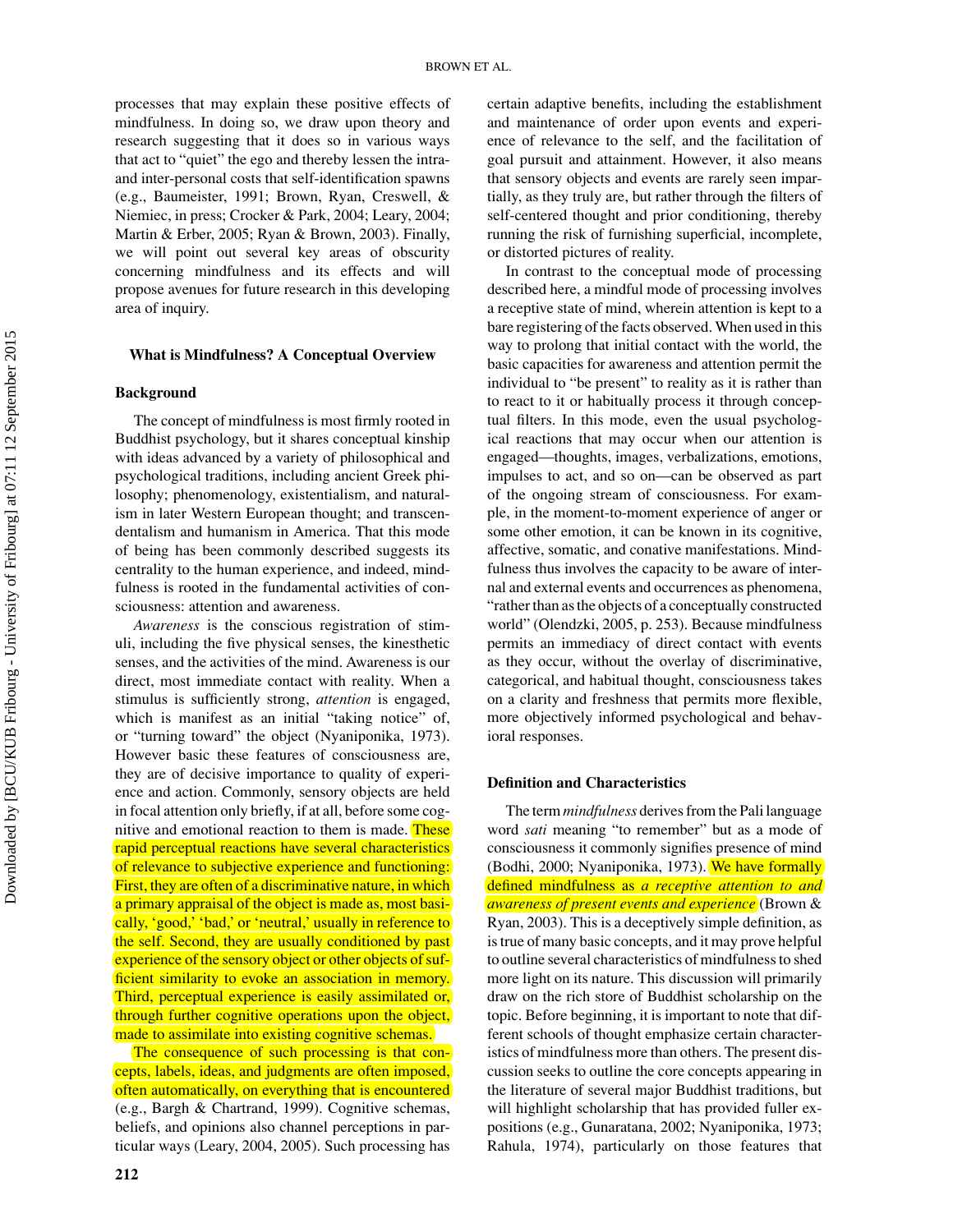processes that may explain these positive effects of mindfulness. In doing so, we draw upon theory and research suggesting that it does so in various ways that act to "quiet" the ego and thereby lessen the intra- and inter-personal costs that self-identification spawns (e.g., Baumeister, 1991; Brown, Ryan, Creswell, & Niemiec, in press; Crocker & Park, 2004; Leary, 2004; Martin & Erber, 2005; Ryan & Brown, 2003). Finally, we will point out several key areas of obscurity concerning mindfulness and its effects and will propose avenues for future research in this developing area of inquiry.

## What is Mindfulness? A Conceptual Overview

### Background

The concept of mindfulness is most firmly rooted in Buddhist psychology, but it shares conceptual kinship with ideas advanced by a variety of philosophical and psychological traditions, including ancient Greek philosophy; phenomenology, existentialism, and naturalism in later Western European thought; and transcendentalism and humanism in America. That this mode of being has been commonly described suggests its centrality to the human experience, and indeed, mindfulness is rooted in the fundamental activities of consciousness: attention and awareness.

*Awareness* is the conscious registration of stimuli, including the five physical senses, the kinesthetic senses, and the activities of the mind. Awareness is our direct, most immediate contact with reality. When a stimulus is sufficiently strong, *attention* is engaged, which is manifest as an initial "taking notice" of, or "turning toward" the object (Nyaniponika, 1973). However basic these features of consciousness are, they are of decisive importance to quality of experience and action. Commonly, sensory objects are held in focal attention only briefly, if at all, before some cognitive and emotional reaction to them is made. These rapid perceptual reactions have several characteristics of relevance to subjective experience and functioning: First, they are often of a discriminative nature, in which a primary appraisal of the object is made as, most basically, 'good,' 'bad,' or 'neutral,' usually in reference to the self. Second, they are usually conditioned by past experience of the sensory object or other objects of sufficient similarity to evoke an association in memory. Third, perceptual experience is easily assimilated or, through further cognitive operations upon the object, made to assimilate into existing cognitive schemas.

The consequence of such processing is that concepts, labels, ideas, and judgments are often imposed, often automatically, on everything that is encountered (e.g., Bargh & Chartrand, 1999). Cognitive schemas, beliefs, and opinions also channel perceptions in particular ways (Leary, 2004, 2005). Such processing has certain adaptive benefits, including the establishment and maintenance of order upon events and experience of relevance to the self, and the facilitation of goal pursuit and attainment. However, it also means that sensory objects and events are rarely seen impartially, as they truly are, but rather through the filters of self-centered thought and prior conditioning, thereby running the risk of furnishing superficial, incomplete, or distorted pictures of reality.

In contrast to the conceptual mode of processing described here, a mindful mode of processing involves a receptive state of mind, wherein attention is kept to a bare registering of the facts observed. When used in this way to prolong that initial contact with the world, the basic capacities for awareness and attention permit the individual to "be present" to reality as it is rather than to react to it or habitually process it through conceptual filters. In this mode, even the usual psychological reactions that may occur when our attention is engaged—thoughts, images, verbalizations, emotions, impulses to act, and so on—can be observed as part of the ongoing stream of consciousness. For example, in the moment-to-moment experience of anger or some other emotion, it can be known in its cognitive, affective, somatic, and conative manifestations. Mindfulness thus involves the capacity to be aware of internal and external events and occurrences as phenomena, "rather than as the objects of a conceptually constructed world" (Olendzki, 2005, p. 253). Because mindfulness permits an immediacy of direct contact with events as they occur, without the overlay of discriminative, categorical, and habitual thought, consciousness takes on a clarity and freshness that permits more flexible, more objectively informed psychological and behavioral responses.

### Definition and Characteristics

The term *mindfulness* derives from the Pali language word *sati* meaning "to remember" but as a mode of consciousness it commonly signifies presence of mind (Bodhi, 2000; Nyaniponika, 1973). We have formally defined mindfulness as *a receptive attention to and awareness of present events and experience* (Brown & Ryan, 2003). This is a deceptively simple definition, as is true of many basic concepts, and it may prove helpful to outline several characteristics of mindfulness to shed more light on its nature. This discussion will primarily draw on the rich store of Buddhist scholarship on the topic. Before beginning, it is important to note that different schools of thought emphasize certain characteristics of mindfulness more than others. The present discussion seeks to outline the core concepts appearing in the literature of several major Buddhist traditions, but will highlight scholarship that has provided fuller expositions (e.g., Gunaratana, 2002; Nyaniponika, 1973; Rahula, 1974), particularly on those features that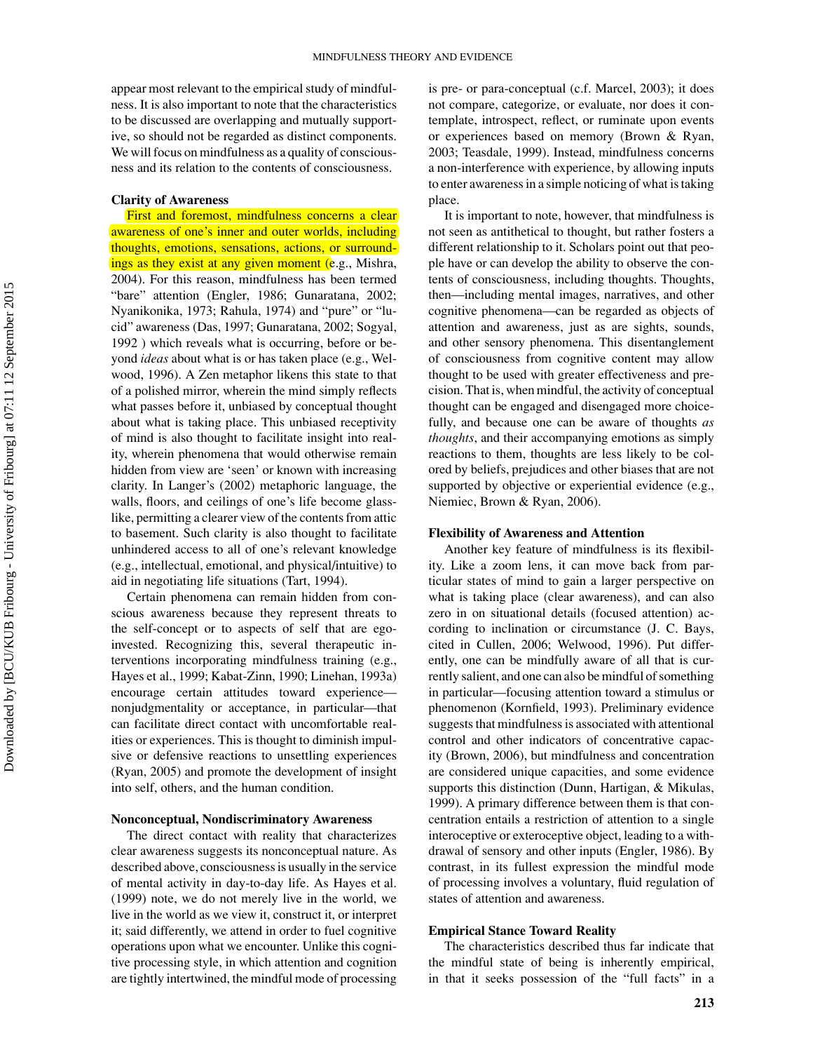appear most relevant to the empirical study of mindfulness. It is also important to note that the characteristics to be discussed are overlapping and mutually supportive, so should not be regarded as distinct components. We will focus on mindfulness as a quality of consciousness and its relation to the contents of consciousness.

### Clarity of Awareness

First and foremost, mindfulness concerns a clear awareness of one's inner and outer worlds, including thoughts, emotions, sensations, actions, or surroundings as they exist at any given moment (e.g., Mishra, 2004). For this reason, mindfulness has been termed "bare" attention (Engler, 1986; Gunaratana, 2002; Nyanikonika, 1973; Rahula, 1974) and "pure" or "lucid" awareness (Das, 1997; Gunaratana, 2002; Sogyal, 1992 ) which reveals what is occurring, before or beyond *ideas* about what is or has taken place (e.g., Welwood, 1996). A Zen metaphor likens this state to that of a polished mirror, wherein the mind simply reflects what passes before it, unbiased by conceptual thought about what is taking place. This unbiased receptivity of mind is also thought to facilitate insight into reality, wherein phenomena that would otherwise remain hidden from view are 'seen' or known with increasing clarity. In Langer's (2002) metaphoric language, the walls, floors, and ceilings of one's life become glass-like, permitting a clearer view of the contents from attic to basement. Such clarity is also thought to facilitate unhindered access to all of one's relevant knowledge (e.g., intellectual, emotional, and physical/intuitive) to aid in negotiating life situations (Tart, 1994).

Certain phenomena can remain hidden from conscious awareness because they represent threats to the self-concept or to aspects of self that are ego-invested. Recognizing this, several therapeutic interventions incorporating mindfulness training (e.g., Hayes et al., 1999; Kabat-Zinn, 1990; Linehan, 1993a) encourage certain attitudes toward experience—nonjudgmentality or acceptance, in particular—that can facilitate direct contact with uncomfortable realities or experiences. This is thought to diminish impulsive or defensive reactions to unsettling experiences (Ryan, 2005) and promote the development of insight into self, others, and the human condition.

### Nonconceptual, Nondiscriminatory Awareness

The direct contact with reality that characterizes clear awareness suggests its nonconceptual nature. As described above, consciousness is usually in the service of mental activity in day-to-day life. As Hayes et al. (1999) note, we do not merely live in the world, we live in the world as we view it, construct it, or interpret it; said differently, we attend in order to fuel cognitive operations upon what we encounter. Unlike this cognitive processing style, in which attention and cognition are tightly intertwined, the mindful mode of processing is pre- or para-conceptual (c.f. Marcel, 2003); it does not compare, categorize, or evaluate, nor does it contemplate, introspect, reflect, or ruminate upon events or experiences based on memory (Brown & Ryan, 2003; Teasdale, 1999). Instead, mindfulness concerns a non-interference with experience, by allowing inputs to enter awareness in a simple noticing of what is taking place.

It is important to note, however, that mindfulness is not seen as antithetical to thought, but rather fosters a different relationship to it. Scholars point out that people have or can develop the ability to observe the contents of consciousness, including thoughts. Thoughts, then—including mental images, narratives, and other cognitive phenomena—can be regarded as objects of attention and awareness, just as are sights, sounds, and other sensory phenomena. This disentanglement of consciousness from cognitive content may allow thought to be used with greater effectiveness and precision. That is, when mindful, the activity of conceptual thought can be engaged and disengaged more choicefully, and because one can be aware of thoughts *as thoughts*, and their accompanying emotions as simply reactions to them, thoughts are less likely to be colored by beliefs, prejudices and other biases that are not supported by objective or experiential evidence (e.g., Niemiec, Brown & Ryan, 2006).

### Flexibility of Awareness and Attention

Another key feature of mindfulness is its flexibility. Like a zoom lens, it can move back from particular states of mind to gain a larger perspective on what is taking place (clear awareness), and can also zero in on situational details (focused attention) according to inclination or circumstance (J. C. Bays, cited in Cullen, 2006; Welwood, 1996). Put differently, one can be mindfully aware of all that is currently salient, and one can also be mindful of something in particular—focusing attention toward a stimulus or phenomenon (Kornfield, 1993). Preliminary evidence suggests that mindfulness is associated with attentional control and other indicators of concentrative capacity (Brown, 2006), but mindfulness and concentration are considered unique capacities, and some evidence supports this distinction (Dunn, Hartigan, & Mikulas, 1999). A primary difference between them is that concentration entails a restriction of attention to a single interoceptive or exteroceptive object, leading to a withdrawal of sensory and other inputs (Engler, 1986). By contrast, in its fullest expression the mindful mode of processing involves a voluntary, fluid regulation of states of attention and awareness.

### Empirical Stance Toward Reality

The characteristics described thus far indicate that the mindful state of being is inherently empirical, in that it seeks possession of the "full facts" in a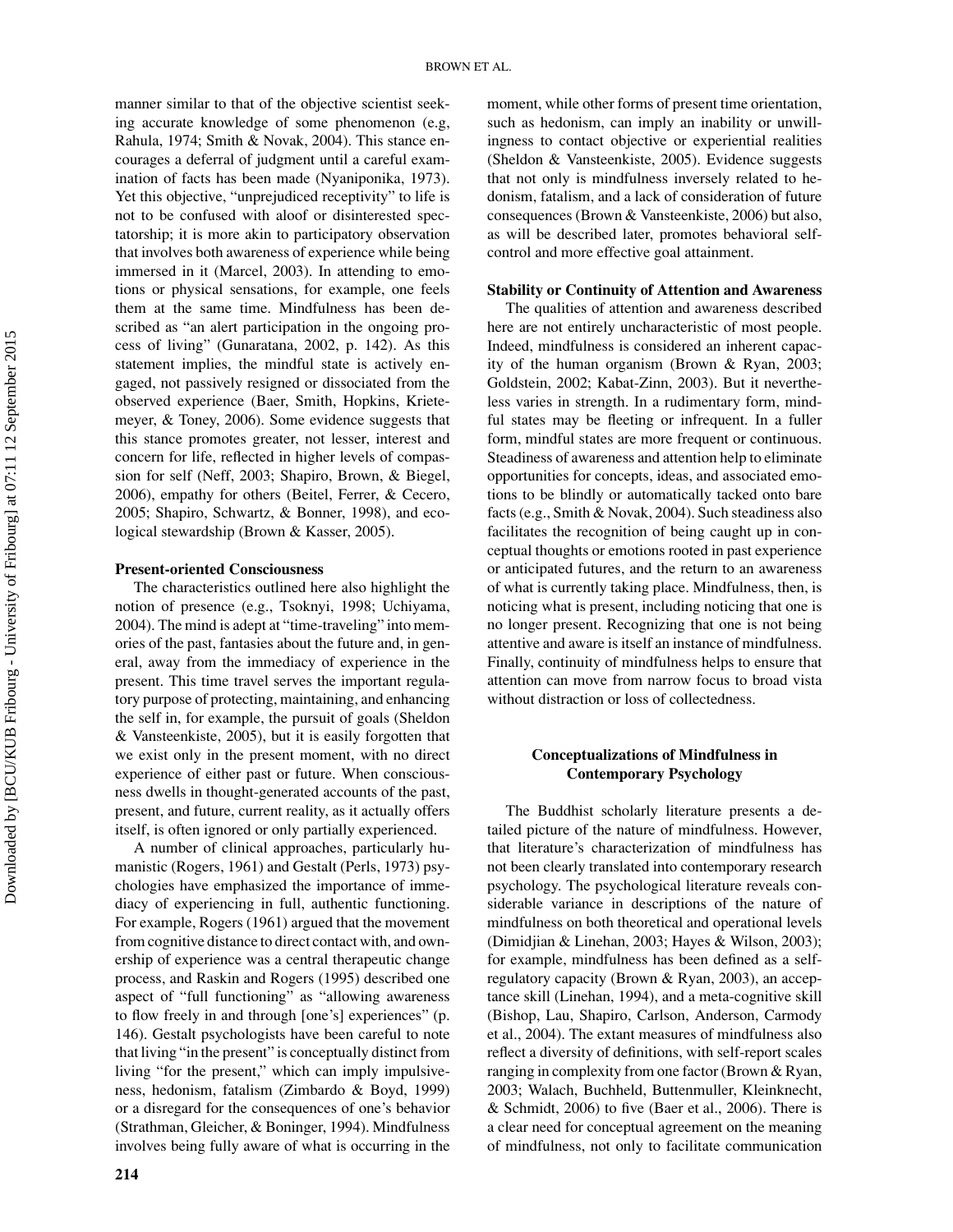manner similar to that of the objective scientist seeking accurate knowledge of some phenomenon (e.g, Rahula, 1974; Smith & Novak, 2004). This stance encourages a deferral of judgment until a careful examination of facts has been made (Nyaniponika, 1973). Yet this objective, "unprejudiced receptivity" to life is not to be confused with aloof or disinterested spectatorship; it is more akin to participatory observation that involves both awareness of experience while being immersed in it (Marcel, 2003). In attending to emotions or physical sensations, for example, one feels them at the same time. Mindfulness has been described as "an alert participation in the ongoing process of living" (Gunaratana, 2002, p. 142). As this statement implies, the mindful state is actively engaged, not passively resigned or dissociated from the observed experience (Baer, Smith, Hopkins, Krietemeyer, & Toney, 2006). Some evidence suggests that this stance promotes greater, not lesser, interest and concern for life, reflected in higher levels of compassion for self (Neff, 2003; Shapiro, Brown, & Biegel, 2006), empathy for others (Beitel, Ferrer, & Cecero, 2005; Shapiro, Schwartz, & Bonner, 1998), and ecological stewardship (Brown & Kasser, 2005).

### Present-oriented Consciousness

The characteristics outlined here also highlight the notion of presence (e.g., Tsoknyi, 1998; Uchiyama, 2004). The mind is adept at "time-traveling" into memories of the past, fantasies about the future and, in general, away from the immediacy of experience in the present. This time travel serves the important regulatory purpose of protecting, maintaining, and enhancing the self in, for example, the pursuit of goals (Sheldon & Vansteenkiste, 2005), but it is easily forgotten that we exist only in the present moment, with no direct experience of either past or future. When consciousness dwells in thought-generated accounts of the past, present, and future, current reality, as it actually offers itself, is often ignored or only partially experienced.

A number of clinical approaches, particularly humanistic (Rogers, 1961) and Gestalt (Perls, 1973) psychologies have emphasized the importance of immediacy of experiencing in full, authentic functioning. For example, Rogers (1961) argued that the movement from cognitive distance to direct contact with, and ownership of experience was a central therapeutic change process, and Raskin and Rogers (1995) described one aspect of "full functioning" as "allowing awareness to flow freely in and through [one's] experiences" (p. 146). Gestalt psychologists have been careful to note that living "in the present" is conceptually distinct from living "for the present," which can imply impulsiveness, hedonism, fatalism (Zimbardo & Boyd, 1999) or a disregard for the consequences of one's behavior (Strathman, Gleicher, & Boninger, 1994). Mindfulness involves being fully aware of what is occurring in the moment, while other forms of present time orientation, such as hedonism, can imply an inability or unwillingness to contact objective or experiential realities (Sheldon & Vansteenkiste, 2005). Evidence suggests that not only is mindfulness inversely related to hedonism, fatalism, and a lack of consideration of future consequences (Brown & Vansteenkiste, 2006) but also, as will be described later, promotes behavioral self-control and more effective goal attainment.

### Stability or Continuity of Attention and Awareness

The qualities of attention and awareness described here are not entirely uncharacteristic of most people. Indeed, mindfulness is considered an inherent capacity of the human organism (Brown & Ryan, 2003; Goldstein, 2002; Kabat-Zinn, 2003). But it nevertheless varies in strength. In a rudimentary form, mindful states may be fleeting or infrequent. In a fuller form, mindful states are more frequent or continuous. Steadiness of awareness and attention help to eliminate opportunities for concepts, ideas, and associated emotions to be blindly or automatically tacked onto bare facts (e.g., Smith & Novak, 2004). Such steadiness also facilitates the recognition of being caught up in conceptual thoughts or emotions rooted in past experience or anticipated futures, and the return to an awareness of what is currently taking place. Mindfulness, then, is noticing what is present, including noticing that one is no longer present. Recognizing that one is not being attentive and aware is itself an instance of mindfulness. Finally, continuity of mindfulness helps to ensure that attention can move from narrow focus to broad vista without distraction or loss of collectedness.

## Conceptualizations of Mindfulness in Contemporary Psychology

The Buddhist scholarly literature presents a detailed picture of the nature of mindfulness. However, that literature's characterization of mindfulness has not been clearly translated into contemporary research psychology. The psychological literature reveals considerable variance in descriptions of the nature of mindfulness on both theoretical and operational levels (Dimidjian & Linehan, 2003; Hayes & Wilson, 2003); for example, mindfulness has been defined as a self-regulatory capacity (Brown & Ryan, 2003), an acceptance skill (Linehan, 1994), and a meta-cognitive skill (Bishop, Lau, Shapiro, Carlson, Anderson, Carmody et al., 2004). The extant measures of mindfulness also reflect a diversity of definitions, with self-report scales ranging in complexity from one factor (Brown & Ryan, 2003; Walach, Buchheld, Buttenmuller, Kleinknecht, & Schmidt, 2006) to five (Baer et al., 2006). There is a clear need for conceptual agreement on the meaning of mindfulness, not only to facilitate communication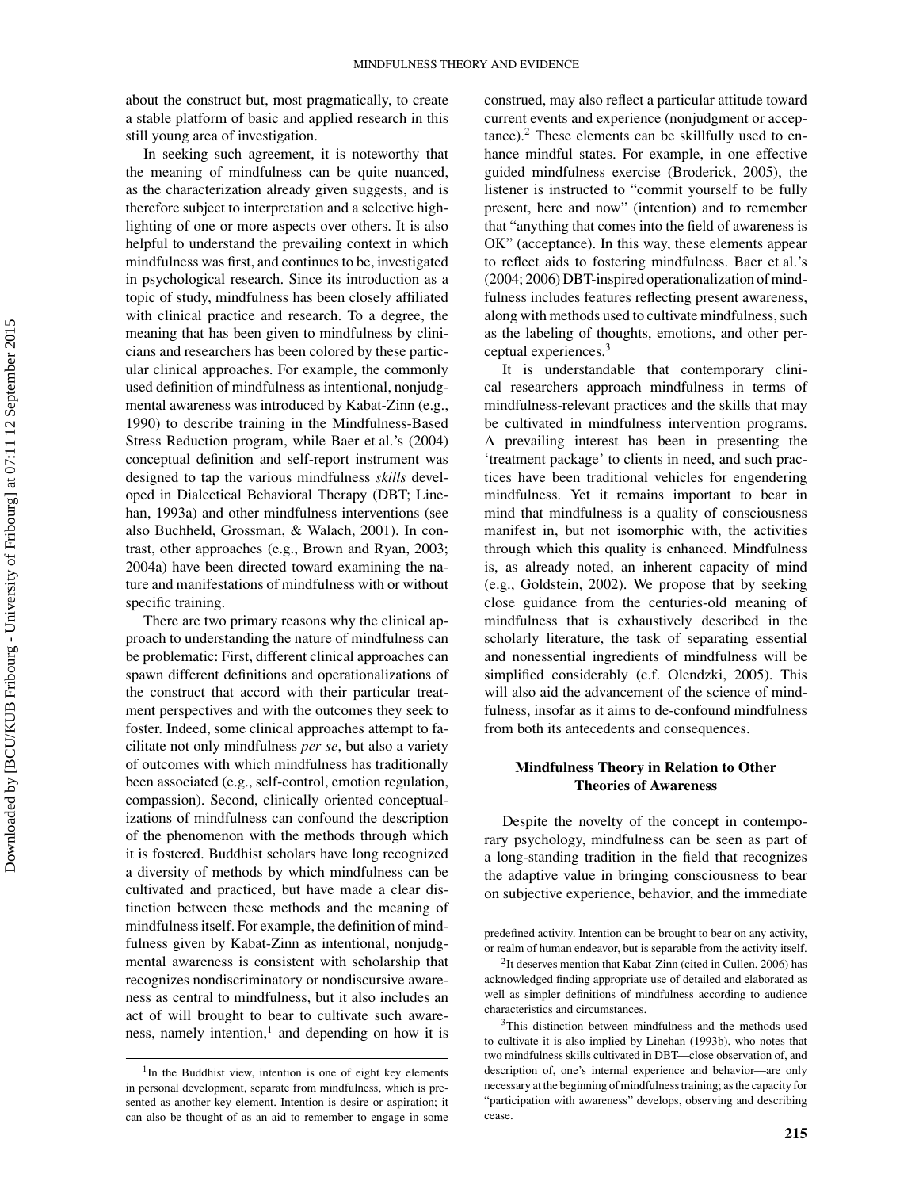about the construct but, most pragmatically, to create a stable platform of basic and applied research in this still young area of investigation.

In seeking such agreement, it is noteworthy that the meaning of mindfulness can be quite nuanced, as the characterization already given suggests, and is therefore subject to interpretation and a selective highlighting of one or more aspects over others. It is also helpful to understand the prevailing context in which mindfulness was first, and continues to be, investigated in psychological research. Since its introduction as a topic of study, mindfulness has been closely affiliated with clinical practice and research. To a degree, the meaning that has been given to mindfulness by clinicians and researchers has been colored by these particular clinical approaches. For example, the commonly used definition of mindfulness as intentional, nonjudgmental awareness was introduced by Kabat-Zinn (e.g., 1990) to describe training in the Mindfulness-Based Stress Reduction program, while Baer et al.'s (2004) conceptual definition and self-report instrument was designed to tap the various mindfulness *skills* developed in Dialectical Behavioral Therapy (DBT; Linehan, 1993a) and other mindfulness interventions (see also Buchheld, Grossman, & Walach, 2001). In contrast, other approaches (e.g., Brown and Ryan, 2003; 2004a) have been directed toward examining the nature and manifestations of mindfulness with or without specific training.

There are two primary reasons why the clinical approach to understanding the nature of mindfulness can be problematic: First, different clinical approaches can spawn different definitions and operationalizations of the construct that accord with their particular treatment perspectives and with the outcomes they seek to foster. Indeed, some clinical approaches attempt to facilitate not only mindfulness *per se*, but also a variety of outcomes with which mindfulness has traditionally been associated (e.g., self-control, emotion regulation, compassion). Second, clinically oriented conceptualizations of mindfulness can confound the description of the phenomenon with the methods through which it is fostered. Buddhist scholars have long recognized a diversity of methods by which mindfulness can be cultivated and practiced, but have made a clear distinction between these methods and the meaning of mindfulness itself. For example, the definition of mindfulness given by Kabat-Zinn as intentional, nonjudgmental awareness is consistent with scholarship that recognizes nondiscriminatory or nondiscursive awareness as central to mindfulness, but it also includes an act of will brought to bear to cultivate such awareness, namely intention,[1] and depending on how it is construed, may also reflect a particular attitude toward current events and experience (nonjudgment or acceptance).[2] These elements can be skillfully used to enhance mindful states. For example, in one effective guided mindfulness exercise (Broderick, 2005), the listener is instructed to "commit yourself to be fully present, here and now" (intention) and to remember that "anything that comes into the field of awareness is OK" (acceptance). In this way, these elements appear to reflect aids to fostering mindfulness. Baer et al.'s (2004; 2006) DBT-inspired operationalization of mindfulness includes features reflecting present awareness, along with methods used to cultivate mindfulness, such as the labeling of thoughts, emotions, and other perceptual experiences.[3]

It is understandable that contemporary clinical researchers approach mindfulness in terms of mindfulness-relevant practices and the skills that may be cultivated in mindfulness intervention programs. A prevailing interest has been in presenting the 'treatment package' to clients in need, and such practices have been traditional vehicles for engendering mindfulness. Yet it remains important to bear in mind that mindfulness is a quality of consciousness manifest in, but not isomorphic with, the activities through which this quality is enhanced. Mindfulness is, as already noted, an inherent capacity of mind (e.g., Goldstein, 2002). We propose that by seeking close guidance from the centuries-old meaning of mindfulness that is exhaustively described in the scholarly literature, the task of separating essential and nonessential ingredients of mindfulness will be simplified considerably (c.f. Olendzki, 2005). This will also aid the advancement of the science of mindfulness, insofar as it aims to de-confound mindfulness from both its antecedents and consequences.

## Mindfulness Theory in Relation to Other Theories of Awareness

Despite the novelty of the concept in contemporary psychology, mindfulness can be seen as part of a long-standing tradition in the field that recognizes the adaptive value in bringing consciousness to bear on subjective experience, behavior, and the immediate

---

[1]In the Buddhist view, intention is one of eight key elements in personal development, separate from mindfulness, which is presented as another key element. Intention is desire or aspiration; it can also be thought of as an aid to remember to engage in some predefined activity. Intention can be brought to bear on any activity, or realm of human endeavor, but is separable from the activity itself.

[2]It deserves mention that Kabat-Zinn (cited in Cullen, 2006) has acknowledged finding appropriate use of detailed and elaborated as well as simpler definitions of mindfulness according to audience characteristics and circumstances.

[3]This distinction between mindfulness and the methods used to cultivate it is also implied by Linehan (1993b), who notes that two mindfulness skills cultivated in DBT—close observation of, and description of, one's internal experience and behavior—are only necessary at the beginning of mindfulness training; as the capacity for "participation with awareness" develops, observing and describing cease.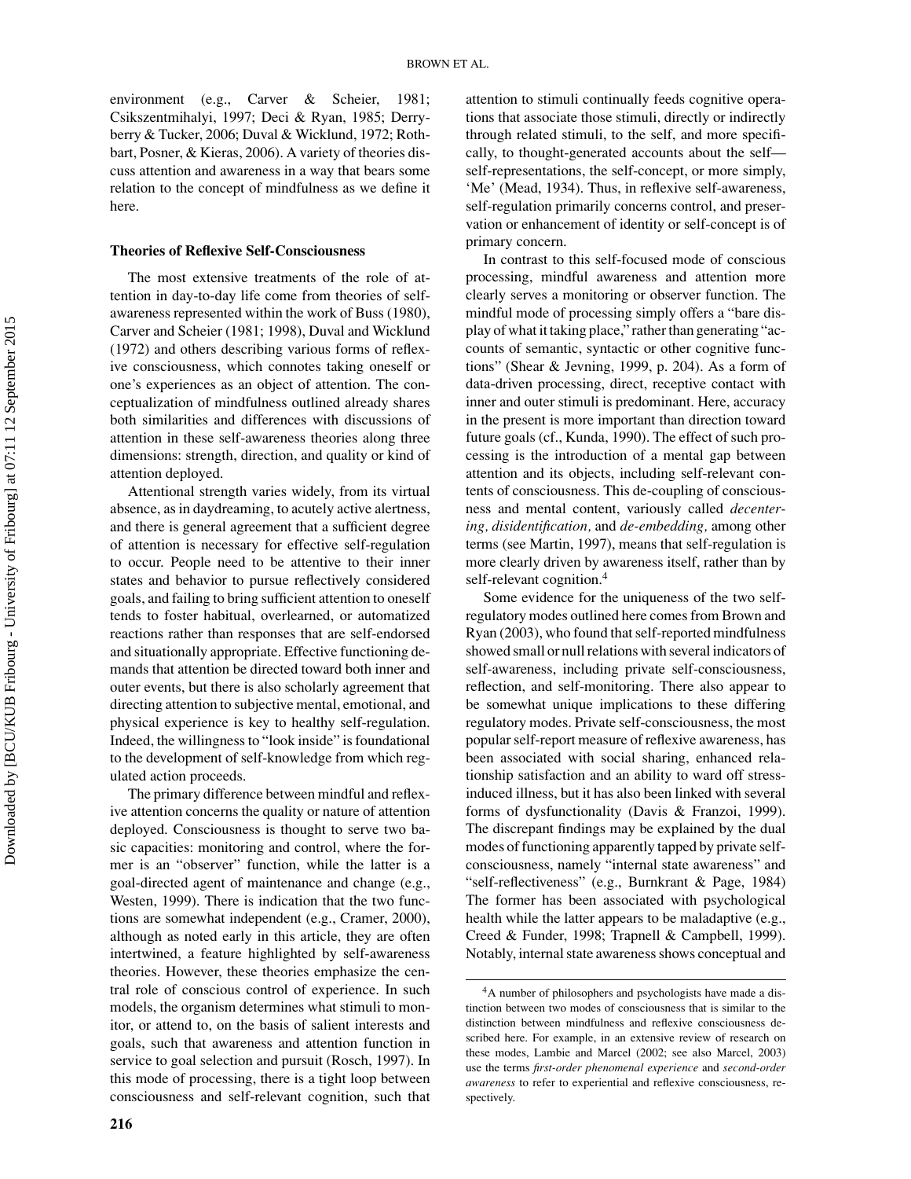environment (e.g., Carver & Scheier, 1981; Csikszentmihalyi, 1997; Deci & Ryan, 1985; Derryberry & Tucker, 2006; Duval & Wicklund, 1972; Rothbart, Posner, & Kieras, 2006). A variety of theories discuss attention and awareness in a way that bears some relation to the concept of mindfulness as we define it here.

### Theories of Reflexive Self-Consciousness

The most extensive treatments of the role of attention in day-to-day life come from theories of self-awareness represented within the work of Buss (1980), Carver and Scheier (1981; 1998), Duval and Wicklund (1972) and others describing various forms of reflexive consciousness, which connotes taking oneself or one's experiences as an object of attention. The conceptualization of mindfulness outlined already shares both similarities and differences with discussions of attention in these self-awareness theories along three dimensions: strength, direction, and quality or kind of attention deployed.

Attentional strength varies widely, from its virtual absence, as in daydreaming, to acutely active alertness, and there is general agreement that a sufficient degree of attention is necessary for effective self-regulation to occur. People need to be attentive to their inner states and behavior to pursue reflectively considered goals, and failing to bring sufficient attention to oneself tends to foster habitual, overlearned, or automatized reactions rather than responses that are self-endorsed and situationally appropriate. Effective functioning demands that attention be directed toward both inner and outer events, but there is also scholarly agreement that directing attention to subjective mental, emotional, and physical experience is key to healthy self-regulation. Indeed, the willingness to "look inside" is foundational to the development of self-knowledge from which regulated action proceeds.

The primary difference between mindful and reflexive attention concerns the quality or nature of attention deployed. Consciousness is thought to serve two basic capacities: monitoring and control, where the former is an "observer" function, while the latter is a goal-directed agent of maintenance and change (e.g., Westen, 1999). There is indication that the two functions are somewhat independent (e.g., Cramer, 2000), although as noted early in this article, they are often intertwined, a feature highlighted by self-awareness theories. However, these theories emphasize the central role of conscious control of experience. In such models, the organism determines what stimuli to monitor, or attend to, on the basis of salient interests and goals, such that awareness and attention function in service to goal selection and pursuit (Rosch, 1997). In this mode of processing, there is a tight loop between consciousness and self-relevant cognition, such that attention to stimuli continually feeds cognitive operations that associate those stimuli, directly or indirectly through related stimuli, to the self, and more specifically, to thought-generated accounts about the self—self-representations, the self-concept, or more simply, 'Me' (Mead, 1934). Thus, in reflexive self-awareness, self-regulation primarily concerns control, and preservation or enhancement of identity or self-concept is of primary concern.

In contrast to this self-focused mode of conscious processing, mindful awareness and attention more clearly serves a monitoring or observer function. The mindful mode of processing simply offers a "bare display of what it taking place," rather than generating "accounts of semantic, syntactic or other cognitive functions" (Shear & Jevning, 1999, p. 204). As a form of data-driven processing, direct, receptive contact with inner and outer stimuli is predominant. Here, accuracy in the present is more important than direction toward future goals (cf., Kunda, 1990). The effect of such processing is the introduction of a mental gap between attention and its objects, including self-relevant contents of consciousness. This de-coupling of consciousness and mental content, variously called *decentering, disidentification,* and *de-embedding,* among other terms (see Martin, 1997), means that self-regulation is more clearly driven by awareness itself, rather than by self-relevant cognition.[4]

Some evidence for the uniqueness of the two self-regulatory modes outlined here comes from Brown and Ryan (2003), who found that self-reported mindfulness showed small or null relations with several indicators of self-awareness, including private self-consciousness, reflection, and self-monitoring. There also appear to be somewhat unique implications to these differing regulatory modes. Private self-consciousness, the most popular self-report measure of reflexive awareness, has been associated with social sharing, enhanced relationship satisfaction and an ability to ward off stress-induced illness, but it has also been linked with several forms of dysfunctionality (Davis & Franzoi, 1999). The discrepant findings may be explained by the dual modes of functioning apparently tapped by private self-consciousness, namely "internal state awareness" and "self-reflectiveness" (e.g., Burnkrant & Page, 1984) The former has been associated with psychological health while the latter appears to be maladaptive (e.g., Creed & Funder, 1998; Trapnell & Campbell, 1999). Notably, internal state awareness shows conceptual and

[4]A number of philosophers and psychologists have made a distinction between two modes of consciousness that is similar to the distinction between mindfulness and reflexive consciousness described here. For example, in an extensive review of research on these modes, Lambie and Marcel (2002; see also Marcel, 2003) use the terms *first-order phenomenal experience* and *second-order awareness* to refer to experiential and reflexive consciousness, respectively.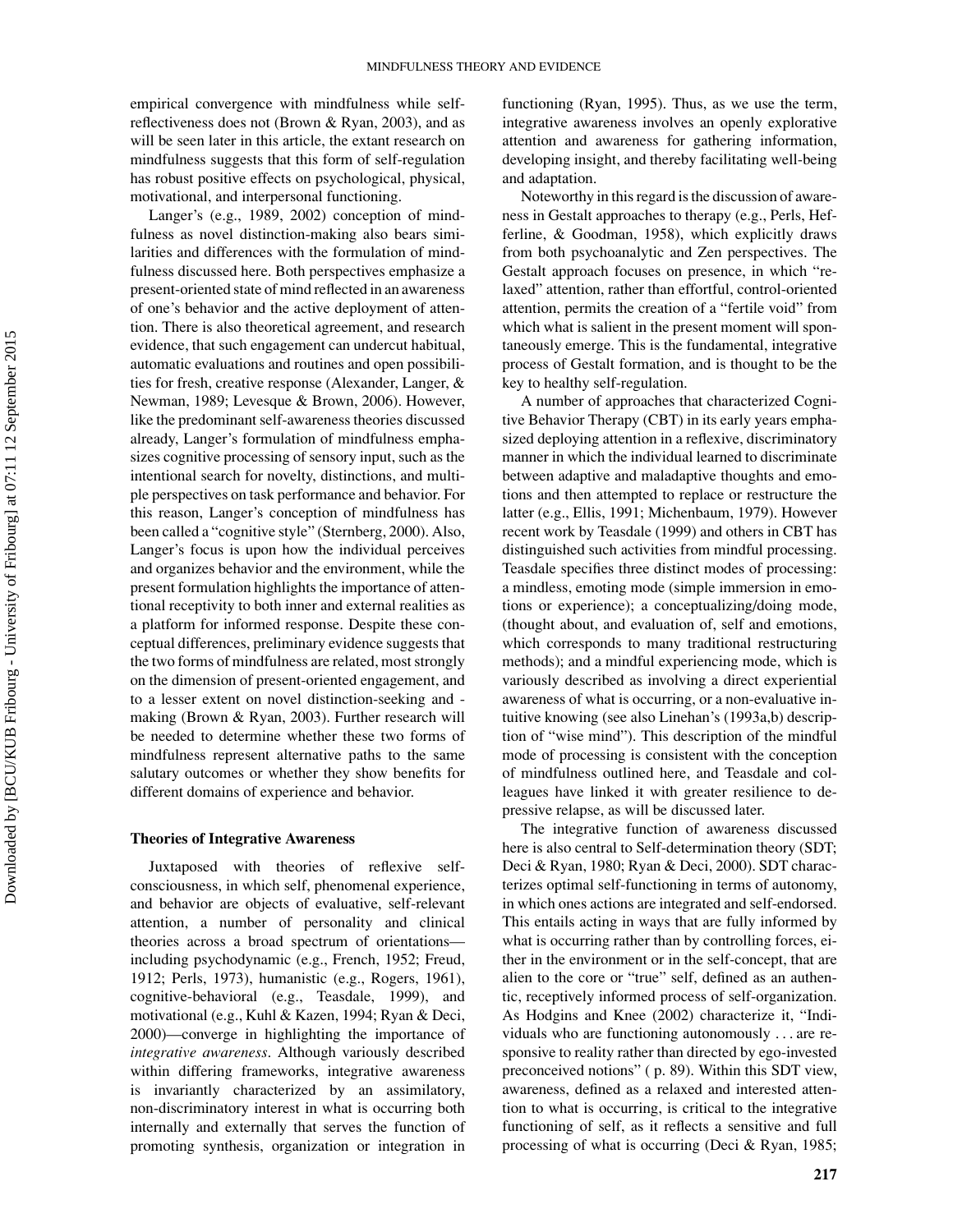empirical convergence with mindfulness while self-reflectiveness does not (Brown & Ryan, 2003), and as will be seen later in this article, the extant research on mindfulness suggests that this form of self-regulation has robust positive effects on psychological, physical, motivational, and interpersonal functioning.

Langer's (e.g., 1989, 2002) conception of mindfulness as novel distinction-making also bears similarities and differences with the formulation of mindfulness discussed here. Both perspectives emphasize a present-oriented state of mind reflected in an awareness of one's behavior and the active deployment of attention. There is also theoretical agreement, and research evidence, that such engagement can undercut habitual, automatic evaluations and routines and open possibilities for fresh, creative response (Alexander, Langer, & Newman, 1989; Levesque & Brown, 2006). However, like the predominant self-awareness theories discussed already, Langer's formulation of mindfulness emphasizes cognitive processing of sensory input, such as the intentional search for novelty, distinctions, and multiple perspectives on task performance and behavior. For this reason, Langer's conception of mindfulness has been called a "cognitive style" (Sternberg, 2000). Also, Langer's focus is upon how the individual perceives and organizes behavior and the environment, while the present formulation highlights the importance of attentional receptivity to both inner and external realities as a platform for informed response. Despite these conceptual differences, preliminary evidence suggests that the two forms of mindfulness are related, most strongly on the dimension of present-oriented engagement, and to a lesser extent on novel distinction-seeking and -making (Brown & Ryan, 2003). Further research will be needed to determine whether these two forms of mindfulness represent alternative paths to the same salutary outcomes or whether they show benefits for different domains of experience and behavior.

### Theories of Integrative Awareness

Juxtaposed with theories of reflexive self-consciousness, in which self, phenomenal experience, and behavior are objects of evaluative, self-relevant attention, a number of personality and clinical theories across a broad spectrum of orientations—including psychodynamic (e.g., French, 1952; Freud, 1912; Perls, 1973), humanistic (e.g., Rogers, 1961), cognitive-behavioral (e.g., Teasdale, 1999), and motivational (e.g., Kuhl & Kazen, 1994; Ryan & Deci, 2000)—converge in highlighting the importance of *integrative awareness*. Although variously described within differing frameworks, integrative awareness is invariantly characterized by an assimilatory, non-discriminatory interest in what is occurring both internally and externally that serves the function of promoting synthesis, organization or integration in functioning (Ryan, 1995). Thus, as we use the term, integrative awareness involves an openly explorative attention and awareness for gathering information, developing insight, and thereby facilitating well-being and adaptation.

Noteworthy in this regard is the discussion of awareness in Gestalt approaches to therapy (e.g., Perls, Hefferline, & Goodman, 1958), which explicitly draws from both psychoanalytic and Zen perspectives. The Gestalt approach focuses on presence, in which "relaxed" attention, rather than effortful, control-oriented attention, permits the creation of a "fertile void" from which what is salient in the present moment will spontaneously emerge. This is the fundamental, integrative process of Gestalt formation, and is thought to be the key to healthy self-regulation.

A number of approaches that characterized Cognitive Behavior Therapy (CBT) in its early years emphasized deploying attention in a reflexive, discriminatory manner in which the individual learned to discriminate between adaptive and maladaptive thoughts and emotions and then attempted to replace or restructure the latter (e.g., Ellis, 1991; Michenbaum, 1979). However recent work by Teasdale (1999) and others in CBT has distinguished such activities from mindful processing. Teasdale specifies three distinct modes of processing: a mindless, emoting mode (simple immersion in emotions or experience); a conceptualizing/doing mode, (thought about, and evaluation of, self and emotions, which corresponds to many traditional restructuring methods); and a mindful experiencing mode, which is variously described as involving a direct experiential awareness of what is occurring, or a non-evaluative intuitive knowing (see also Linehan's (1993a,b) description of "wise mind"). This description of the mindful mode of processing is consistent with the conception of mindfulness outlined here, and Teasdale and colleagues have linked it with greater resilience to depressive relapse, as will be discussed later.

The integrative function of awareness discussed here is also central to Self-determination theory (SDT; Deci & Ryan, 1980; Ryan & Deci, 2000). SDT characterizes optimal self-functioning in terms of autonomy, in which ones actions are integrated and self-endorsed. This entails acting in ways that are fully informed by what is occurring rather than by controlling forces, either in the environment or in the self-concept, that are alien to the core or "true" self, defined as an authentic, receptively informed process of self-organization. As Hodgins and Knee (2002) characterize it, "Individuals who are functioning autonomously . . . are responsive to reality rather than directed by ego-invested preconceived notions" ( p. 89). Within this SDT view, awareness, defined as a relaxed and interested attention to what is occurring, is critical to the integrative functioning of self, as it reflects a sensitive and full processing of what is occurring (Deci & Ryan, 1985;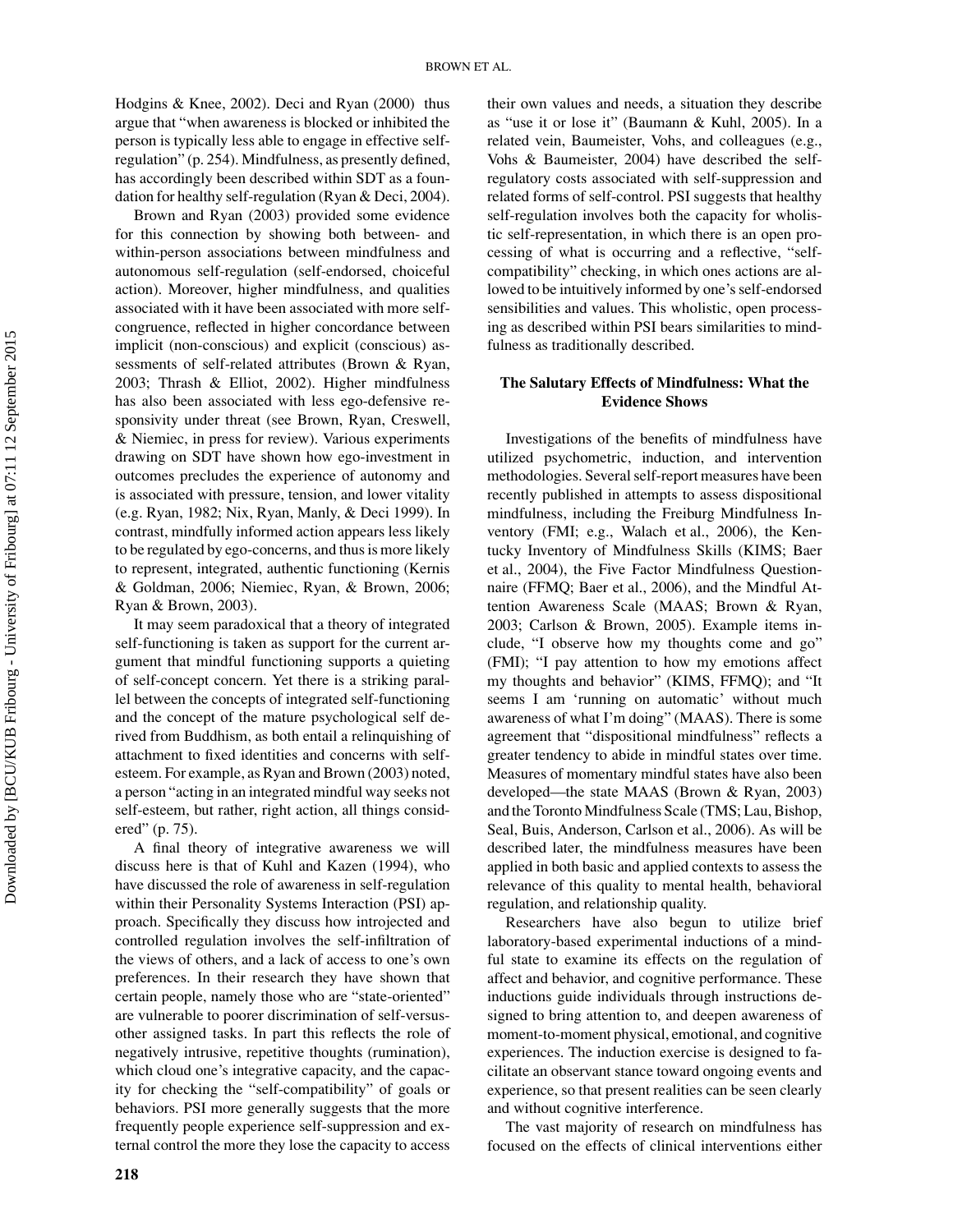Hodgins & Knee, 2002). Deci and Ryan (2000) thus argue that "when awareness is blocked or inhibited the person is typically less able to engage in effective self-regulation" (p. 254). Mindfulness, as presently defined, has accordingly been described within SDT as a foundation for healthy self-regulation (Ryan & Deci, 2004).

Brown and Ryan (2003) provided some evidence for this connection by showing both between- and within-person associations between mindfulness and autonomous self-regulation (self-endorsed, choiceful action). Moreover, higher mindfulness, and qualities associated with it have been associated with more self-congruence, reflected in higher concordance between implicit (non-conscious) and explicit (conscious) assessments of self-related attributes (Brown & Ryan, 2003; Thrash & Elliot, 2002). Higher mindfulness has also been associated with less ego-defensive responsivity under threat (see Brown, Ryan, Creswell, & Niemiec, in press for review). Various experiments drawing on SDT have shown how ego-investment in outcomes precludes the experience of autonomy and is associated with pressure, tension, and lower vitality (e.g. Ryan, 1982; Nix, Ryan, Manly, & Deci 1999). In contrast, mindfully informed action appears less likely to be regulated by ego-concerns, and thus is more likely to represent, integrated, authentic functioning (Kernis & Goldman, 2006; Niemiec, Ryan, & Brown, 2006; Ryan & Brown, 2003).

It may seem paradoxical that a theory of integrated self-functioning is taken as support for the current argument that mindful functioning supports a quieting of self-concept concern. Yet there is a striking parallel between the concepts of integrated self-functioning and the concept of the mature psychological self derived from Buddhism, as both entail a relinquishing of attachment to fixed identities and concerns with self-esteem. For example, as Ryan and Brown (2003) noted, a person "acting in an integrated mindful way seeks not self-esteem, but rather, right action, all things considered" (p. 75).

A final theory of integrative awareness we will discuss here is that of Kuhl and Kazen (1994), who have discussed the role of awareness in self-regulation within their Personality Systems Interaction (PSI) approach. Specifically they discuss how introjected and controlled regulation involves the self-infiltration of the views of others, and a lack of access to one's own preferences. In their research they have shown that certain people, namely those who are "state-oriented" are vulnerable to poorer discrimination of self-versus-other assigned tasks. In part this reflects the role of negatively intrusive, repetitive thoughts (rumination), which cloud one's integrative capacity, and the capacity for checking the "self-compatibility" of goals or behaviors. PSI more generally suggests that the more frequently people experience self-suppression and external control the more they lose the capacity to access their own values and needs, a situation they describe as "use it or lose it" (Baumann & Kuhl, 2005). In a related vein, Baumeister, Vohs, and colleagues (e.g., Vohs & Baumeister, 2004) have described the self-regulatory costs associated with self-suppression and related forms of self-control. PSI suggests that healthy self-regulation involves both the capacity for wholistic self-representation, in which there is an open processing of what is occurring and a reflective, "self-compatibility" checking, in which ones actions are allowed to be intuitively informed by one's self-endorsed sensibilities and values. This wholistic, open processing as described within PSI bears similarities to mindfulness as traditionally described.

### The Salutary Effects of Mindfulness: What the Evidence Shows

Investigations of the benefits of mindfulness have utilized psychometric, induction, and intervention methodologies. Several self-report measures have been recently published in attempts to assess dispositional mindfulness, including the Freiburg Mindfulness Inventory (FMI; e.g., Walach et al., 2006), the Kentucky Inventory of Mindfulness Skills (KIMS; Baer et al., 2004), the Five Factor Mindfulness Questionnaire (FFMQ; Baer et al., 2006), and the Mindful Attention Awareness Scale (MAAS; Brown & Ryan, 2003; Carlson & Brown, 2005). Example items include, "I observe how my thoughts come and go" (FMI); "I pay attention to how my emotions affect my thoughts and behavior" (KIMS, FFMQ); and "It seems I am 'running on automatic' without much awareness of what I'm doing" (MAAS). There is some agreement that "dispositional mindfulness" reflects a greater tendency to abide in mindful states over time. Measures of momentary mindful states have also been developed—the state MAAS (Brown & Ryan, 2003) and the Toronto Mindfulness Scale (TMS; Lau, Bishop, Seal, Buis, Anderson, Carlson et al., 2006). As will be described later, the mindfulness measures have been applied in both basic and applied contexts to assess the relevance of this quality to mental health, behavioral regulation, and relationship quality.

Researchers have also begun to utilize brief laboratory-based experimental inductions of a mindful state to examine its effects on the regulation of affect and behavior, and cognitive performance. These inductions guide individuals through instructions designed to bring attention to, and deepen awareness of moment-to-moment physical, emotional, and cognitive experiences. The induction exercise is designed to facilitate an observant stance toward ongoing events and experience, so that present realities can be seen clearly and without cognitive interference.

The vast majority of research on mindfulness has focused on the effects of clinical interventions either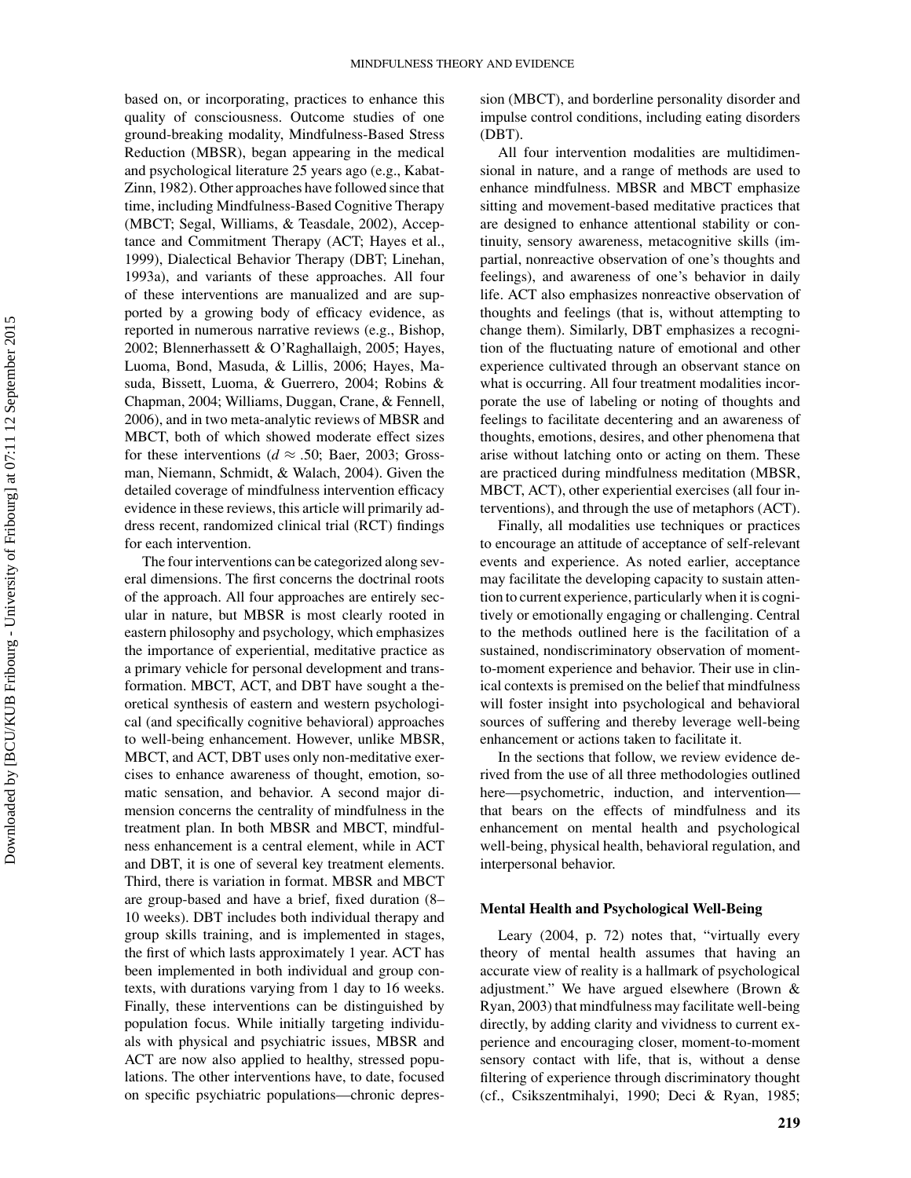based on, or incorporating, practices to enhance this quality of consciousness. Outcome studies of one ground-breaking modality, Mindfulness-Based Stress Reduction (MBSR), began appearing in the medical and psychological literature 25 years ago (e.g., Kabat-Zinn, 1982). Other approaches have followed since that time, including Mindfulness-Based Cognitive Therapy (MBCT; Segal, Williams, & Teasdale, 2002), Acceptance and Commitment Therapy (ACT; Hayes et al., 1999), Dialectical Behavior Therapy (DBT; Linehan, 1993a), and variants of these approaches. All four of these interventions are manualized and are supported by a growing body of efficacy evidence, as reported in numerous narrative reviews (e.g., Bishop, 2002; Blennerhassett & O'Raghallaigh, 2005; Hayes, Luoma, Bond, Masuda, & Lillis, 2006; Hayes, Masuda, Bissett, Luoma, & Guerrero, 2004; Robins & Chapman, 2004; Williams, Duggan, Crane, & Fennell, 2006), and in two meta-analytic reviews of MBSR and MBCT, both of which showed moderate effect sizes for these interventions ($d \approx .50$; Baer, 2003; Grossman, Niemann, Schmidt, & Walach, 2004). Given the detailed coverage of mindfulness intervention efficacy evidence in these reviews, this article will primarily address recent, randomized clinical trial (RCT) findings for each intervention.

The four interventions can be categorized along several dimensions. The first concerns the doctrinal roots of the approach. All four approaches are entirely secular in nature, but MBSR is most clearly rooted in eastern philosophy and psychology, which emphasizes the importance of experiential, meditative practice as a primary vehicle for personal development and transformation. MBCT, ACT, and DBT have sought a theoretical synthesis of eastern and western psychological (and specifically cognitive behavioral) approaches to well-being enhancement. However, unlike MBSR, MBCT, and ACT, DBT uses only non-meditative exercises to enhance awareness of thought, emotion, somatic sensation, and behavior. A second major dimension concerns the centrality of mindfulness in the treatment plan. In both MBSR and MBCT, mindfulness enhancement is a central element, while in ACT and DBT, it is one of several key treatment elements. Third, there is variation in format. MBSR and MBCT are group-based and have a brief, fixed duration (8–10 weeks). DBT includes both individual therapy and group skills training, and is implemented in stages, the first of which lasts approximately 1 year. ACT has been implemented in both individual and group contexts, with durations varying from 1 day to 16 weeks. Finally, these interventions can be distinguished by population focus. While initially targeting individuals with physical and psychiatric issues, MBSR and ACT are now also applied to healthy, stressed populations. The other interventions have, to date, focused on specific psychiatric populations—chronic depression (MBCT), and borderline personality disorder and impulse control conditions, including eating disorders (DBT).

All four intervention modalities are multidimensional in nature, and a range of methods are used to enhance mindfulness. MBSR and MBCT emphasize sitting and movement-based meditative practices that are designed to enhance attentional stability or continuity, sensory awareness, metacognitive skills (impartial, nonreactive observation of one's thoughts and feelings), and awareness of one's behavior in daily life. ACT also emphasizes nonreactive observation of thoughts and feelings (that is, without attempting to change them). Similarly, DBT emphasizes a recognition of the fluctuating nature of emotional and other experience cultivated through an observant stance on what is occurring. All four treatment modalities incorporate the use of labeling or noting of thoughts and feelings to facilitate decentering and an awareness of thoughts, emotions, desires, and other phenomena that arise without latching onto or acting on them. These are practiced during mindfulness meditation (MBSR, MBCT, ACT), other experiential exercises (all four interventions), and through the use of metaphors (ACT).

Finally, all modalities use techniques or practices to encourage an attitude of acceptance of self-relevant events and experience. As noted earlier, acceptance may facilitate the developing capacity to sustain attention to current experience, particularly when it is cognitively or emotionally engaging or challenging. Central to the methods outlined here is the facilitation of a sustained, nondiscriminatory observation of moment-to-moment experience and behavior. Their use in clinical contexts is premised on the belief that mindfulness will foster insight into psychological and behavioral sources of suffering and thereby leverage well-being enhancement or actions taken to facilitate it.

In the sections that follow, we review evidence derived from the use of all three methodologies outlined here—psychometric, induction, and intervention—that bears on the effects of mindfulness and its enhancement on mental health and psychological well-being, physical health, behavioral regulation, and interpersonal behavior.

## Mental Health and Psychological Well-Being

Leary (2004, p. 72) notes that, "virtually every theory of mental health assumes that having an accurate view of reality is a hallmark of psychological adjustment." We have argued elsewhere (Brown & Ryan, 2003) that mindfulness may facilitate well-being directly, by adding clarity and vividness to current experience and encouraging closer, moment-to-moment sensory contact with life, that is, without a dense filtering of experience through discriminatory thought (cf., Csikszentmihalyi, 1990; Deci & Ryan, 1985;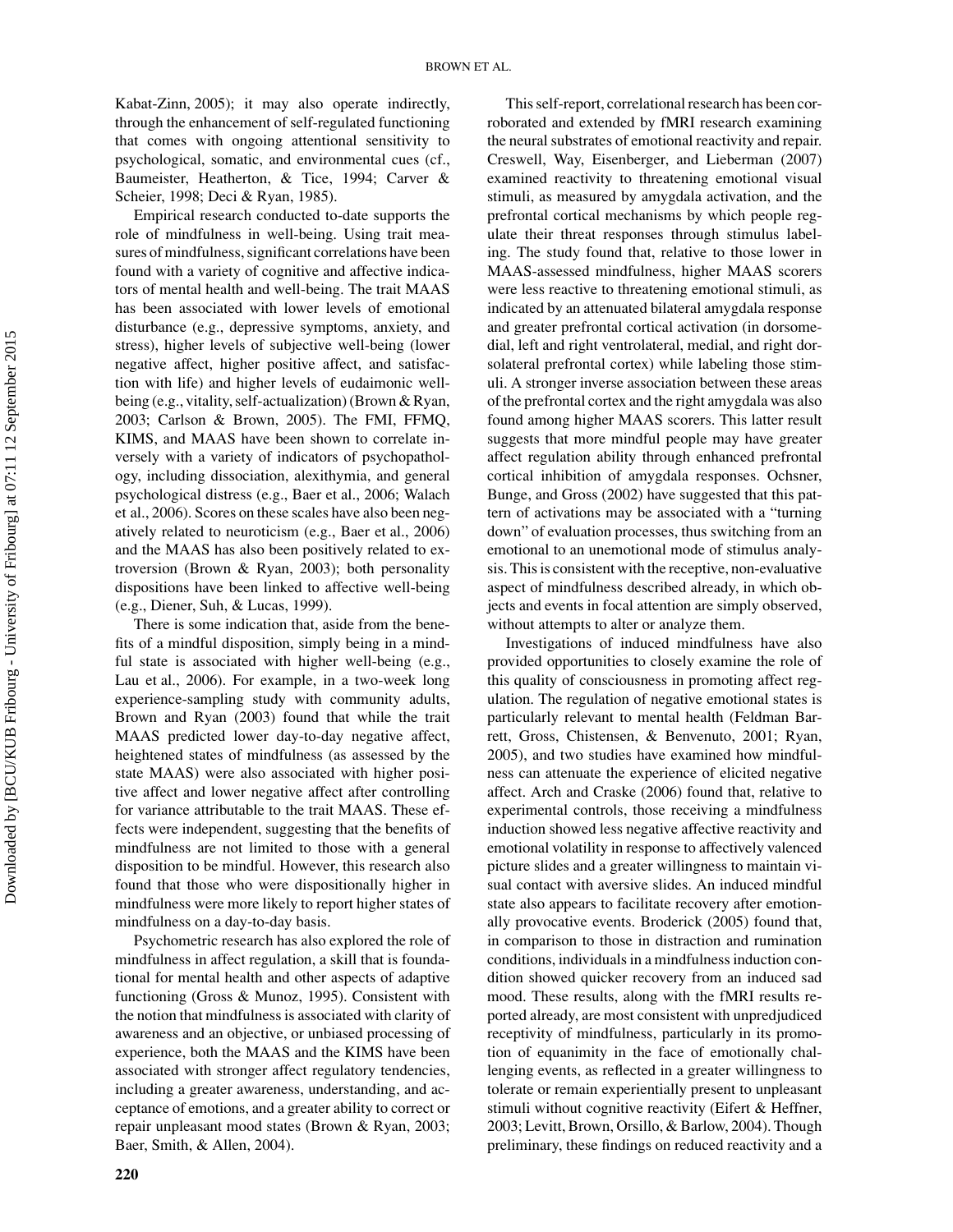Kabat-Zinn, 2005); it may also operate indirectly, through the enhancement of self-regulated functioning that comes with ongoing attentional sensitivity to psychological, somatic, and environmental cues (cf., Baumeister, Heatherton, & Tice, 1994; Carver & Scheier, 1998; Deci & Ryan, 1985).

Empirical research conducted to-date supports the role of mindfulness in well-being. Using trait measures of mindfulness, significant correlations have been found with a variety of cognitive and affective indicators of mental health and well-being. The trait MAAS has been associated with lower levels of emotional disturbance (e.g., depressive symptoms, anxiety, and stress), higher levels of subjective well-being (lower negative affect, higher positive affect, and satisfaction with life) and higher levels of eudaimonic well-being (e.g., vitality, self-actualization) (Brown & Ryan, 2003; Carlson & Brown, 2005). The FMI, FFMQ, KIMS, and MAAS have been shown to correlate inversely with a variety of indicators of psychopathology, including dissociation, alexithymia, and general psychological distress (e.g., Baer et al., 2006; Walach et al., 2006). Scores on these scales have also been negatively related to neuroticism (e.g., Baer et al., 2006) and the MAAS has also been positively related to extroversion (Brown & Ryan, 2003); both personality dispositions have been linked to affective well-being (e.g., Diener, Suh, & Lucas, 1999).

There is some indication that, aside from the benefits of a mindful disposition, simply being in a mindful state is associated with higher well-being (e.g., Lau et al., 2006). For example, in a two-week long experience-sampling study with community adults, Brown and Ryan (2003) found that while the trait MAAS predicted lower day-to-day negative affect, heightened states of mindfulness (as assessed by the state MAAS) were also associated with higher positive affect and lower negative affect after controlling for variance attributable to the trait MAAS. These effects were independent, suggesting that the benefits of mindfulness are not limited to those with a general disposition to be mindful. However, this research also found that those who were dispositionally higher in mindfulness were more likely to report higher states of mindfulness on a day-to-day basis.

Psychometric research has also explored the role of mindfulness in affect regulation, a skill that is foundational for mental health and other aspects of adaptive functioning (Gross & Munoz, 1995). Consistent with the notion that mindfulness is associated with clarity of awareness and an objective, or unbiased processing of experience, both the MAAS and the KIMS have been associated with stronger affect regulatory tendencies, including a greater awareness, understanding, and acceptance of emotions, and a greater ability to correct or repair unpleasant mood states (Brown & Ryan, 2003; Baer, Smith, & Allen, 2004).

This self-report, correlational research has been corroborated and extended by fMRI research examining the neural substrates of emotional reactivity and repair. Creswell, Way, Eisenberger, and Lieberman (2007) examined reactivity to threatening emotional visual stimuli, as measured by amygdala activation, and the prefrontal cortical mechanisms by which people regulate their threat responses through stimulus labeling. The study found that, relative to those lower in MAAS-assessed mindfulness, higher MAAS scorers were less reactive to threatening emotional stimuli, as indicated by an attenuated bilateral amygdala response and greater prefrontal cortical activation (in dorsomedial, left and right ventrolateral, medial, and right dorsolateral prefrontal cortex) while labeling those stimuli. A stronger inverse association between these areas of the prefrontal cortex and the right amygdala was also found among higher MAAS scorers. This latter result suggests that more mindful people may have greater affect regulation ability through enhanced prefrontal cortical inhibition of amygdala responses. Ochsner, Bunge, and Gross (2002) have suggested that this pattern of activations may be associated with a "turning down" of evaluation processes, thus switching from an emotional to an unemotional mode of stimulus analysis. This is consistent with the receptive, non-evaluative aspect of mindfulness described already, in which objects and events in focal attention are simply observed, without attempts to alter or analyze them.

Investigations of induced mindfulness have also provided opportunities to closely examine the role of this quality of consciousness in promoting affect regulation. The regulation of negative emotional states is particularly relevant to mental health (Feldman Barrett, Gross, Chistensen, & Benvenuto, 2001; Ryan, 2005), and two studies have examined how mindfulness can attenuate the experience of elicited negative affect. Arch and Craske (2006) found that, relative to experimental controls, those receiving a mindfulness induction showed less negative affective reactivity and emotional volatility in response to affectively valenced picture slides and a greater willingness to maintain visual contact with aversive slides. An induced mindful state also appears to facilitate recovery after emotionally provocative events. Broderick (2005) found that, in comparison to those in distraction and rumination conditions, individuals in a mindfulness induction condition showed quicker recovery from an induced sad mood. These results, along with the fMRI results reported already, are most consistent with unprejudiced receptivity of mindfulness, particularly in its promotion of equanimity in the face of emotionally challenging events, as reflected in a greater willingness to tolerate or remain experientially present to unpleasant stimuli without cognitive reactivity (Eifert & Heffner, 2003; Levitt, Brown, Orsillo, & Barlow, 2004). Though preliminary, these findings on reduced reactivity and a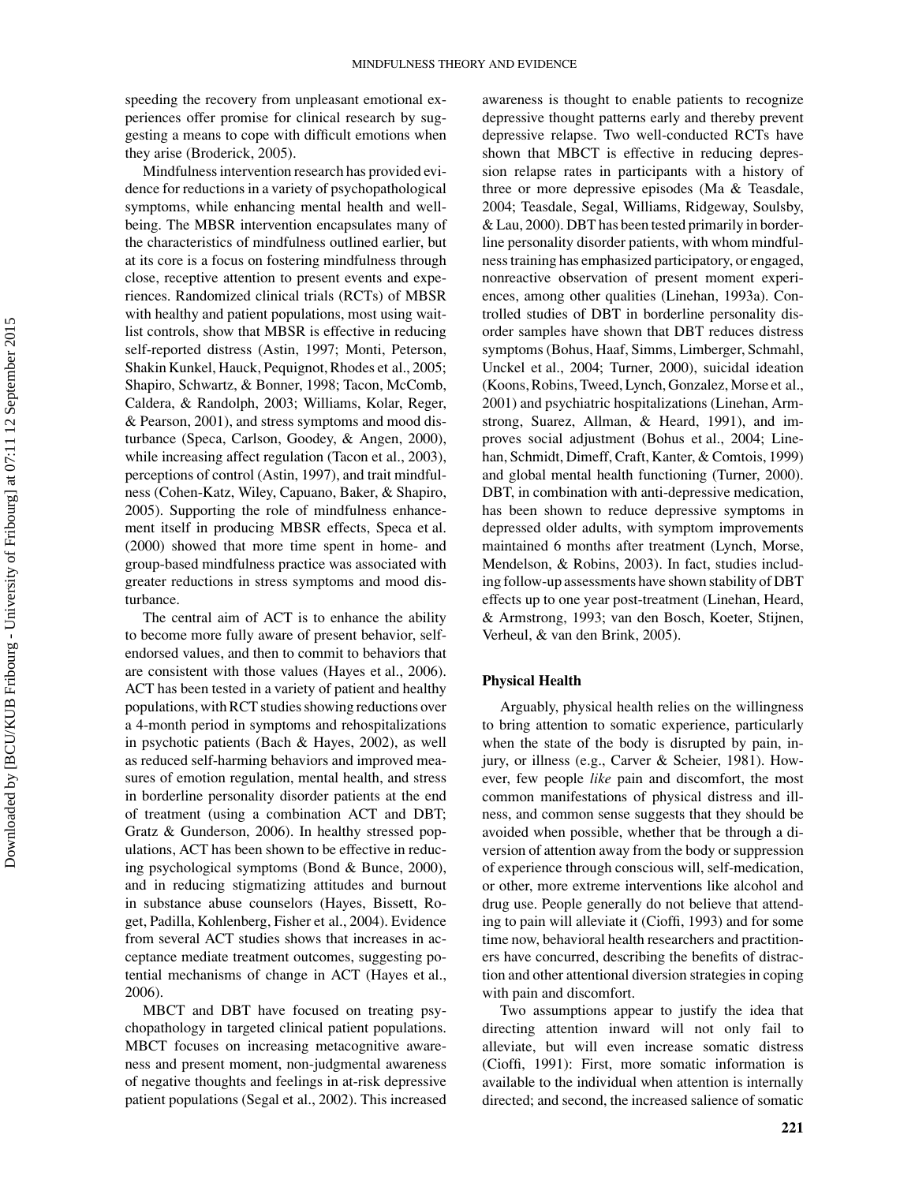speeding the recovery from unpleasant emotional experiences offer promise for clinical research by suggesting a means to cope with difficult emotions when they arise (Broderick, 2005).

Mindfulness intervention research has provided evidence for reductions in a variety of psychopathological symptoms, while enhancing mental health and well-being. The MBSR intervention encapsulates many of the characteristics of mindfulness outlined earlier, but at its core is a focus on fostering mindfulness through close, receptive attention to present events and experiences. Randomized clinical trials (RCTs) of MBSR with healthy and patient populations, most using waitlist controls, show that MBSR is effective in reducing self-reported distress (Astin, 1997; Monti, Peterson, Shakin Kunkel, Hauck, Pequignot, Rhodes et al., 2005; Shapiro, Schwartz, & Bonner, 1998; Tacon, McComb, Caldera, & Randolph, 2003; Williams, Kolar, Reger, & Pearson, 2001), and stress symptoms and mood disturbance (Speca, Carlson, Goodey, & Angen, 2000), while increasing affect regulation (Tacon et al., 2003), perceptions of control (Astin, 1997), and trait mindfulness (Cohen-Katz, Wiley, Capuano, Baker, & Shapiro, 2005). Supporting the role of mindfulness enhancement itself in producing MBSR effects, Speca et al. (2000) showed that more time spent in home- and group-based mindfulness practice was associated with greater reductions in stress symptoms and mood disturbance.

The central aim of ACT is to enhance the ability to become more fully aware of present behavior, self-endorsed values, and then to commit to behaviors that are consistent with those values (Hayes et al., 2006). ACT has been tested in a variety of patient and healthy populations, with RCT studies showing reductions over a 4-month period in symptoms and rehospitalizations in psychotic patients (Bach & Hayes, 2002), as well as reduced self-harming behaviors and improved measures of emotion regulation, mental health, and stress in borderline personality disorder patients at the end of treatment (using a combination ACT and DBT; Gratz & Gunderson, 2006). In healthy stressed populations, ACT has been shown to be effective in reducing psychological symptoms (Bond & Bunce, 2000), and in reducing stigmatizing attitudes and burnout in substance abuse counselors (Hayes, Bissett, Roget, Padilla, Kohlenberg, Fisher et al., 2004). Evidence from several ACT studies shows that increases in acceptance mediate treatment outcomes, suggesting potential mechanisms of change in ACT (Hayes et al., 2006).

MBCT and DBT have focused on treating psychopathology in targeted clinical patient populations. MBCT focuses on increasing metacognitive awareness and present moment, non-judgmental awareness of negative thoughts and feelings in at-risk depressive patient populations (Segal et al., 2002). This increased awareness is thought to enable patients to recognize depressive thought patterns early and thereby prevent depressive relapse. Two well-conducted RCTs have shown that MBCT is effective in reducing depression relapse rates in participants with a history of three or more depressive episodes (Ma & Teasdale, 2004; Teasdale, Segal, Williams, Ridgeway, Soulsby, & Lau, 2000). DBT has been tested primarily in borderline personality disorder patients, with whom mindfulness training has emphasized participatory, or engaged, nonreactive observation of present moment experiences, among other qualities (Linehan, 1993a). Controlled studies of DBT in borderline personality disorder samples have shown that DBT reduces distress symptoms (Bohus, Haaf, Simms, Limberger, Schmahl, Unckel et al., 2004; Turner, 2000), suicidal ideation (Koons, Robins, Tweed, Lynch, Gonzalez, Morse et al., 2001) and psychiatric hospitalizations (Linehan, Armstrong, Suarez, Allman, & Heard, 1991), and improves social adjustment (Bohus et al., 2004; Linehan, Schmidt, Dimeff, Craft, Kanter, & Comtois, 1999) and global mental health functioning (Turner, 2000). DBT, in combination with anti-depressive medication, has been shown to reduce depressive symptoms in depressed older adults, with symptom improvements maintained 6 months after treatment (Lynch, Morse, Mendelson, & Robins, 2003). In fact, studies including follow-up assessments have shown stability of DBT effects up to one year post-treatment (Linehan, Heard, & Armstrong, 1993; van den Bosch, Koeter, Stijnen, Verheul, & van den Brink, 2005).

### Physical Health

Arguably, physical health relies on the willingness to bring attention to somatic experience, particularly when the state of the body is disrupted by pain, injury, or illness (e.g., Carver & Scheier, 1981). However, few people *like* pain and discomfort, the most common manifestations of physical distress and illness, and common sense suggests that they should be avoided when possible, whether that be through a diversion of attention away from the body or suppression of experience through conscious will, self-medication, or other, more extreme interventions like alcohol and drug use. People generally do not believe that attending to pain will alleviate it (Cioffi, 1993) and for some time now, behavioral health researchers and practitioners have concurred, describing the benefits of distraction and other attentional diversion strategies in coping with pain and discomfort.

Two assumptions appear to justify the idea that directing attention inward will not only fail to alleviate, but will even increase somatic distress (Cioffi, 1991): First, more somatic information is available to the individual when attention is internally directed; and second, the increased salience of somatic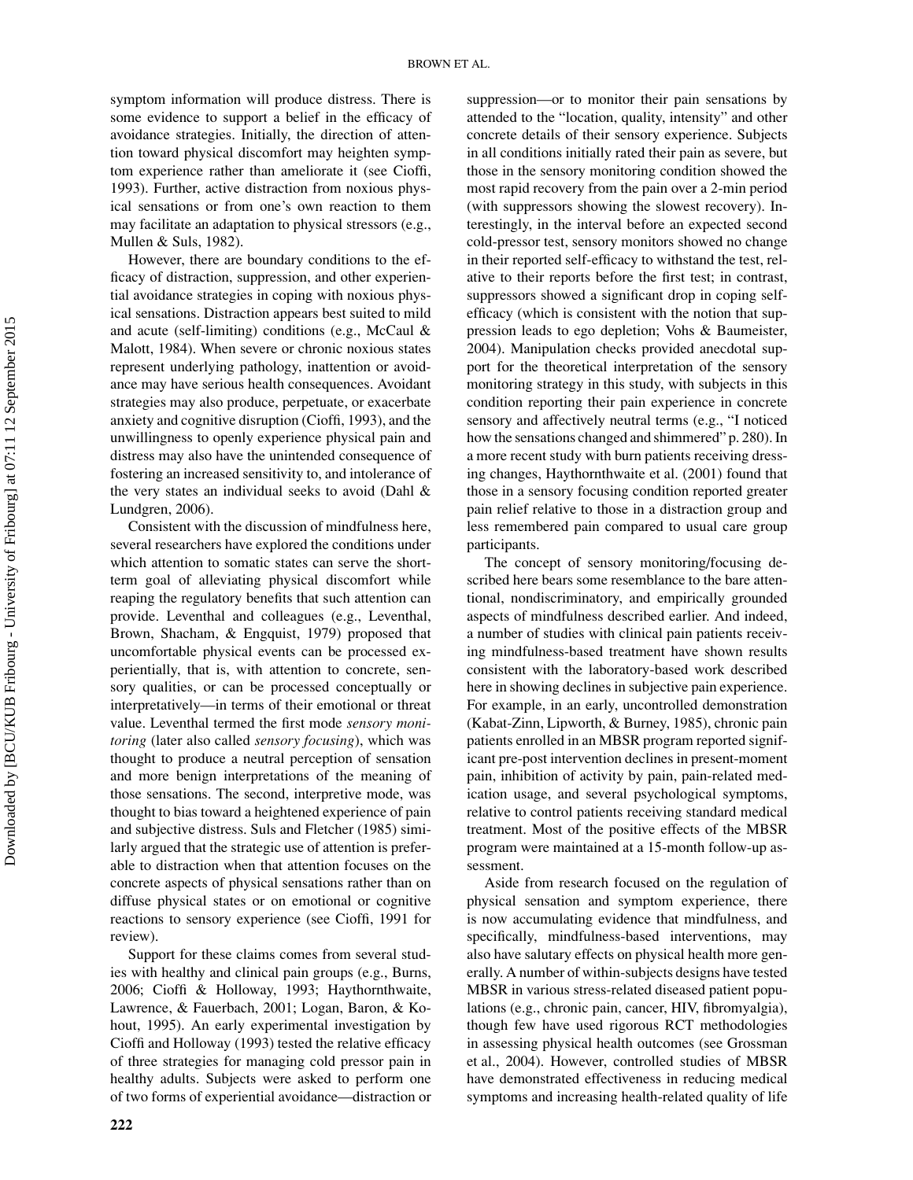symptom information will produce distress. There is some evidence to support a belief in the efficacy of avoidance strategies. Initially, the direction of attention toward physical discomfort may heighten symptom experience rather than ameliorate it (see Cioffi, 1993). Further, active distraction from noxious physical sensations or from one's own reaction to them may facilitate an adaptation to physical stressors (e.g., Mullen & Suls, 1982).

However, there are boundary conditions to the efficacy of distraction, suppression, and other experiential avoidance strategies in coping with noxious physical sensations. Distraction appears best suited to mild and acute (self-limiting) conditions (e.g., McCaul & Malott, 1984). When severe or chronic noxious states represent underlying pathology, inattention or avoidance may have serious health consequences. Avoidant strategies may also produce, perpetuate, or exacerbate anxiety and cognitive disruption (Cioffi, 1993), and the unwillingness to openly experience physical pain and distress may also have the unintended consequence of fostering an increased sensitivity to, and intolerance of the very states an individual seeks to avoid (Dahl & Lundgren, 2006).

Consistent with the discussion of mindfulness here, several researchers have explored the conditions under which attention to somatic states can serve the short-term goal of alleviating physical discomfort while reaping the regulatory benefits that such attention can provide. Leventhal and colleagues (e.g., Leventhal, Brown, Shacham, & Engquist, 1979) proposed that uncomfortable physical events can be processed experientially, that is, with attention to concrete, sensory qualities, or can be processed conceptually or interpretatively—in terms of their emotional or threat value. Leventhal termed the first mode *sensory monitoring* (later also called *sensory focusing*), which was thought to produce a neutral perception of sensation and more benign interpretations of the meaning of those sensations. The second, interpretive mode, was thought to bias toward a heightened experience of pain and subjective distress. Suls and Fletcher (1985) similarly argued that the strategic use of attention is preferable to distraction when that attention focuses on the concrete aspects of physical sensations rather than on diffuse physical states or on emotional or cognitive reactions to sensory experience (see Cioffi, 1991 for review).

Support for these claims comes from several studies with healthy and clinical pain groups (e.g., Burns, 2006; Cioffi & Holloway, 1993; Haythornthwaite, Lawrence, & Fauerbach, 2001; Logan, Baron, & Kohout, 1995). An early experimental investigation by Cioffi and Holloway (1993) tested the relative efficacy of three strategies for managing cold pressor pain in healthy adults. Subjects were asked to perform one of two forms of experiential avoidance—distraction or suppression—or to monitor their pain sensations by attended to the "location, quality, intensity" and other concrete details of their sensory experience. Subjects in all conditions initially rated their pain as severe, but those in the sensory monitoring condition showed the most rapid recovery from the pain over a 2-min period (with suppressors showing the slowest recovery). Interestingly, in the interval before an expected second cold-pressor test, sensory monitors showed no change in their reported self-efficacy to withstand the test, relative to their reports before the first test; in contrast, suppressors showed a significant drop in coping self-efficacy (which is consistent with the notion that suppression leads to ego depletion; Vohs & Baumeister, 2004). Manipulation checks provided anecdotal support for the theoretical interpretation of the sensory monitoring strategy in this study, with subjects in this condition reporting their pain experience in concrete sensory and affectively neutral terms (e.g., "I noticed how the sensations changed and shimmered" p. 280). In a more recent study with burn patients receiving dressing changes, Haythornthwaite et al. (2001) found that those in a sensory focusing condition reported greater pain relief relative to those in a distraction group and less remembered pain compared to usual care group participants.

The concept of sensory monitoring/focusing described here bears some resemblance to the bare attentional, nondiscriminatory, and empirically grounded aspects of mindfulness described earlier. And indeed, a number of studies with clinical pain patients receiving mindfulness-based treatment have shown results consistent with the laboratory-based work described here in showing declines in subjective pain experience. For example, in an early, uncontrolled demonstration (Kabat-Zinn, Lipworth, & Burney, 1985), chronic pain patients enrolled in an MBSR program reported significant pre-post intervention declines in present-moment pain, inhibition of activity by pain, pain-related medication usage, and several psychological symptoms, relative to control patients receiving standard medical treatment. Most of the positive effects of the MBSR program were maintained at a 15-month follow-up assessment.

Aside from research focused on the regulation of physical sensation and symptom experience, there is now accumulating evidence that mindfulness, and specifically, mindfulness-based interventions, may also have salutary effects on physical health more generally. A number of within-subjects designs have tested MBSR in various stress-related diseased patient populations (e.g., chronic pain, cancer, HIV, fibromyalgia), though few have used rigorous RCT methodologies in assessing physical health outcomes (see Grossman et al., 2004). However, controlled studies of MBSR have demonstrated effectiveness in reducing medical symptoms and increasing health-related quality of life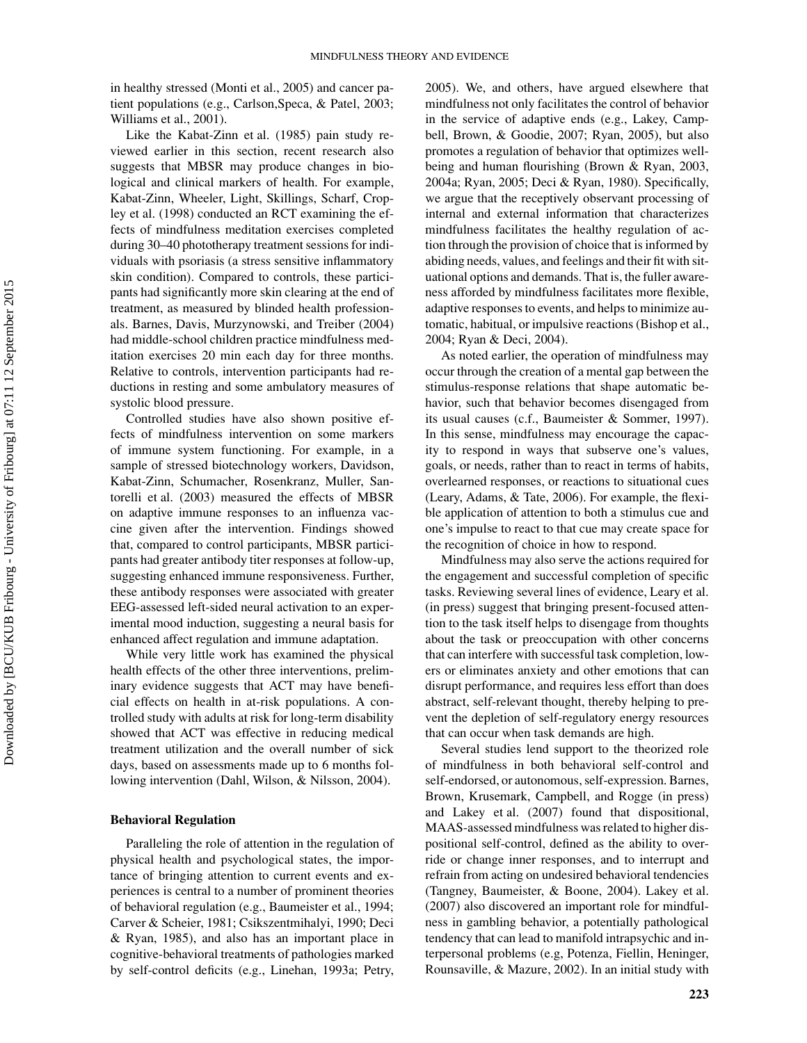in healthy stressed (Monti et al., 2005) and cancer patient populations (e.g., Carlson,Speca, & Patel, 2003; Williams et al., 2001).

Like the Kabat-Zinn et al. (1985) pain study reviewed earlier in this section, recent research also suggests that MBSR may produce changes in biological and clinical markers of health. For example, Kabat-Zinn, Wheeler, Light, Skillings, Scharf, Cropley et al. (1998) conducted an RCT examining the effects of mindfulness meditation exercises completed during 30–40 phototherapy treatment sessions for individuals with psoriasis (a stress sensitive inflammatory skin condition). Compared to controls, these participants had significantly more skin clearing at the end of treatment, as measured by blinded health professionals. Barnes, Davis, Murzynowski, and Treiber (2004) had middle-school children practice mindfulness meditation exercises 20 min each day for three months. Relative to controls, intervention participants had reductions in resting and some ambulatory measures of systolic blood pressure.

Controlled studies have also shown positive effects of mindfulness intervention on some markers of immune system functioning. For example, in a sample of stressed biotechnology workers, Davidson, Kabat-Zinn, Schumacher, Rosenkranz, Muller, Santorelli et al. (2003) measured the effects of MBSR on adaptive immune responses to an influenza vaccine given after the intervention. Findings showed that, compared to control participants, MBSR participants had greater antibody titer responses at follow-up, suggesting enhanced immune responsiveness. Further, these antibody responses were associated with greater EEG-assessed left-sided neural activation to an experimental mood induction, suggesting a neural basis for enhanced affect regulation and immune adaptation.

While very little work has examined the physical health effects of the other three interventions, preliminary evidence suggests that ACT may have beneficial effects on health in at-risk populations. A controlled study with adults at risk for long-term disability showed that ACT was effective in reducing medical treatment utilization and the overall number of sick days, based on assessments made up to 6 months following intervention (Dahl, Wilson, & Nilsson, 2004).

### Behavioral Regulation

Paralleling the role of attention in the regulation of physical health and psychological states, the importance of bringing attention to current events and experiences is central to a number of prominent theories of behavioral regulation (e.g., Baumeister et al., 1994; Carver & Scheier, 1981; Csikszentmihalyi, 1990; Deci & Ryan, 1985), and also has an important place in cognitive-behavioral treatments of pathologies marked by self-control deficits (e.g., Linehan, 1993a; Petry, 2005). We, and others, have argued elsewhere that mindfulness not only facilitates the control of behavior in the service of adaptive ends (e.g., Lakey, Campbell, Brown, & Goodie, 2007; Ryan, 2005), but also promotes a regulation of behavior that optimizes well-being and human flourishing (Brown & Ryan, 2003, 2004a; Ryan, 2005; Deci & Ryan, 1980). Specifically, we argue that the receptively observant processing of internal and external information that characterizes mindfulness facilitates the healthy regulation of action through the provision of choice that is informed by abiding needs, values, and feelings and their fit with situational options and demands. That is, the fuller awareness afforded by mindfulness facilitates more flexible, adaptive responses to events, and helps to minimize automatic, habitual, or impulsive reactions (Bishop et al., 2004; Ryan & Deci, 2004).

As noted earlier, the operation of mindfulness may occur through the creation of a mental gap between the stimulus-response relations that shape automatic behavior, such that behavior becomes disengaged from its usual causes (c.f., Baumeister & Sommer, 1997). In this sense, mindfulness may encourage the capacity to respond in ways that subserve one's values, goals, or needs, rather than to react in terms of habits, overlearned responses, or reactions to situational cues (Leary, Adams, & Tate, 2006). For example, the flexible application of attention to both a stimulus cue and one's impulse to react to that cue may create space for the recognition of choice in how to respond.

Mindfulness may also serve the actions required for the engagement and successful completion of specific tasks. Reviewing several lines of evidence, Leary et al. (in press) suggest that bringing present-focused attention to the task itself helps to disengage from thoughts about the task or preoccupation with other concerns that can interfere with successful task completion, lowers or eliminates anxiety and other emotions that can disrupt performance, and requires less effort than does abstract, self-relevant thought, thereby helping to prevent the depletion of self-regulatory energy resources that can occur when task demands are high.

Several studies lend support to the theorized role of mindfulness in both behavioral self-control and self-endorsed, or autonomous, self-expression. Barnes, Brown, Krusemark, Campbell, and Rogge (in press) and Lakey et al. (2007) found that dispositional, MAAS-assessed mindfulness was related to higher dispositional self-control, defined as the ability to override or change inner responses, and to interrupt and refrain from acting on undesired behavioral tendencies (Tangney, Baumeister, & Boone, 2004). Lakey et al. (2007) also discovered an important role for mindfulness in gambling behavior, a potentially pathological tendency that can lead to manifold intrapsychic and interpersonal problems (e.g, Potenza, Fiellin, Heninger, Rounsaville, & Mazure, 2002). In an initial study with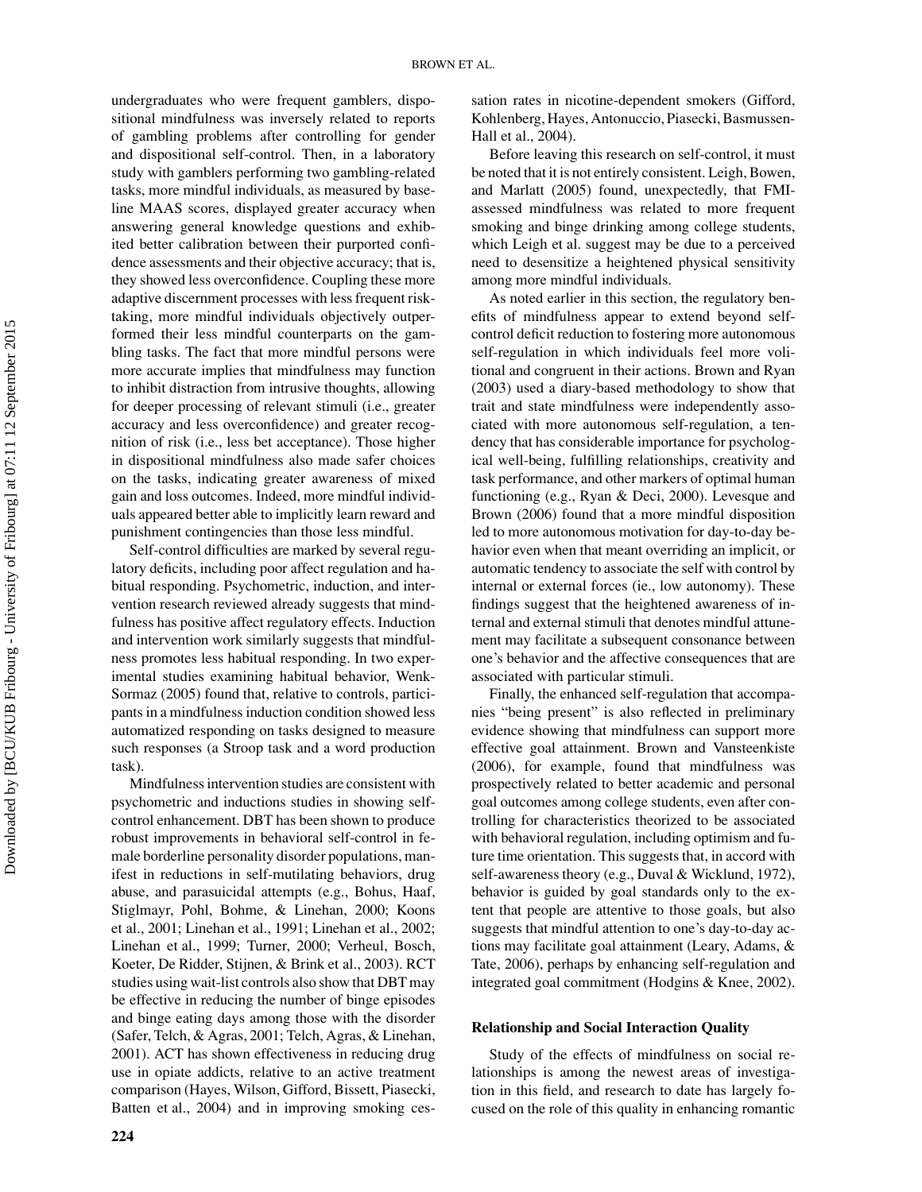undergraduates who were frequent gamblers, dispositional mindfulness was inversely related to reports of gambling problems after controlling for gender and dispositional self-control. Then, in a laboratory study with gamblers performing two gambling-related tasks, more mindful individuals, as measured by baseline MAAS scores, displayed greater accuracy when answering general knowledge questions and exhibited better calibration between their purported confidence assessments and their objective accuracy; that is, they showed less overconfidence. Coupling these more adaptive discernment processes with less frequent risk-taking, more mindful individuals objectively outperformed their less mindful counterparts on the gambling tasks. The fact that more mindful persons were more accurate implies that mindfulness may function to inhibit distraction from intrusive thoughts, allowing for deeper processing of relevant stimuli (i.e., greater accuracy and less overconfidence) and greater recognition of risk (i.e., less bet acceptance). Those higher in dispositional mindfulness also made safer choices on the tasks, indicating greater awareness of mixed gain and loss outcomes. Indeed, more mindful individuals appeared better able to implicitly learn reward and punishment contingencies than those less mindful.

Self-control difficulties are marked by several regulatory deficits, including poor affect regulation and habitual responding. Psychometric, induction, and intervention research reviewed already suggests that mindfulness has positive affect regulatory effects. Induction and intervention work similarly suggests that mindfulness promotes less habitual responding. In two experimental studies examining habitual behavior, Wenk-Sormaz (2005) found that, relative to controls, participants in a mindfulness induction condition showed less automatized responding on tasks designed to measure such responses (a Stroop task and a word production task).

Mindfulness intervention studies are consistent with psychometric and inductions studies in showing self-control enhancement. DBT has been shown to produce robust improvements in behavioral self-control in female borderline personality disorder populations, manifest in reductions in self-mutilating behaviors, drug abuse, and parasuicidal attempts (e.g., Bohus, Haaf, Stiglmayr, Pohl, Bohme, & Linehan, 2000; Koons et al., 2001; Linehan et al., 1991; Linehan et al., 2002; Linehan et al., 1999; Turner, 2000; Verheul, Bosch, Koeter, De Ridder, Stijnen, & Brink et al., 2003). RCT studies using wait-list controls also show that DBT may be effective in reducing the number of binge episodes and binge eating days among those with the disorder (Safer, Telch, & Agras, 2001; Telch, Agras, & Linehan, 2001). ACT has shown effectiveness in reducing drug use in opiate addicts, relative to an active treatment comparison (Hayes, Wilson, Gifford, Bissett, Piasecki, Batten et al., 2004) and in improving smoking cessation rates in nicotine-dependent smokers (Gifford, Kohlenberg, Hayes, Antonuccio, Piasecki, Basmussen-Hall et al., 2004).

Before leaving this research on self-control, it must be noted that it is not entirely consistent. Leigh, Bowen, and Marlatt (2005) found, unexpectedly, that FMI-assessed mindfulness was related to more frequent smoking and binge drinking among college students, which Leigh et al. suggest may be due to a perceived need to desensitize a heightened physical sensitivity among more mindful individuals.

As noted earlier in this section, the regulatory benefits of mindfulness appear to extend beyond self-control deficit reduction to fostering more autonomous self-regulation in which individuals feel more volitional and congruent in their actions. Brown and Ryan (2003) used a diary-based methodology to show that trait and state mindfulness were independently associated with more autonomous self-regulation, a tendency that has considerable importance for psychological well-being, fulfilling relationships, creativity and task performance, and other markers of optimal human functioning (e.g., Ryan & Deci, 2000). Levesque and Brown (2006) found that a more mindful disposition led to more autonomous motivation for day-to-day behavior even when that meant overriding an implicit, or automatic tendency to associate the self with control by internal or external forces (ie., low autonomy). These findings suggest that the heightened awareness of internal and external stimuli that denotes mindful attunement may facilitate a subsequent consonance between one's behavior and the affective consequences that are associated with particular stimuli.

Finally, the enhanced self-regulation that accompanies "being present" is also reflected in preliminary evidence showing that mindfulness can support more effective goal attainment. Brown and Vansteenkiste (2006), for example, found that mindfulness was prospectively related to better academic and personal goal outcomes among college students, even after controlling for characteristics theorized to be associated with behavioral regulation, including optimism and future time orientation. This suggests that, in accord with self-awareness theory (e.g., Duval & Wicklund, 1972), behavior is guided by goal standards only to the extent that people are attentive to those goals, but also suggests that mindful attention to one's day-to-day actions may facilitate goal attainment (Leary, Adams, & Tate, 2006), perhaps by enhancing self-regulation and integrated goal commitment (Hodgins & Knee, 2002).

### Relationship and Social Interaction Quality

Study of the effects of mindfulness on social relationships is among the newest areas of investigation in this field, and research to date has largely focused on the role of this quality in enhancing romantic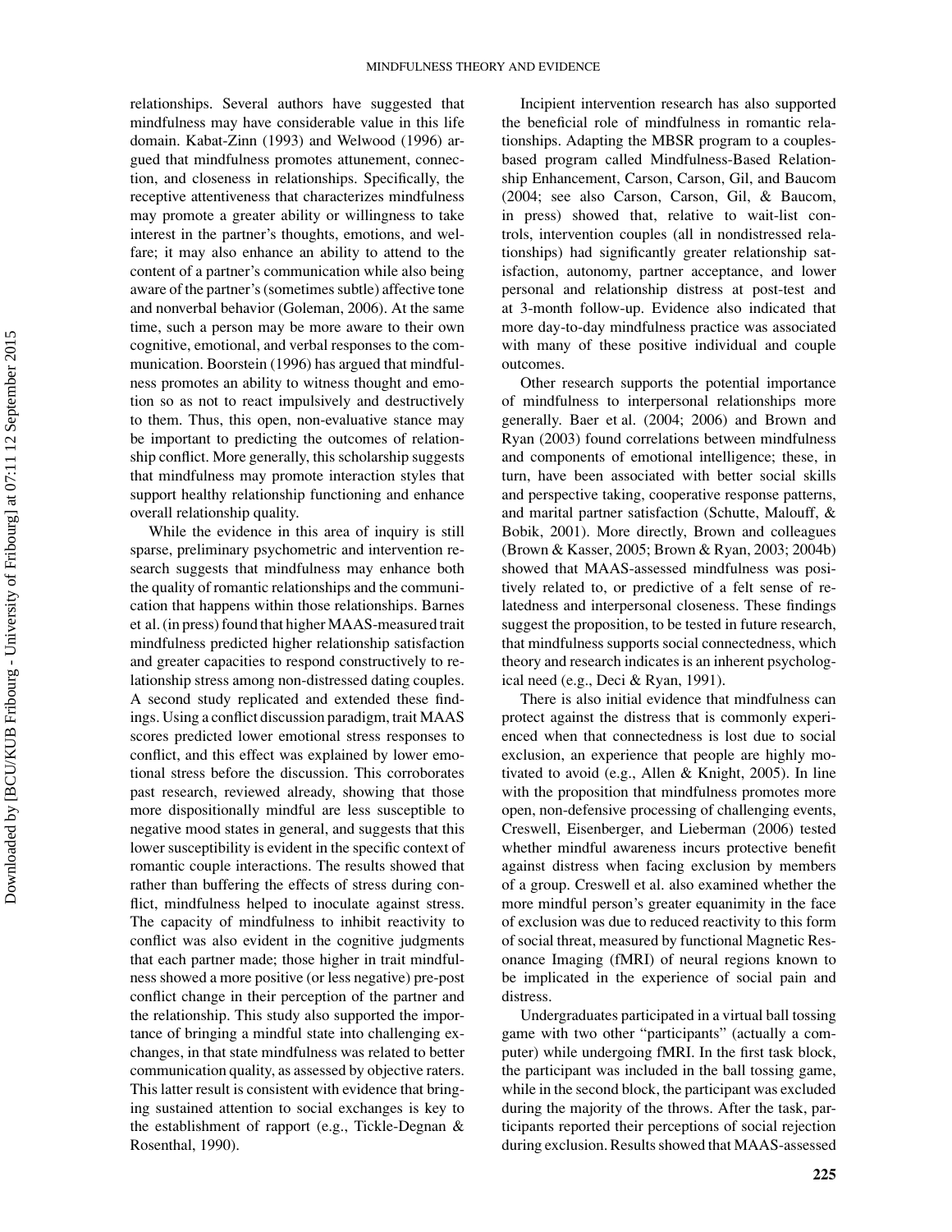relationships. Several authors have suggested that mindfulness may have considerable value in this life domain. Kabat-Zinn (1993) and Welwood (1996) argued that mindfulness promotes attunement, connection, and closeness in relationships. Specifically, the receptive attentiveness that characterizes mindfulness may promote a greater ability or willingness to take interest in the partner's thoughts, emotions, and welfare; it may also enhance an ability to attend to the content of a partner's communication while also being aware of the partner's (sometimes subtle) affective tone and nonverbal behavior (Goleman, 2006). At the same time, such a person may be more aware to their own cognitive, emotional, and verbal responses to the communication. Boorstein (1996) has argued that mindfulness promotes an ability to witness thought and emotion so as not to react impulsively and destructively to them. Thus, this open, non-evaluative stance may be important to predicting the outcomes of relationship conflict. More generally, this scholarship suggests that mindfulness may promote interaction styles that support healthy relationship functioning and enhance overall relationship quality.

While the evidence in this area of inquiry is still sparse, preliminary psychometric and intervention research suggests that mindfulness may enhance both the quality of romantic relationships and the communication that happens within those relationships. Barnes et al. (in press) found that higher MAAS-measured trait mindfulness predicted higher relationship satisfaction and greater capacities to respond constructively to relationship stress among non-distressed dating couples. A second study replicated and extended these findings. Using a conflict discussion paradigm, trait MAAS scores predicted lower emotional stress responses to conflict, and this effect was explained by lower emotional stress before the discussion. This corroborates past research, reviewed already, showing that those more dispositionally mindful are less susceptible to negative mood states in general, and suggests that this lower susceptibility is evident in the specific context of romantic couple interactions. The results showed that rather than buffering the effects of stress during conflict, mindfulness helped to inoculate against stress. The capacity of mindfulness to inhibit reactivity to conflict was also evident in the cognitive judgments that each partner made; those higher in trait mindfulness showed a more positive (or less negative) pre-post conflict change in their perception of the partner and the relationship. This study also supported the importance of bringing a mindful state into challenging exchanges, in that state mindfulness was related to better communication quality, as assessed by objective raters. This latter result is consistent with evidence that bringing sustained attention to social exchanges is key to the establishment of rapport (e.g., Tickle-Degnan & Rosenthal, 1990).

Incipient intervention research has also supported the beneficial role of mindfulness in romantic relationships. Adapting the MBSR program to a couples-based program called Mindfulness-Based Relationship Enhancement, Carson, Carson, Gil, and Baucom (2004; see also Carson, Carson, Gil, & Baucom, in press) showed that, relative to wait-list controls, intervention couples (all in nondistressed relationships) had significantly greater relationship satisfaction, autonomy, partner acceptance, and lower personal and relationship distress at post-test and at 3-month follow-up. Evidence also indicated that more day-to-day mindfulness practice was associated with many of these positive individual and couple outcomes.

Other research supports the potential importance of mindfulness to interpersonal relationships more generally. Baer et al. (2004; 2006) and Brown and Ryan (2003) found correlations between mindfulness and components of emotional intelligence; these, in turn, have been associated with better social skills and perspective taking, cooperative response patterns, and marital partner satisfaction (Schutte, Malouff, & Bobik, 2001). More directly, Brown and colleagues (Brown & Kasser, 2005; Brown & Ryan, 2003; 2004b) showed that MAAS-assessed mindfulness was positively related to, or predictive of a felt sense of relatedness and interpersonal closeness. These findings suggest the proposition, to be tested in future research, that mindfulness supports social connectedness, which theory and research indicates is an inherent psychological need (e.g., Deci & Ryan, 1991).

There is also initial evidence that mindfulness can protect against the distress that is commonly experienced when that connectedness is lost due to social exclusion, an experience that people are highly motivated to avoid (e.g., Allen & Knight, 2005). In line with the proposition that mindfulness promotes more open, non-defensive processing of challenging events, Creswell, Eisenberger, and Lieberman (2006) tested whether mindful awareness incurs protective benefit against distress when facing exclusion by members of a group. Creswell et al. also examined whether the more mindful person's greater equanimity in the face of exclusion was due to reduced reactivity to this form of social threat, measured by functional Magnetic Resonance Imaging (fMRI) of neural regions known to be implicated in the experience of social pain and distress.

Undergraduates participated in a virtual ball tossing game with two other "participants" (actually a computer) while undergoing fMRI. In the first task block, the participant was included in the ball tossing game, while in the second block, the participant was excluded during the majority of the throws. After the task, participants reported their perceptions of social rejection during exclusion. Results showed that MAAS-assessed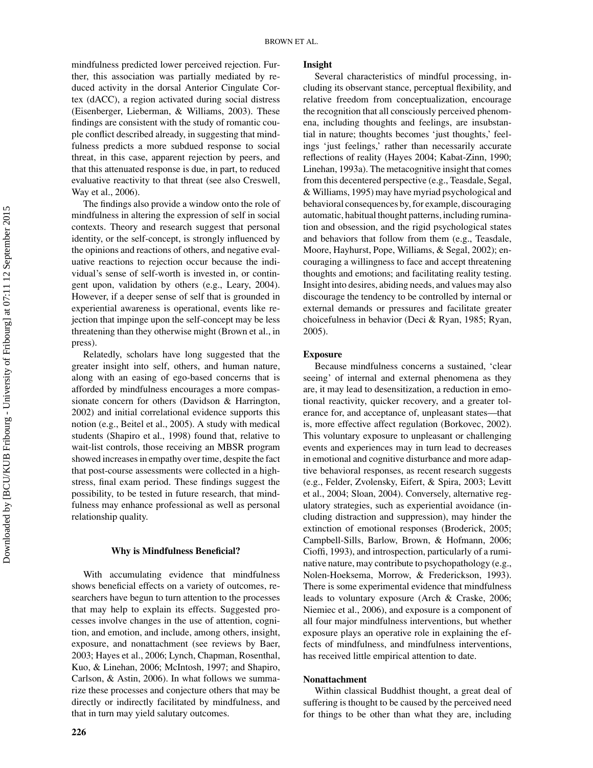mindfulness predicted lower perceived rejection. Further, this association was partially mediated by reduced activity in the dorsal Anterior Cingulate Cortex (dACC), a region activated during social distress (Eisenberger, Lieberman, & Williams, 2003). These findings are consistent with the study of romantic couple conflict described already, in suggesting that mindfulness predicts a more subdued response to social threat, in this case, apparent rejection by peers, and that this attenuated response is due, in part, to reduced evaluative reactivity to that threat (see also Creswell, Way et al., 2006).

The findings also provide a window onto the role of mindfulness in altering the expression of self in social contexts. Theory and research suggest that personal identity, or the self-concept, is strongly influenced by the opinions and reactions of others, and negative evaluative reactions to rejection occur because the individual's sense of self-worth is invested in, or contingent upon, validation by others (e.g., Leary, 2004). However, if a deeper sense of self that is grounded in experiential awareness is operational, events like rejection that impinge upon the self-concept may be less threatening than they otherwise might (Brown et al., in press).

Relatedly, scholars have long suggested that the greater insight into self, others, and human nature, along with an easing of ego-based concerns that is afforded by mindfulness encourages a more compassionate concern for others (Davidson & Harrington, 2002) and initial correlational evidence supports this notion (e.g., Beitel et al., 2005). A study with medical students (Shapiro et al., 1998) found that, relative to wait-list controls, those receiving an MBSR program showed increases in empathy over time, despite the fact that post-course assessments were collected in a high-stress, final exam period. These findings suggest the possibility, to be tested in future research, that mindfulness may enhance professional as well as personal relationship quality.

## Why is Mindfulness Beneficial?

With accumulating evidence that mindfulness shows beneficial effects on a variety of outcomes, researchers have begun to turn attention to the processes that may help to explain its effects. Suggested processes involve changes in the use of attention, cognition, and emotion, and include, among others, insight, exposure, and nonattachment (see reviews by Baer, 2003; Hayes et al., 2006; Lynch, Chapman, Rosenthal, Kuo, & Linehan, 2006; McIntosh, 1997; and Shapiro, Carlson, & Astin, 2006). In what follows we summarize these processes and conjecture others that may be directly or indirectly facilitated by mindfulness, and that in turn may yield salutary outcomes.

### Insight

Several characteristics of mindful processing, including its observant stance, perceptual flexibility, and relative freedom from conceptualization, encourage the recognition that all consciously perceived phenomena, including thoughts and feelings, are insubstantial in nature; thoughts becomes 'just thoughts,' feelings 'just feelings,' rather than necessarily accurate reflections of reality (Hayes 2004; Kabat-Zinn, 1990; Linehan, 1993a). The metacognitive insight that comes from this decentered perspective (e.g., Teasdale, Segal, & Williams, 1995) may have myriad psychological and behavioral consequences by, for example, discouraging automatic, habitual thought patterns, including rumination and obsession, and the rigid psychological states and behaviors that follow from them (e.g., Teasdale, Moore, Hayhurst, Pope, Williams, & Segal, 2002); encouraging a willingness to face and accept threatening thoughts and emotions; and facilitating reality testing. Insight into desires, abiding needs, and values may also discourage the tendency to be controlled by internal or external demands or pressures and facilitate greater choicefulness in behavior (Deci & Ryan, 1985; Ryan, 2005).

### Exposure

Because mindfulness concerns a sustained, 'clear seeing' of internal and external phenomena as they are, it may lead to desensitization, a reduction in emotional reactivity, quicker recovery, and a greater tolerance for, and acceptance of, unpleasant states—that is, more effective affect regulation (Borkovec, 2002). This voluntary exposure to unpleasant or challenging events and experiences may in turn lead to decreases in emotional and cognitive disturbance and more adaptive behavioral responses, as recent research suggests (e.g., Felder, Zvolensky, Eifert, & Spira, 2003; Levitt et al., 2004; Sloan, 2004). Conversely, alternative regulatory strategies, such as experiential avoidance (including distraction and suppression), may hinder the extinction of emotional responses (Broderick, 2005; Campbell-Sills, Barlow, Brown, & Hofmann, 2006; Cioffi, 1993), and introspection, particularly of a ruminative nature, may contribute to psychopathology (e.g., Nolen-Hoeksema, Morrow, & Frederickson, 1993). There is some experimental evidence that mindfulness leads to voluntary exposure (Arch & Craske, 2006; Niemiec et al., 2006), and exposure is a component of all four major mindfulness interventions, but whether exposure plays an operative role in explaining the effects of mindfulness, and mindfulness interventions, has received little empirical attention to date.

### Nonattachment

Within classical Buddhist thought, a great deal of suffering is thought to be caused by the perceived need for things to be other than what they are, including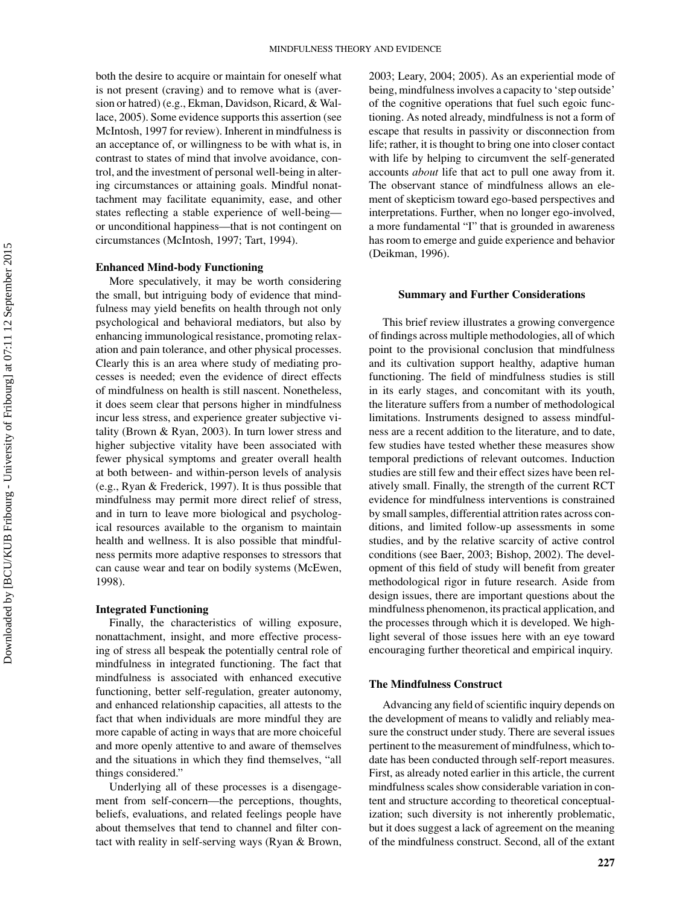both the desire to acquire or maintain for oneself what is not present (craving) and to remove what is (aversion or hatred) (e.g., Ekman, Davidson, Ricard, & Wallace, 2005). Some evidence supports this assertion (see McIntosh, 1997 for review). Inherent in mindfulness is an acceptance of, or willingness to be with what is, in contrast to states of mind that involve avoidance, control, and the investment of personal well-being in altering circumstances or attaining goals. Mindful nonattachment may facilitate equanimity, ease, and other states reflecting a stable experience of well-being—or unconditional happiness—that is not contingent on circumstances (McIntosh, 1997; Tart, 1994).

#### Enhanced Mind-body Functioning

More speculatively, it may be worth considering the small, but intriguing body of evidence that mindfulness may yield benefits on health through not only psychological and behavioral mediators, but also by enhancing immunological resistance, promoting relaxation and pain tolerance, and other physical processes. Clearly this is an area where study of mediating processes is needed; even the evidence of direct effects of mindfulness on health is still nascent. Nonetheless, it does seem clear that persons higher in mindfulness incur less stress, and experience greater subjective vitality (Brown & Ryan, 2003). In turn lower stress and higher subjective vitality have been associated with fewer physical symptoms and greater overall health at both between- and within-person levels of analysis (e.g., Ryan & Frederick, 1997). It is thus possible that mindfulness may permit more direct relief of stress, and in turn to leave more biological and psychological resources available to the organism to maintain health and wellness. It is also possible that mindfulness permits more adaptive responses to stressors that can cause wear and tear on bodily systems (McEwen, 1998).

#### Integrated Functioning

Finally, the characteristics of willing exposure, nonattachment, insight, and more effective processing of stress all bespeak the potentially central role of mindfulness in integrated functioning. The fact that mindfulness is associated with enhanced executive functioning, better self-regulation, greater autonomy, and enhanced relationship capacities, all attests to the fact that when individuals are more mindful they are more capable of acting in ways that are more choiceful and more openly attentive to and aware of themselves and the situations in which they find themselves, "all things considered."

Underlying all of these processes is a disengagement from self-concern—the perceptions, thoughts, beliefs, evaluations, and related feelings people have about themselves that tend to channel and filter contact with reality in self-serving ways (Ryan & Brown, 2003; Leary, 2004; 2005). As an experiential mode of being, mindfulness involves a capacity to 'step outside' of the cognitive operations that fuel such egoic functioning. As noted already, mindfulness is not a form of escape that results in passivity or disconnection from life; rather, it is thought to bring one into closer contact with life by helping to circumvent the self-generated accounts *about* life that act to pull one away from it. The observant stance of mindfulness allows an element of skepticism toward ego-based perspectives and interpretations. Further, when no longer ego-involved, a more fundamental "I" that is grounded in awareness has room to emerge and guide experience and behavior (Deikman, 1996).

### Summary and Further Considerations

This brief review illustrates a growing convergence of findings across multiple methodologies, all of which point to the provisional conclusion that mindfulness and its cultivation support healthy, adaptive human functioning. The field of mindfulness studies is still in its early stages, and concomitant with its youth, the literature suffers from a number of methodological limitations. Instruments designed to assess mindfulness are a recent addition to the literature, and to date, few studies have tested whether these measures show temporal predictions of relevant outcomes. Induction studies are still few and their effect sizes have been relatively small. Finally, the strength of the current RCT evidence for mindfulness interventions is constrained by small samples, differential attrition rates across conditions, and limited follow-up assessments in some studies, and by the relative scarcity of active control conditions (see Baer, 2003; Bishop, 2002). The development of this field of study will benefit from greater methodological rigor in future research. Aside from design issues, there are important questions about the mindfulness phenomenon, its practical application, and the processes through which it is developed. We highlight several of those issues here with an eye toward encouraging further theoretical and empirical inquiry.

#### The Mindfulness Construct

Advancing any field of scientific inquiry depends on the development of means to validly and reliably measure the construct under study. There are several issues pertinent to the measurement of mindfulness, which to-date has been conducted through self-report measures. First, as already noted earlier in this article, the current mindfulness scales show considerable variation in content and structure according to theoretical conceptualization; such diversity is not inherently problematic, but it does suggest a lack of agreement on the meaning of the mindfulness construct. Second, all of the extant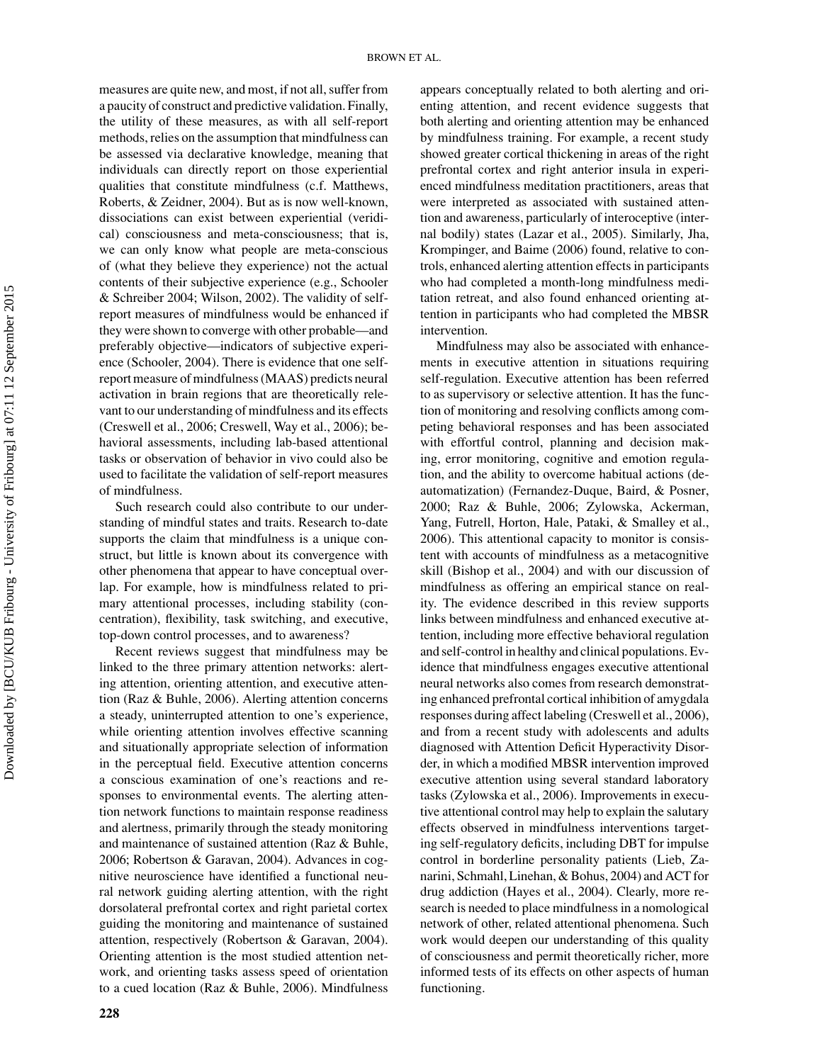measures are quite new, and most, if not all, suffer from a paucity of construct and predictive validation. Finally, the utility of these measures, as with all self-report methods, relies on the assumption that mindfulness can be assessed via declarative knowledge, meaning that individuals can directly report on those experiential qualities that constitute mindfulness (c.f. Matthews, Roberts, & Zeidner, 2004). But as is now well-known, dissociations can exist between experiential (veridical) consciousness and meta-consciousness; that is, we can only know what people are meta-conscious of (what they believe they experience) not the actual contents of their subjective experience (e.g., Schooler & Schreiber 2004; Wilson, 2002). The validity of self-report measures of mindfulness would be enhanced if they were shown to converge with other probable—and preferably objective—indicators of subjective experience (Schooler, 2004). There is evidence that one self-report measure of mindfulness (MAAS) predicts neural activation in brain regions that are theoretically relevant to our understanding of mindfulness and its effects (Creswell et al., 2006; Creswell, Way et al., 2006); behavioral assessments, including lab-based attentional tasks or observation of behavior in vivo could also be used to facilitate the validation of self-report measures of mindfulness.

Such research could also contribute to our understanding of mindful states and traits. Research to-date supports the claim that mindfulness is a unique construct, but little is known about its convergence with other phenomena that appear to have conceptual overlap. For example, how is mindfulness related to primary attentional processes, including stability (concentration), flexibility, task switching, and executive, top-down control processes, and to awareness?

Recent reviews suggest that mindfulness may be linked to the three primary attention networks: alerting attention, orienting attention, and executive attention (Raz & Buhle, 2006). Alerting attention concerns a steady, uninterrupted attention to one's experience, while orienting attention involves effective scanning and situationally appropriate selection of information in the perceptual field. Executive attention concerns a conscious examination of one's reactions and responses to environmental events. The alerting attention network functions to maintain response readiness and alertness, primarily through the steady monitoring and maintenance of sustained attention (Raz & Buhle, 2006; Robertson & Garavan, 2004). Advances in cognitive neuroscience have identified a functional neural network guiding alerting attention, with the right dorsolateral prefrontal cortex and right parietal cortex guiding the monitoring and maintenance of sustained attention, respectively (Robertson & Garavan, 2004). Orienting attention is the most studied attention network, and orienting tasks assess speed of orientation to a cued location (Raz & Buhle, 2006). Mindfulness appears conceptually related to both alerting and orienting attention, and recent evidence suggests that both alerting and orienting attention may be enhanced by mindfulness training. For example, a recent study showed greater cortical thickening in areas of the right prefrontal cortex and right anterior insula in experienced mindfulness meditation practitioners, areas that were interpreted as associated with sustained attention and awareness, particularly of interoceptive (internal bodily) states (Lazar et al., 2005). Similarly, Jha, Krompinger, and Baime (2006) found, relative to controls, enhanced alerting attention effects in participants who had completed a month-long mindfulness meditation retreat, and also found enhanced orienting attention in participants who had completed the MBSR intervention.

Mindfulness may also be associated with enhancements in executive attention in situations requiring self-regulation. Executive attention has been referred to as supervisory or selective attention. It has the function of monitoring and resolving conflicts among competing behavioral responses and has been associated with effortful control, planning and decision making, error monitoring, cognitive and emotion regulation, and the ability to overcome habitual actions (deautomatization) (Fernandez-Duque, Baird, & Posner, 2000; Raz & Buhle, 2006; Zylowska, Ackerman, Yang, Futrell, Horton, Hale, Pataki, & Smalley et al., 2006). This attentional capacity to monitor is consistent with accounts of mindfulness as a metacognitive skill (Bishop et al., 2004) and with our discussion of mindfulness as offering an empirical stance on reality. The evidence described in this review supports links between mindfulness and enhanced executive attention, including more effective behavioral regulation and self-control in healthy and clinical populations. Evidence that mindfulness engages executive attentional neural networks also comes from research demonstrating enhanced prefrontal cortical inhibition of amygdala responses during affect labeling (Creswell et al., 2006), and from a recent study with adolescents and adults diagnosed with Attention Deficit Hyperactivity Disorder, in which a modified MBSR intervention improved executive attention using several standard laboratory tasks (Zylowska et al., 2006). Improvements in executive attentional control may help to explain the salutary effects observed in mindfulness interventions targeting self-regulatory deficits, including DBT for impulse control in borderline personality patients (Lieb, Zanarini, Schmahl, Linehan, & Bohus, 2004) and ACT for drug addiction (Hayes et al., 2004). Clearly, more research is needed to place mindfulness in a nomological network of other, related attentional phenomena. Such work would deepen our understanding of this quality of consciousness and permit theoretically richer, more informed tests of its effects on other aspects of human functioning.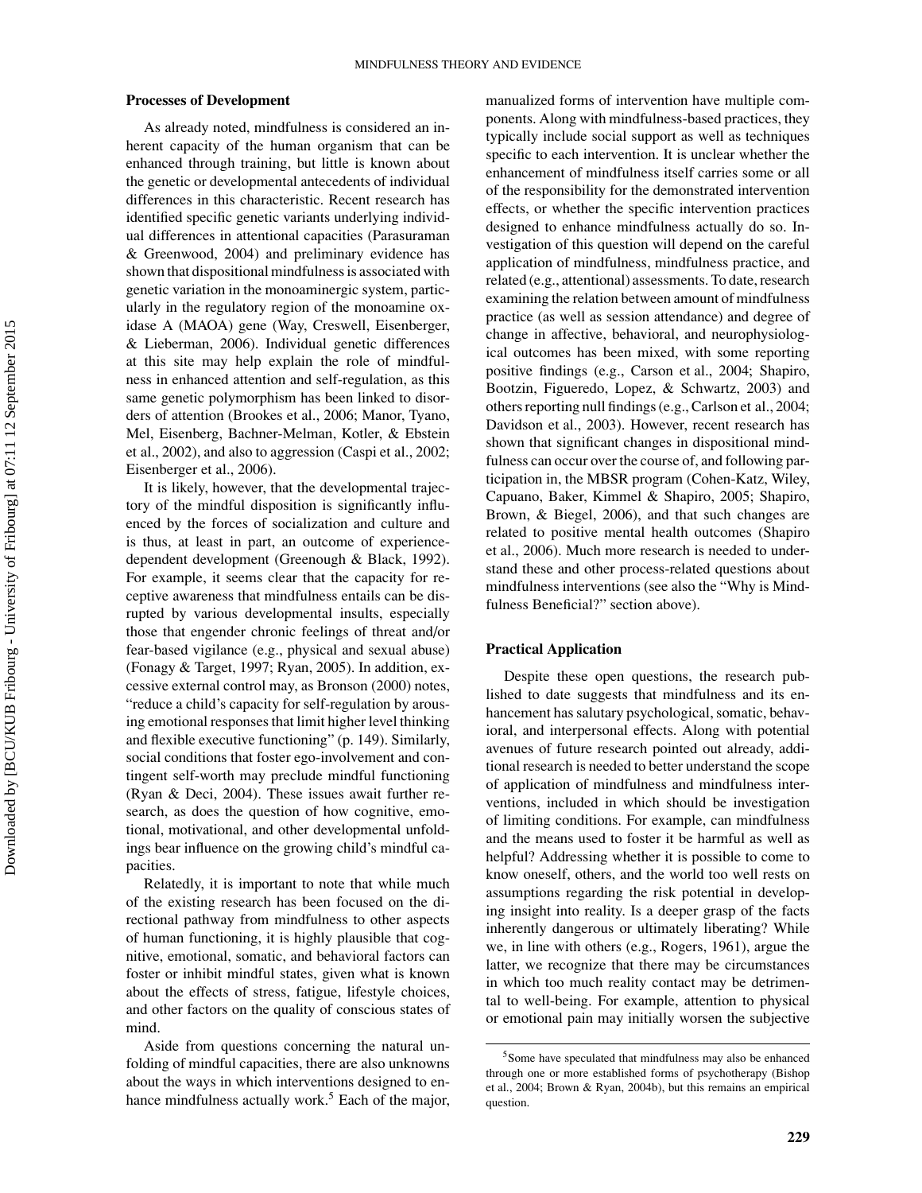### Processes of Development

As already noted, mindfulness is considered an inherent capacity of the human organism that can be enhanced through training, but little is known about the genetic or developmental antecedents of individual differences in this characteristic. Recent research has identified specific genetic variants underlying individual differences in attentional capacities (Parasuraman & Greenwood, 2004) and preliminary evidence has shown that dispositional mindfulness is associated with genetic variation in the monoaminergic system, particularly in the regulatory region of the monoamine oxidase A (MAOA) gene (Way, Creswell, Eisenberger, & Lieberman, 2006). Individual genetic differences at this site may help explain the role of mindfulness in enhanced attention and self-regulation, as this same genetic polymorphism has been linked to disorders of attention (Brookes et al., 2006; Manor, Tyano, Mel, Eisenberg, Bachner-Melman, Kotler, & Ebstein et al., 2002), and also to aggression (Caspi et al., 2002; Eisenberger et al., 2006).

It is likely, however, that the developmental trajectory of the mindful disposition is significantly influenced by the forces of socialization and culture and is thus, at least in part, an outcome of experience-dependent development (Greenough & Black, 1992). For example, it seems clear that the capacity for receptive awareness that mindfulness entails can be disrupted by various developmental insults, especially those that engender chronic feelings of threat and/or fear-based vigilance (e.g., physical and sexual abuse) (Fonagy & Target, 1997; Ryan, 2005). In addition, excessive external control may, as Bronson (2000) notes, "reduce a child's capacity for self-regulation by arousing emotional responses that limit higher level thinking and flexible executive functioning" (p. 149). Similarly, social conditions that foster ego-involvement and contingent self-worth may preclude mindful functioning (Ryan & Deci, 2004). These issues await further research, as does the question of how cognitive, emotional, motivational, and other developmental unfoldings bear influence on the growing child's mindful capacities.

Relatedly, it is important to note that while much of the existing research has been focused on the directional pathway from mindfulness to other aspects of human functioning, it is highly plausible that cognitive, emotional, somatic, and behavioral factors can foster or inhibit mindful states, given what is known about the effects of stress, fatigue, lifestyle choices, and other factors on the quality of conscious states of mind.

Aside from questions concerning the natural unfolding of mindful capacities, there are also unknowns about the ways in which interventions designed to enhance mindfulness actually work.[5] Each of the major, manualized forms of intervention have multiple components. Along with mindfulness-based practices, they typically include social support as well as techniques specific to each intervention. It is unclear whether the enhancement of mindfulness itself carries some or all of the responsibility for the demonstrated intervention effects, or whether the specific intervention practices designed to enhance mindfulness actually do so. Investigation of this question will depend on the careful application of mindfulness, mindfulness practice, and related (e.g., attentional) assessments. To date, research examining the relation between amount of mindfulness practice (as well as session attendance) and degree of change in affective, behavioral, and neurophysiological outcomes has been mixed, with some reporting positive findings (e.g., Carson et al., 2004; Shapiro, Bootzin, Figueredo, Lopez, & Schwartz, 2003) and others reporting null findings (e.g., Carlson et al., 2004; Davidson et al., 2003). However, recent research has shown that significant changes in dispositional mindfulness can occur over the course of, and following participation in, the MBSR program (Cohen-Katz, Wiley, Capuano, Baker, Kimmel & Shapiro, 2005; Shapiro, Brown, & Biegel, 2006), and that such changes are related to positive mental health outcomes (Shapiro et al., 2006). Much more research is needed to understand these and other process-related questions about mindfulness interventions (see also the "Why is Mindfulness Beneficial?" section above).

### Practical Application

Despite these open questions, the research published to date suggests that mindfulness and its enhancement has salutary psychological, somatic, behavioral, and interpersonal effects. Along with potential avenues of future research pointed out already, additional research is needed to better understand the scope of application of mindfulness and mindfulness interventions, included in which should be investigation of limiting conditions. For example, can mindfulness and the means used to foster it be harmful as well as helpful? Addressing whether it is possible to come to know oneself, others, and the world too well rests on assumptions regarding the risk potential in developing insight into reality. Is a deeper grasp of the facts inherently dangerous or ultimately liberating? While we, in line with others (e.g., Rogers, 1961), argue the latter, we recognize that there may be circumstances in which too much reality contact may be detrimental to well-being. For example, attention to physical or emotional pain may initially worsen the subjective

[5] Some have speculated that mindfulness may also be enhanced through one or more established forms of psychotherapy (Bishop et al., 2004; Brown & Ryan, 2004b), but this remains an empirical question.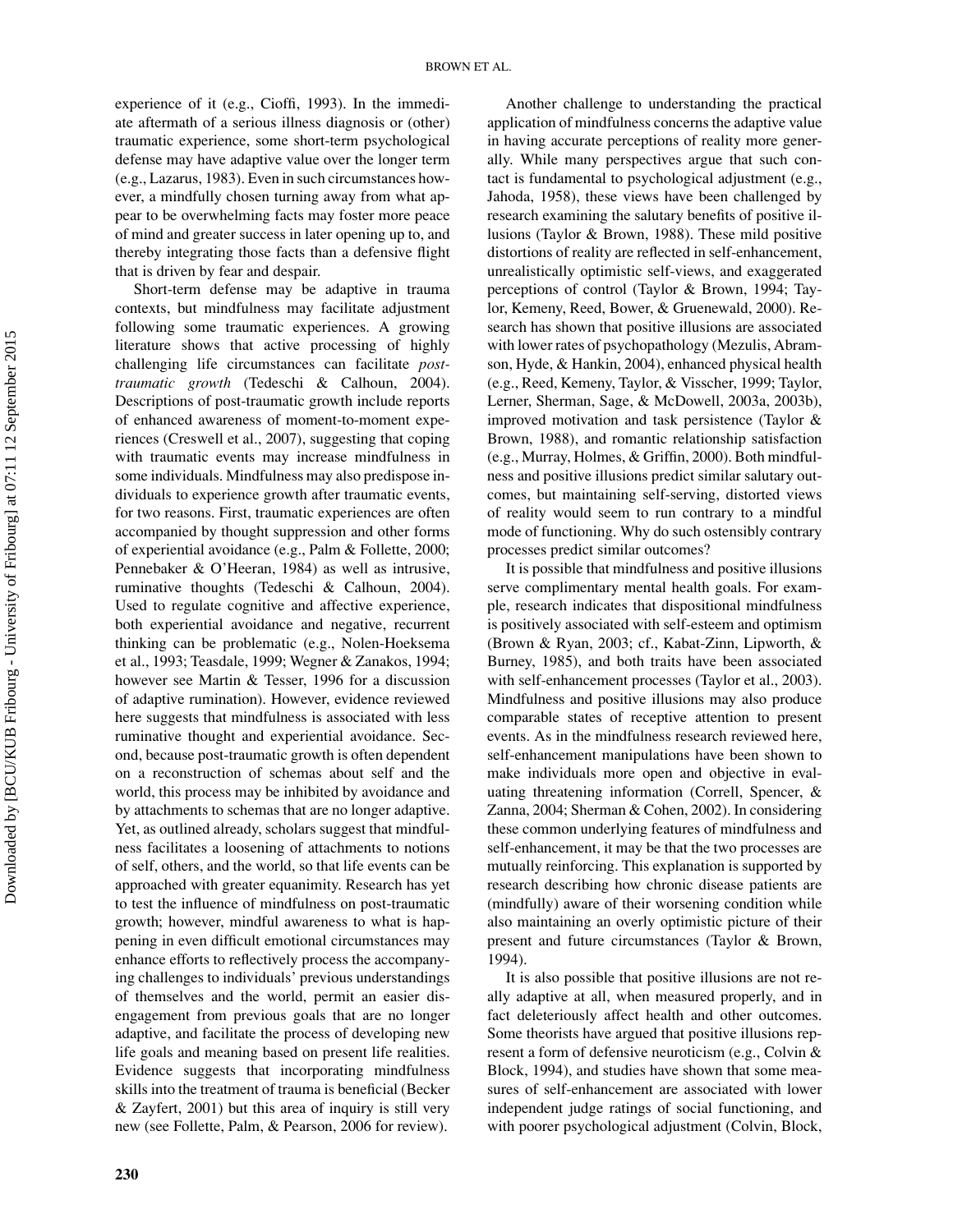experience of it (e.g., Cioffi, 1993). In the immediate aftermath of a serious illness diagnosis or (other) traumatic experience, some short-term psychological defense may have adaptive value over the longer term (e.g., Lazarus, 1983). Even in such circumstances however, a mindfully chosen turning away from what appear to be overwhelming facts may foster more peace of mind and greater success in later opening up to, and thereby integrating those facts than a defensive flight that is driven by fear and despair.

Short-term defense may be adaptive in trauma contexts, but mindfulness may facilitate adjustment following some traumatic experiences. A growing literature shows that active processing of highly challenging life circumstances can facilitate *post-traumatic growth* (Tedeschi & Calhoun, 2004). Descriptions of post-traumatic growth include reports of enhanced awareness of moment-to-moment experiences (Creswell et al., 2007), suggesting that coping with traumatic events may increase mindfulness in some individuals. Mindfulness may also predispose individuals to experience growth after traumatic events, for two reasons. First, traumatic experiences are often accompanied by thought suppression and other forms of experiential avoidance (e.g., Palm & Follette, 2000; Pennebaker & O'Heeran, 1984) as well as intrusive, ruminative thoughts (Tedeschi & Calhoun, 2004). Used to regulate cognitive and affective experience, both experiential avoidance and negative, recurrent thinking can be problematic (e.g., Nolen-Hoeksema et al., 1993; Teasdale, 1999; Wegner & Zanakos, 1994; however see Martin & Tesser, 1996 for a discussion of adaptive rumination). However, evidence reviewed here suggests that mindfulness is associated with less ruminative thought and experiential avoidance. Second, because post-traumatic growth is often dependent on a reconstruction of schemas about self and the world, this process may be inhibited by avoidance and by attachments to schemas that are no longer adaptive. Yet, as outlined already, scholars suggest that mindfulness facilitates a loosening of attachments to notions of self, others, and the world, so that life events can be approached with greater equanimity. Research has yet to test the influence of mindfulness on post-traumatic growth; however, mindful awareness to what is happening in even difficult emotional circumstances may enhance efforts to reflectively process the accompanying challenges to individuals' previous understandings of themselves and the world, permit an easier disengagement from previous goals that are no longer adaptive, and facilitate the process of developing new life goals and meaning based on present life realities. Evidence suggests that incorporating mindfulness skills into the treatment of trauma is beneficial (Becker & Zayfert, 2001) but this area of inquiry is still very new (see Follette, Palm, & Pearson, 2006 for review).

Another challenge to understanding the practical application of mindfulness concerns the adaptive value in having accurate perceptions of reality more generally. While many perspectives argue that such contact is fundamental to psychological adjustment (e.g., Jahoda, 1958), these views have been challenged by research examining the salutary benefits of positive illusions (Taylor & Brown, 1988). These mild positive distortions of reality are reflected in self-enhancement, unrealistically optimistic self-views, and exaggerated perceptions of control (Taylor & Brown, 1994; Taylor, Kemeny, Reed, Bower, & Gruenewald, 2000). Research has shown that positive illusions are associated with lower rates of psychopathology (Mezulis, Abramson, Hyde, & Hankin, 2004), enhanced physical health (e.g., Reed, Kemeny, Taylor, & Visscher, 1999; Taylor, Lerner, Sherman, Sage, & McDowell, 2003a, 2003b), improved motivation and task persistence (Taylor & Brown, 1988), and romantic relationship satisfaction (e.g., Murray, Holmes, & Griffin, 2000). Both mindfulness and positive illusions predict similar salutary outcomes, but maintaining self-serving, distorted views of reality would seem to run contrary to a mindful mode of functioning. Why do such ostensibly contrary processes predict similar outcomes?

It is possible that mindfulness and positive illusions serve complimentary mental health goals. For example, research indicates that dispositional mindfulness is positively associated with self-esteem and optimism (Brown & Ryan, 2003; cf., Kabat-Zinn, Lipworth, & Burney, 1985), and both traits have been associated with self-enhancement processes (Taylor et al., 2003). Mindfulness and positive illusions may also produce comparable states of receptive attention to present events. As in the mindfulness research reviewed here, self-enhancement manipulations have been shown to make individuals more open and objective in evaluating threatening information (Correll, Spencer, & Zanna, 2004; Sherman & Cohen, 2002). In considering these common underlying features of mindfulness and self-enhancement, it may be that the two processes are mutually reinforcing. This explanation is supported by research describing how chronic disease patients are (mindfully) aware of their worsening condition while also maintaining an overly optimistic picture of their present and future circumstances (Taylor & Brown, 1994).

It is also possible that positive illusions are not really adaptive at all, when measured properly, and in fact deleteriously affect health and other outcomes. Some theorists have argued that positive illusions represent a form of defensive neuroticism (e.g., Colvin & Block, 1994), and studies have shown that some measures of self-enhancement are associated with lower independent judge ratings of social functioning, and with poorer psychological adjustment (Colvin, Block,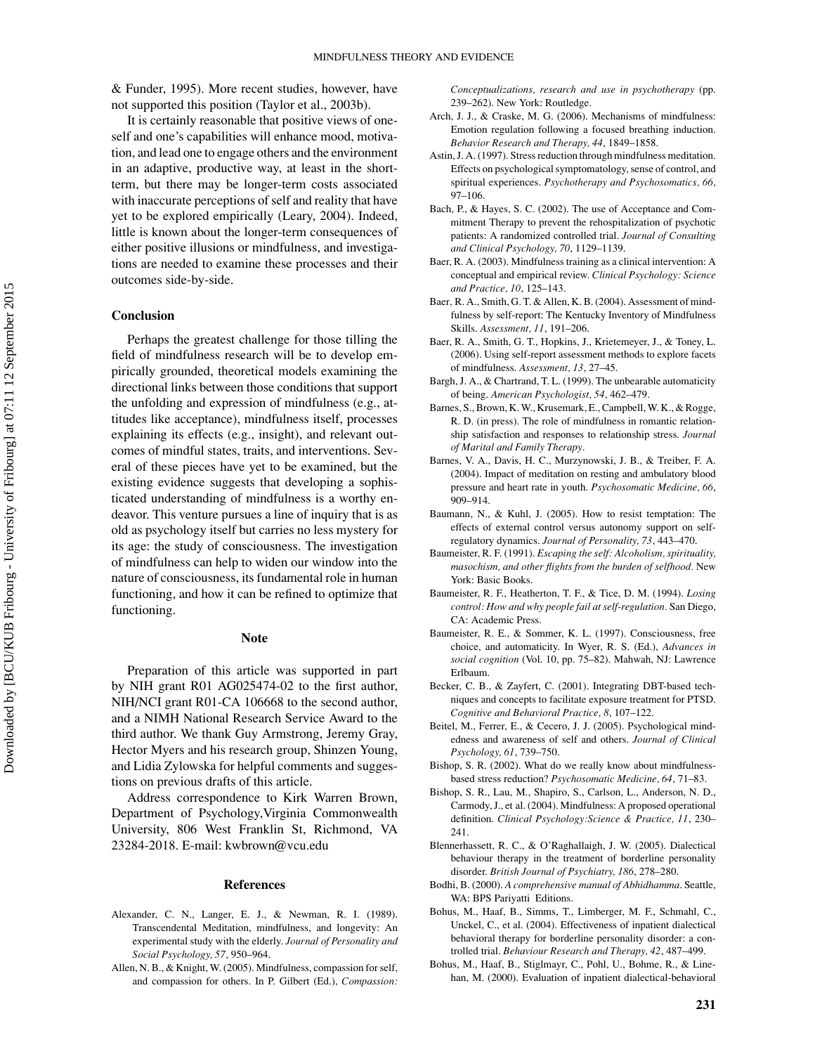& Funder, 1995). More recent studies, however, have not supported this position (Taylor et al., 2003b).

It is certainly reasonable that positive views of oneself and one's capabilities will enhance mood, motivation, and lead one to engage others and the environment in an adaptive, productive way, at least in the short-term, but there may be longer-term costs associated with inaccurate perceptions of self and reality that have yet to be explored empirically (Leary, 2004). Indeed, little is known about the longer-term consequences of either positive illusions or mindfulness, and investigations are needed to examine these processes and their outcomes side-by-side.

### Conclusion

Perhaps the greatest challenge for those tilling the field of mindfulness research will be to develop empirically grounded, theoretical models examining the directional links between those conditions that support the unfolding and expression of mindfulness (e.g., attitudes like acceptance), mindfulness itself, processes explaining its effects (e.g., insight), and relevant outcomes of mindful states, traits, and interventions. Several of these pieces have yet to be examined, but the existing evidence suggests that developing a sophisticated understanding of mindfulness is a worthy endeavor. This venture pursues a line of inquiry that is as old as psychology itself but carries no less mystery for its age: the study of consciousness. The investigation of mindfulness can help to widen our window into the nature of consciousness, its fundamental role in human functioning, and how it can be refined to optimize that functioning.

## Note

Preparation of this article was supported in part by NIH grant R01 AG025474-02 to the first author, NIH/NCI grant R01-CA 106668 to the second author, and a NIMH National Research Service Award to the third author. We thank Guy Armstrong, Jeremy Gray, Hector Myers and his research group, Shinzen Young, and Lidia Zylowska for helpful comments and suggestions on previous drafts of this article.

Address correspondence to Kirk Warren Brown, Department of Psychology,Virginia Commonwealth University, 806 West Franklin St, Richmond, VA 23284-2018. E-mail: kwbrown@vcu.edu

## References

Alexander, C. N., Langer, E. J., & Newman, R. I. (1989). Transcendental Meditation, mindfulness, and longevity: An experimental study with the elderly. *Journal of Personality and Social Psychology, 57*, 950–964.

Allen, N. B., & Knight, W. (2005). Mindfulness, compassion for self, and compassion for others. In P. Gilbert (Ed.), *Compassion: Conceptualizations, research and use in psychotherapy* (pp. 239–262). New York: Routledge.

Arch, J. J., & Craske, M. G. (2006). Mechanisms of mindfulness: Emotion regulation following a focused breathing induction. *Behavior Research and Therapy, 44*, 1849–1858.

Astin, J. A. (1997). Stress reduction through mindfulness meditation. Effects on psychological symptomatology, sense of control, and spiritual experiences. *Psychotherapy and Psychosomatics, 66*, 97–106.

Bach, P., & Hayes, S. C. (2002). The use of Acceptance and Commitment Therapy to prevent the rehospitalization of psychotic patients: A randomized controlled trial. *Journal of Consulting and Clinical Psychology, 70*, 1129–1139.

Baer, R. A. (2003). Mindfulness training as a clinical intervention: A conceptual and empirical review. *Clinical Psychology: Science and Practice, 10*, 125–143.

Baer, R. A., Smith, G. T. & Allen, K. B. (2004). Assessment of mindfulness by self-report: The Kentucky Inventory of Mindfulness Skills. *Assessment, 11*, 191–206.

Baer, R. A., Smith, G. T., Hopkins, J., Krietemeyer, J., & Toney, L. (2006). Using self-report assessment methods to explore facets of mindfulness. *Assessment, 13*, 27–45.

Bargh, J. A., & Chartrand, T. L. (1999). The unbearable automaticity of being. *American Psychologist, 54*, 462–479.

Barnes, S., Brown, K. W., Krusemark, E., Campbell, W. K., & Rogge, R. D. (in press). The role of mindfulness in romantic relationship satisfaction and responses to relationship stress. *Journal of Marital and Family Therapy*.

Barnes, V. A., Davis, H. C., Murzynowski, J. B., & Treiber, F. A. (2004). Impact of meditation on resting and ambulatory blood pressure and heart rate in youth. *Psychosomatic Medicine, 66*, 909–914.

Baumann, N., & Kuhl, J. (2005). How to resist temptation: The effects of external control versus autonomy support on self-regulatory dynamics. *Journal of Personality, 73*, 443–470.

Baumeister, R. F. (1991). *Escaping the self: Alcoholism, spirituality, masochism, and other flights from the burden of selfhood.* New York: Basic Books.

Baumeister, R. F., Heatherton, T. F., & Tice, D. M. (1994). *Losing control: How and why people fail at self-regulation.* San Diego, CA: Academic Press.

Baumeister, R. E., & Sommer, K. L. (1997). Consciousness, free choice, and automaticity. In Wyer, R. S. (Ed.), *Advances in social cognition* (Vol. 10, pp. 75–82). Mahwah, NJ: Lawrence Erlbaum.

Becker, C. B., & Zayfert, C. (2001). Integrating DBT-based techniques and concepts to facilitate exposure treatment for PTSD. *Cognitive and Behavioral Practice, 8*, 107–122.

Beitel, M., Ferrer, E., & Cecero, J. J. (2005). Psychological mindedness and awareness of self and others. *Journal of Clinical Psychology, 61*, 739–750.

Bishop, S. R. (2002). What do we really know about mindfulness-based stress reduction? *Psychosomatic Medicine, 64*, 71–83.

Bishop, S. R., Lau, M., Shapiro, S., Carlson, L., Anderson, N. D., Carmody, J., et al. (2004). Mindfulness: A proposed operational definition. *Clinical Psychology:Science & Practice, 11*, 230–241.

Blennerhassett, R. C., & O'Raghallaigh, J. W. (2005). Dialectical behaviour therapy in the treatment of borderline personality disorder. *British Journal of Psychiatry, 186*, 278–280.

Bodhi, B. (2000). *A comprehensive manual of Abhidhamma*. Seattle, WA: BPS Pariyatti Editions.

Bohus, M., Haaf, B., Simms, T., Limberger, M. F., Schmahl, C., Unckel, C., et al. (2004). Effectiveness of inpatient dialectical behavioral therapy for borderline personality disorder: a controlled trial. *Behaviour Research and Therapy, 42*, 487–499.

Bohus, M., Haaf, B., Stiglmayr, C., Pohl, U., Bohme, R., & Linehan, M. (2000). Evaluation of inpatient dialectical-behavioral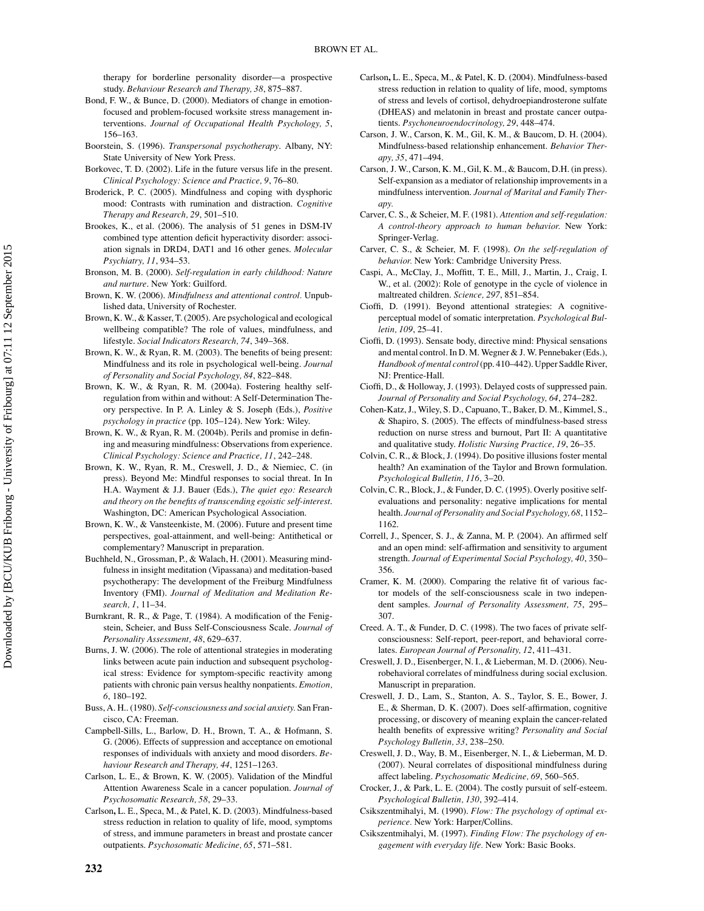therapy for borderline personality disorder—a prospective study. *Behaviour Research and Therapy, 38*, 875–887.

Bond, F. W., & Bunce, D. (2000). Mediators of change in emotion-focused and problem-focused worksite stress management interventions. *Journal of Occupational Health Psychology, 5*, 156–163.

Boorstein, S. (1996). *Transpersonal psychotherapy*. Albany, NY: State University of New York Press.

Borkovec, T. D. (2002). Life in the future versus life in the present. *Clinical Psychology: Science and Practice, 9*, 76–80.

Broderick, P. C. (2005). Mindfulness and coping with dysphoric mood: Contrasts with rumination and distraction. *Cognitive Therapy and Research, 29*, 501–510.

Brookes, K., et al. (2006). The analysis of 51 genes in DSM-IV combined type attention deficit hyperactivity disorder: association signals in DRD4, DAT1 and 16 other genes. *Molecular Psychiatry, 11*, 934–53.

Bronson, M. B. (2000). *Self-regulation in early childhood: Nature and nurture*. New York: Guilford.

Brown, K. W. (2006). *Mindfulness and attentional control*. Unpublished data, University of Rochester.

Brown, K. W., & Kasser, T. (2005). Are psychological and ecological wellbeing compatible? The role of values, mindfulness, and lifestyle. *Social Indicators Research, 74*, 349–368.

Brown, K. W., & Ryan, R. M. (2003). The benefits of being present: Mindfulness and its role in psychological well-being. *Journal of Personality and Social Psychology, 84*, 822–848.

Brown, K. W., & Ryan, R. M. (2004a). Fostering healthy self-regulation from within and without: A Self-Determination Theory perspective. In P. A. Linley & S. Joseph (Eds.), *Positive psychology in practice* (pp. 105–124). New York: Wiley.

Brown, K. W., & Ryan, R. M. (2004b). Perils and promise in defining and measuring mindfulness: Observations from experience. *Clinical Psychology: Science and Practice, 11*, 242–248.

Brown, K. W., Ryan, R. M., Creswell, J. D., & Niemiec, C. (in press). Beyond Me: Mindful responses to social threat. In In H.A. Wayment & J.J. Bauer (Eds.), *The quiet ego: Research and theory on the benefits of transcending egoistic self-interest*. Washington, DC: American Psychological Association.

Brown, K. W., & Vansteenkiste, M. (2006). Future and present time perspectives, goal-attainment, and well-being: Antithetical or complementary? Manuscript in preparation.

Buchheld, N., Grossman, P., & Walach, H. (2001). Measuring mindfulness in insight meditation (Vipassana) and meditation-based psychotherapy: The development of the Freiburg Mindfulness Inventory (FMI). *Journal of Meditation and Meditation Research, 1*, 11–34.

Burnkrant, R. R., & Page, T. (1984). A modification of the Fenigstein, Scheier, and Buss Self-Consciousness Scale. *Journal of Personality Assessment, 48*, 629–637.

Burns, J. W. (2006). The role of attentional strategies in moderating links between acute pain induction and subsequent psychological stress: Evidence for symptom-specific reactivity among patients with chronic pain versus healthy nonpatients. *Emotion, 6*, 180–192.

Buss, A. H.. (1980). *Self-consciousness and social anxiety.* San Francisco, CA: Freeman.

Campbell-Sills, L., Barlow, D. H., Brown, T. A., & Hofmann, S. G. (2006). Effects of suppression and acceptance on emotional responses of individuals with anxiety and mood disorders. *Behaviour Research and Therapy, 44*, 1251–1263.

Carlson, L. E., & Brown, K. W. (2005). Validation of the Mindful Attention Awareness Scale in a cancer population. *Journal of Psychosomatic Research, 58*, 29–33.

Carlson**,** L. E., Speca, M., & Patel, K. D. (2003). Mindfulness-based stress reduction in relation to quality of life, mood, symptoms of stress, and immune parameters in breast and prostate cancer outpatients. *Psychosomatic Medicine, 65*, 571–581.

Carlson**,** L. E., Speca, M., & Patel, K. D. (2004). Mindfulness-based stress reduction in relation to quality of life, mood, symptoms of stress and levels of cortisol, dehydroepiandrosterone sulfate (DHEAS) and melatonin in breast and prostate cancer outpatients. *Psychoneuroendocrinology, 29*, 448–474.

Carson, J. W., Carson, K. M., Gil, K. M., & Baucom, D. H. (2004). Mindfulness-based relationship enhancement. *Behavior Therapy, 35*, 471–494.

Carson, J. W., Carson, K. M., Gil, K. M., & Baucom, D.H. (in press). Self-expansion as a mediator of relationship improvements in a mindfulness intervention. *Journal of Marital and Family Therapy.*

Carver, C. S., & Scheier, M. F. (1981). *Attention and self-regulation: A control-theory approach to human behavior.* New York: Springer-Verlag.

Carver, C. S., & Scheier, M. F. (1998). *On the self-regulation of behavior.* New York: Cambridge University Press.

Caspi, A., McClay, J., Moffitt, T. E., Mill, J., Martin, J., Craig, I. W., et al. (2002): Role of genotype in the cycle of violence in maltreated children. *Science, 297*, 851–854.

Cioffi, D. (1991). Beyond attentional strategies: A cognitive-perceptual model of somatic interpretation. *Psychological Bulletin, 109*, 25–41.

Cioffi, D. (1993). Sensate body, directive mind: Physical sensations and mental control. In D. M. Wegner & J. W. Pennebaker (Eds.), *Handbook of mental control* (pp. 410–442). Upper Saddle River, NJ: Prentice-Hall.

Cioffi, D., & Holloway, J. (1993). Delayed costs of suppressed pain. *Journal of Personality and Social Psychology, 64*, 274–282.

Cohen-Katz, J., Wiley, S. D., Capuano, T., Baker, D. M., Kimmel, S., & Shapiro, S. (2005). The effects of mindfulness-based stress reduction on nurse stress and burnout, Part II: A quantitative and qualitative study. *Holistic Nursing Practice, 19*, 26–35.

Colvin, C. R., & Block, J. (1994). Do positive illusions foster mental health? An examination of the Taylor and Brown formulation. *Psychological Bulletin, 116*, 3–20.

Colvin, C. R., Block, J., & Funder, D. C. (1995). Overly positive self-evaluations and personality: negative implications for mental health. *Journal of Personality and Social Psychology, 68*, 1152–1162.

Correll, J., Spencer, S. J., & Zanna, M. P. (2004). An affirmed self and an open mind: self-affirmation and sensitivity to argument strength. *Journal of Experimental Social Psychology, 40*, 350–356.

Cramer, K. M. (2000). Comparing the relative fit of various factor models of the self-consciousness scale in two independent samples. *Journal of Personality Assessment, 75*, 295–307.

Creed. A. T., & Funder, D. C. (1998). The two faces of private self-consciousness: Self-report, peer-report, and behavioral correlates. *European Journal of Personality, 12*, 411–431.

Creswell, J. D., Eisenberger, N. I., & Lieberman, M. D. (2006). Neurobehavioral correlates of mindfulness during social exclusion. Manuscript in preparation.

Creswell, J. D., Lam, S., Stanton, A. S., Taylor, S. E., Bower, J. E., & Sherman, D. K. (2007). Does self-affirmation, cognitive processing, or discovery of meaning explain the cancer-related health benefits of expressive writing? *Personality and Social Psychology Bulletin, 33*, 238–250.

Creswell, J. D., Way, B. M., Eisenberger, N. I., & Lieberman, M. D. (2007). Neural correlates of dispositional mindfulness during affect labeling. *Psychosomatic Medicine, 69*, 560–565.

Crocker, J., & Park, L. E. (2004). The costly pursuit of self-esteem. *Psychological Bulletin, 130*, 392–414.

Csikszentmihalyi, M. (1990). *Flow: The psychology of optimal experience.* New York: Harper/Collins.

Csikszentmihalyi, M. (1997). *Finding Flow: The psychology of engagement with everyday life.* New York: Basic Books.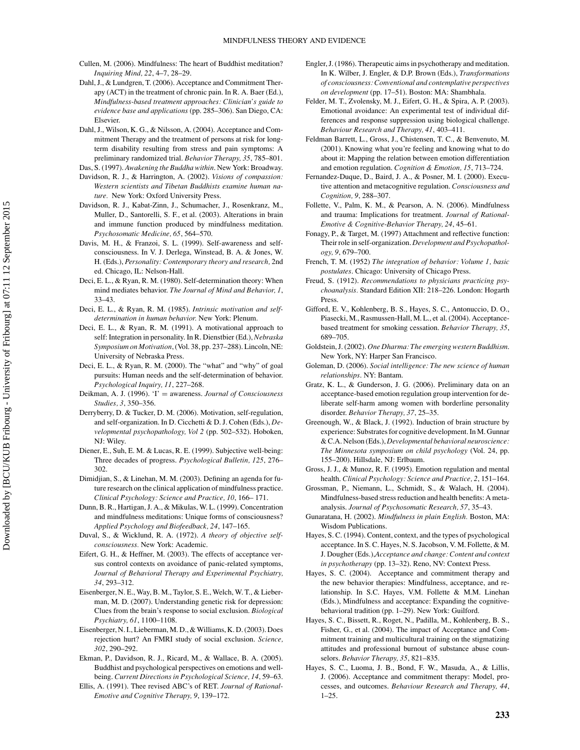Cullen, M. (2006). Mindfulness: The heart of Buddhist meditation? *Inquiring Mind, 22*, 4–7, 28–29.

Dahl, J., & Lundgren, T. (2006). Acceptance and Commitment Therapy (ACT) in the treatment of chronic pain. In R. A. Baer (Ed.), *Mindfulness-based treatment approaches: Clinician's guide to evidence base and applications* (pp. 285–306). San Diego, CA: Elsevier.

Dahl, J., Wilson, K. G., & Nilsson, A. (2004). Acceptance and Commitment Therapy and the treatment of persons at risk for long-term disability resulting from stress and pain symptoms: A preliminary randomized trial. *Behavior Therapy, 35*, 785–801.

Das, S. (1997). *Awakening the Buddha within*. New York: Broadway.

Davidson, R. J., & Harrington, A. (2002). *Visions of compassion: Western scientists and Tibetan Buddhists examine human nature.* New York: Oxford University Press.

Davidson, R. J., Kabat-Zinn, J., Schumacher, J., Rosenkranz, M., Muller, D., Santorelli, S. F., et al. (2003). Alterations in brain and immune function produced by mindfulness meditation. *Psychosomatic Medicine, 65*, 564–570.

Davis, M. H., & Franzoi, S. L. (1999). Self-awareness and self-consciousness. In V. J. Derlega, Winstead, B. A. & Jones, W. H. (Eds.), *Personality: Contemporary theory and research,* 2nd ed. Chicago, IL: Nelson-Hall.

Deci, E. L., & Ryan, R. M. (1980). Self-determination theory: When mind mediates behavior. *The Journal of Mind and Behavior, 1*, 33–43.

Deci, E. L., & Ryan, R. M. (1985). *Intrinsic motivation and self-determination in human behavior.* New York: Plenum.

Deci, E. L., & Ryan, R. M. (1991). A motivational approach to self: Integration in personality. In R. Dienstbier (Ed.), *Nebraska Symposium on Motivation*, (Vol. 38, pp. 237–288). Lincoln, NE: University of Nebraska Press.

Deci, E. L., & Ryan, R. M. (2000). The "what" and "why" of goal pursuits: Human needs and the self-determination of behavior. *Psychological Inquiry, 11*, 227–268.

Deikman, A. J. (1996). 'I' = awareness. *Journal of Consciousness Studies, 3*, 350–356.

Derryberry, D. & Tucker, D. M. (2006). Motivation, self-regulation, and self-organization. In D. Cicchetti & D. J. Cohen (Eds.), *Developmental psychopathology, Vol 2* (pp. 502–532). Hoboken, NJ: Wiley.

Diener, E., Suh, E. M. & Lucas, R. E. (1999). Subjective well-being: Three decades of progress. *Psychological Bulletin, 125*, 276–302.

Dimidjian, S., & Linehan, M. M. (2003). Defining an agenda for future research on the clinical application of mindfulness practice. *Clinical Psychology: Science and Practice, 10*, 166– 171.

Dunn, B. R., Hartigan, J. A., & Mikulas, W. L. (1999). Concentration and mindfulness meditations: Unique forms of consciousness? *Applied Psychology and Biofeedback, 24*, 147–165.

Duval, S., & Wicklund, R. A. (1972). *A theory of objective self-consciousness.* New York: Academic.

Eifert, G. H., & Heffner, M. (2003). The effects of acceptance versus control contexts on avoidance of panic-related symptoms, *Journal of Behavioral Therapy and Experimental Psychiatry, 34*, 293–312.

Eisenberger, N. E., Way, B. M., Taylor, S. E., Welch, W. T., & Lieberman, M. D. (2007). Understanding genetic risk for depression: Clues from the brain's response to social exclusion. *Biological Psychiatry, 61*, 1100–1108.

Eisenberger, N. I., Lieberman, M. D., & Williams, K. D. (2003). Does rejection hurt? An FMRI study of social exclusion. *Science, 302*, 290–292.

Ekman, P., Davidson, R. J., Ricard, M., & Wallace, B. A. (2005). Buddhist and psychological perspectives on emotions and well-being. *Current Directions in Psychological Science, 14*, 59–63.

Ellis, A. (1991). Thee revised ABC's of RET. *Journal of Rational-Emotive and Cognitive Therapy, 9*, 139–172.

Engler, J. (1986). Therapeutic aims in psychotherapy and meditation. In K. Wilber, J. Engler, & D.P. Brown (Eds.), *Transformations of consciousness: Conventional and contemplative perspectives on development* (pp. 17–51). Boston: MA: Shambhala.

Felder, M. T., Zvolensky, M. J., Eifert, G. H., & Spira, A. P. (2003). Emotional avoidance: An experimental test of individual differences and response suppression using biological challenge. *Behaviour Research and Therapy, 41*, 403–411.

Feldman Barrett, L., Gross, J., Chistensen, T. C., & Benvenuto, M. (2001). Knowing what you're feeling and knowing what to do about it: Mapping the relation between emotion differentiation and emotion regulation. *Cognition & Emotion, 15*, 713–724.

Fernandez-Duque, D., Baird, J. A., & Posner, M. I. (2000). Executive attention and metacognitive regulation. *Consciousness and Cognition, 9*, 288–307.

Follette, V., Palm, K. M., & Pearson, A. N. (2006). Mindfulness and trauma: Implications for treatment. *Journal of Rational-Emotive & Cognitive-Behavior Therapy, 24*, 45–61.

Fonagy, P., & Target, M. (1997) Attachment and reflective function: Their role in self-organization. *Development and Psychopathology, 9*, 679–700.

French, T. M. (1952) *The integration of behavior: Volume 1, basic postulates*. Chicago: University of Chicago Press.

Freud, S. (1912). *Recommendations to physicians practicing psychoanalysis.* Standard Edition XII: 218–226. London: Hogarth Press.

Gifford, E. V., Kohlenberg, B. S., Hayes, S. C., Antonuccio, D. O., Piasecki, M., Rasmussen-Hall, M. L., et al. (2004). Acceptance-based treatment for smoking cessation. *Behavior Therapy, 35*, 689–705.

Goldstein, J. (2002). *One Dharma: The emerging western Buddhism*. New York, NY: Harper San Francisco.

Goleman, D. (2006). *Social intelligence: The new science of human relationships*. NY: Bantam.

Gratz, K. L., & Gunderson, J. G. (2006). Preliminary data on an acceptance-based emotion regulation group intervention for deliberate self-harm among women with borderline personality disorder. *Behavior Therapy, 37*, 25–35.

Greenough, W., & Black, J. (1992). Induction of brain structure by experience: Substrates for cognitive development. In M. Gunnar & C.A. Nelson (Eds.), *Developmental behavioral neuroscience: The Minnesota symposium on child psychology* (Vol. 24, pp. 155–200). Hillsdale, NJ: Erlbaum.

Gross, J. J., & Munoz, R. F. (1995). Emotion regulation and mental health. *Clinical Psychology: Science and Practice, 2*, 151–164.

Grossman, P., Niemann, L., Schmidt, S., & Walach, H. (2004). Mindfulness-based stress reduction and health benefits: A meta-analysis. *Journal of Psychosomatic Research, 57*, 35–43.

Gunaratana, H. (2002). *Mindfulness in plain English.* Boston, MA: Wisdom Publications.

Hayes, S. C. (1994). Content, context, and the types of psychological acceptance. In S. C. Hayes, N. S. Jacobson, V. M. Follette, & M. J. Dougher (Eds.),*Acceptance and change: Content and context in psychotherapy* (pp. 13–32). Reno, NV: Context Press.

Hayes, S. C. (2004). Acceptance and commitment therapy and the new behavior therapies: Mindfulness, acceptance, and relationship. In S.C. Hayes, V.M. Follette & M.M. Linehan (Eds.), Mindfulness and acceptance: Expanding the cognitive-behavioral tradition (pp. 1–29). New York: Guilford.

Hayes, S. C., Bissett, R., Roget, N., Padilla, M., Kohlenberg, B. S., Fisher, G., et al. (2004). The impact of Acceptance and Commitment training and multicultural training on the stigmatizing attitudes and professional burnout of substance abuse counselors. *Behavior Therapy, 35*, 821–835.

Hayes, S. C., Luoma, J. B., Bond, F. W., Masuda, A., & Lillis, J. (2006). Acceptance and commitment therapy: Model, processes, and outcomes. *Behaviour Research and Therapy, 44*, 1–25.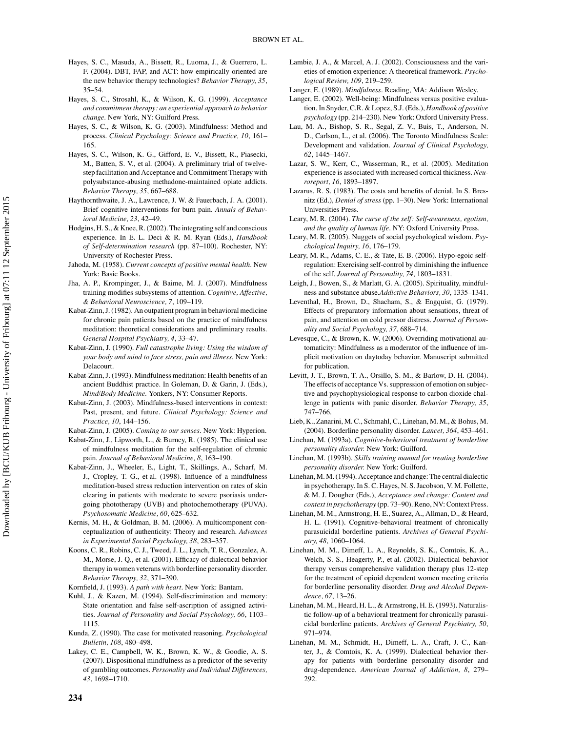Hayes, S. C., Masuda, A., Bissett, R., Luoma, J., & Guerrero, L. F. (2004). DBT, FAP, and ACT: how empirically oriented are the new behavior therapy technologies? *Behavior Therapy, 35*, 35–54.

Hayes, S. C., Strosahl, K., & Wilson, K. G. (1999). *Acceptance and commitment therapy: an experiential approach to behavior change*. New York, NY: Guilford Press.

Hayes, S. C., & Wilson, K. G. (2003). Mindfulness: Method and process. *Clinical Psychology: Science and Practice, 10*, 161–165.

Hayes, S. C., Wilson, K. G., Gifford, E. V., Bissett, R., Piasecki, M., Batten, S. V., et al. (2004). A preliminary trial of twelve-step facilitation and Acceptance and Commitment Therapy with polysubstance-abusing methadone-maintained opiate addicts. *Behavior Therapy, 35*, 667–688.

Haythornthwaite, J. A., Lawrence, J. W. & Fauerbach, J. A. (2001). Brief cognitive interventions for burn pain. *Annals of Behavioral Medicine, 23*, 42–49.

Hodgins, H. S., & Knee, R. (2002). The integrating self and conscious experience. In E. L. Deci & R. M. Ryan (Eds.), *Handbook of Self-determination research* (pp. 87–100). Rochester, NY: University of Rochester Press.

Jahoda, M. (1958). *Current concepts of positive mental health*. New York: Basic Books.

Jha, A. P., Krompinger, J., & Baime, M. J. (2007). Mindfulness training modifies subsystems of attention. *Cognitive, Affective, & Behavioral Neuroscience, 7*, 109–119.

Kabat-Zinn, J. (1982). An outpatient program in behavioral medicine for chronic pain patients based on the practice of mindfulness meditation: theoretical considerations and preliminary results. *General Hospital Psychiatry, 4*, 33–47.

Kabat-Zinn, J. (1990). *Full catastrophe living: Using the wisdom of your body and mind to face stress, pain and illness*. New York: Delacourt.

Kabat-Zinn, J. (1993). Mindfulness meditation: Health benefits of an ancient Buddhist practice. In Goleman, D. & Garin, J. (Eds.), *Mind/Body Medicine.* Yonkers, NY: Consumer Reports.

Kabat-Zinn, J. (2003). Mindfulness-based interventions in context: Past, present, and future. *Clinical Psychology: Science and Practice, 10*, 144–156.

Kabat-Zinn, J. (2005). *Coming to our senses*. New York: Hyperion.

Kabat-Zinn, J., Lipworth, L., & Burney, R. (1985). The clinical use of mindfulness meditation for the self-regulation of chronic pain. *Journal of Behavioral Medicine, 8*, 163–190.

Kabat-Zinn, J., Wheeler, E., Light, T., Skillings, A., Scharf, M. J., Cropley, T. G., et al. (1998). Influence of a mindfulness meditation-based stress reduction intervention on rates of skin clearing in patients with moderate to severe psoriasis undergoing phototherapy (UVB) and photochemotherapy (PUVA). *Psychosomatic Medicine, 60*, 625–632.

Kernis, M. H., & Goldman, B. M. (2006). A multicomponent conceptualization of authenticity: Theory and research. *Advances in Experimental Social Psychology, 38*, 283–357.

Koons, C. R., Robins, C. J., Tweed, J. L., Lynch, T. R., Gonzalez, A. M., Morse, J. Q., et al. (2001). Efficacy of dialectical behavior therapy in women veterans with borderline personality disorder. *Behavior Therapy, 32*, 371–390.

Kornfield, J. (1993). *A path with heart*. New York: Bantam.

Kuhl, J., & Kazen, M. (1994). Self-discrimination and memory: State orientation and false self-ascription of assigned activities. *Journal of Personality and Social Psychology, 66*, 1103–1115.

Kunda, Z. (1990). The case for motivated reasoning. *Psychological Bulletin, 108*, 480–498.

Lakey, C. E., Campbell, W. K., Brown, K. W., & Goodie, A. S. (2007). Dispositional mindfulness as a predictor of the severity of gambling outcomes. *Personality and Individual Differences, 43*, 1698–1710.

Lambie, J. A., & Marcel, A. J. (2002). Consciousness and the varieties of emotion experience: A theoretical framework. *Psychological Review, 109*, 219–259.

Langer, E. (1989). *Mindfulness*. Reading, MA: Addison Wesley.

Langer, E. (2002). Well-being: Mindfulness versus positive evaluation. In Snyder, C.R. & Lopez, S.J. (Eds.), *Handbook of positive psychology* (pp. 214–230). New York: Oxford University Press.

Lau, M. A., Bishop, S. R., Segal, Z. V., Buis, T., Anderson, N. D., Carlson, L., et al. (2006). The Toronto Mindfulness Scale: Development and validation. *Journal of Clinical Psychology, 62*, 1445–1467.

Lazar, S. W., Kerr, C., Wasserman, R., et al. (2005). Meditation experience is associated with increased cortical thickness. *Neuroreport, 16*, 1893–1897.

Lazarus, R. S. (1983). The costs and benefits of denial. In S. Bresnitz (Ed.), *Denial of stress* (pp. 1–30). New York: International Universities Press.

Leary, M. R. (2004). *The curse of the self: Self-awareness, egotism, and the quality of human life*. NY: Oxford University Press.

Leary, M. R. (2005). Nuggets of social psychological wisdom. *Psychological Inquiry, 16*, 176–179.

Leary, M. R., Adams, C. E., & Tate, E. B. (2006). Hypo-egoic self-regulation: Exercising self-control by diminishing the influence of the self. *Journal of Personality, 74*, 1803–1831.

Leigh, J., Bowen, S., & Marlatt, G. A. (2005). Spirituality, mindfulness and substance abuse.*Addictive Behaviors, 30*, 1335–1341.

Leventhal, H., Brown, D., Shacham, S., & Engquist, G. (1979). Effects of preparatory information about sensations, threat of pain, and attention on cold pressor distress. *Journal of Personality and Social Psychology, 37*, 688–714.

Levesque, C., & Brown, K. W. (2006). Overriding motivational automaticity: Mindfulness as a moderator of the influence of implicit motivation on daytoday behavior. Manuscript submitted for publication.

Levitt, J. T., Brown, T. A., Orsillo, S. M., & Barlow, D. H. (2004). The effects of acceptance Vs. suppression of emotion on subjective and psychophysiological response to carbon dioxide challenge in patients with panic disorder. *Behavior Therapy, 35*, 747–766.

Lieb, K., Zanarini, M. C., Schmahl, C., Linehan, M. M., & Bohus, M. (2004). Borderline personality disorder. *Lancet, 364*, 453–461.

Linehan, M. (1993a). *Cognitive-behavioral treatment of borderline personality disorder.* New York: Guilford.

Linehan, M. (1993b). *Skills training manual for treating borderline personality disorder.* New York: Guilford.

Linehan, M. M. (1994). Acceptance and change: The central dialectic in psychotherapy. In S. C. Hayes, N. S. Jacobson, V. M. Follette, & M. J. Dougher (Eds.), *Acceptance and change: Content and context in psychotherapy* (pp. 73–90). Reno, NV: Context Press.

Linehan, M. M., Armstrong, H. E., Suarez, A., Allman, D., & Heard, H. L. (1991). Cognitive-behavioral treatment of chronically parasuicidal borderline patients. *Archives of General Psychiatry, 48*, 1060–1064.

Linehan, M. M., Dimeff, L. A., Reynolds, S. K., Comtois, K. A., Welch, S. S., Heagerty, P., et al. (2002). Dialectical behavior therapy versus comprehensive validation therapy plus 12-step for the treatment of opioid dependent women meeting criteria for borderline personality disorder. *Drug and Alcohol Dependence, 67*, 13–26.

Linehan, M. M., Heard, H. L., & Armstrong, H. E. (1993). Naturalistic follow-up of a behavioral treatment for chronically parasuicidal borderline patients. *Archives of General Psychiatry, 50*, 971–974.

Linehan, M. M., Schmidt, H., Dimeff, L. A., Craft, J. C., Kanter, J., & Comtois, K. A. (1999). Dialectical behavior therapy for patients with borderline personality disorder and drug-dependence. *American Journal of Addiction, 8*, 279–292.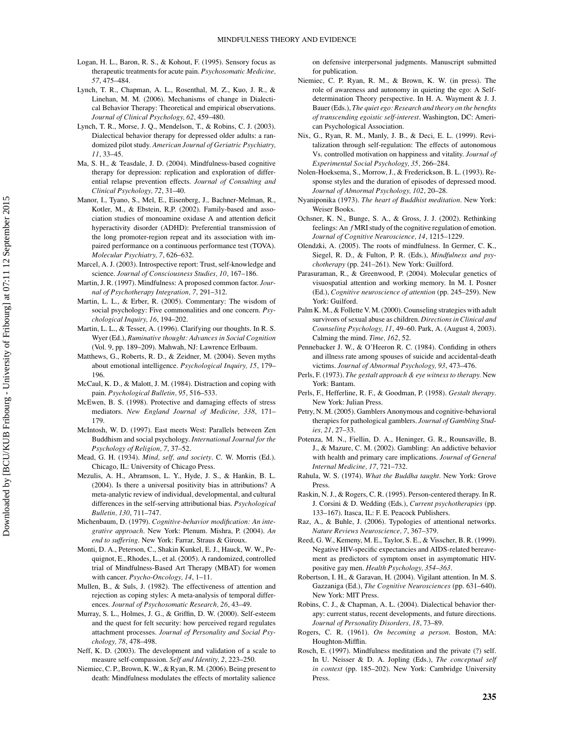Logan, H. L., Baron, R. S., & Kohout, F. (1995). Sensory focus as therapeutic treatments for acute pain. *Psychosomatic Medicine, 57*, 475–484.

Lynch, T. R., Chapman, A. L., Rosenthal, M. Z., Kuo, J. R., & Linehan, M. M. (2006). Mechanisms of change in Dialectical Behavior Therapy: Theoretical and empirical observations. *Journal of Clinical Psychology, 62*, 459–480.

Lynch, T. R., Morse, J. Q., Mendelson, T., & Robins, C. J. (2003). Dialectical behavior therapy for depressed older adults: a randomized pilot study. *American Journal of Geriatric Psychiatry, 11*, 33–45.

Ma, S. H., & Teasdale, J. D. (2004). Mindfulness-based cognitive therapy for depression: replication and exploration of differential relapse prevention effects. *Journal of Consulting and Clinical Psychology, 72*, 31–40.

Manor, I., Tyano, S., Mel, E., Eisenberg, J., Bachner-Melman, R., Kotler, M., & Ebstein, R,P. (2002). Family-based and association studies of monoamine oxidase A and attention deficit hyperactivity disorder (ADHD): Preferential transmission of the long promoter-region repeat and its association with impaired performance on a continuous performance test (TOVA). *Molecular Psychiatry, 7*, 626–632.

Marcel, A. J. (2003). Introspective report: Trust, self-knowledge and science. *Journal of Consciousness Studies, 10*, 167–186.

Martin, J. R. (1997). Mindfulness: A proposed common factor. *Journal of Psychotherapy Integration, 7*, 291–312.

Martin, L. L., & Erber, R. (2005). Commentary: The wisdom of social psychology: Five commonalities and one concern. *Psychological Inquiry, 16*, 194–202.

Martin, L. L., & Tesser, A. (1996). Clarifying our thoughts. In R. S. Wyer (Ed.), *Ruminative thought: Advances in Social Cognition* (Vol. 9, pp. 189–209). Mahwah, NJ: Lawrence Erlbaum.

Matthews, G., Roberts, R. D., & Zeidner, M. (2004). Seven myths about emotional intelligence. *Psychological Inquiry, 15*, 179–196.

McCaul, K. D., & Malott, J. M. (1984). Distraction and coping with pain. *Psychological Bulletin, 95*, 516–533.

McEwen, B. S. (1998). Protective and damaging effects of stress mediators. *New England Journal of Medicine, 338*, 171–179.

McIntosh, W. D. (1997). East meets West: Parallels between Zen Buddhism and social psychology. *International Journal for the Psychology of Religion, 7*, 37–52.

Mead, G. H. (1934). *Mind, self, and society*. C. W. Morris (Ed.). Chicago, IL: University of Chicago Press.

Mezulis, A. H., Abramson, L. Y., Hyde, J. S., & Hankin, B. L. (2004). Is there a universal positivity bias in attributions? A meta-analytic review of individual, developmental, and cultural differences in the self-serving attributional bias. *Psychological Bulletin, 130*, 711–747.

Michenbaum, D. (1979). *Cognitive-behavior modification: An integrative approach*. New York: Plenum. Mishra, P. (2004). *An end to suffering*. New York: Farrar, Straus & Giroux.

Monti, D. A., Peterson, C., Shakin Kunkel, E. J., Hauck, W. W., Pequignot, E., Rhodes, L., et al. (2005). A randomized, controlled trial of Mindfulness-Based Art Therapy (MBAT) for women with cancer. *Psycho-Oncology, 14*, 1–11.

Mullen, B., & Suls, J. (1982). The effectiveness of attention and rejection as coping styles: A meta-analysis of temporal differences. *Journal of Psychosomatic Research, 26*, 43–49.

Murray, S. L., Holmes, J. G., & Griffin, D. W. (2000). Self-esteem and the quest for felt security: how perceived regard regulates attachment processes. *Journal of Personality and Social Psychology, 78*, 478–498.

Neff, K. D. (2003). The development and validation of a scale to measure self-compassion. *Self and Identity, 2*, 223–250.

Niemiec, C. P., Brown, K. W., & Ryan, R. M. (2006). Being present to death: Mindfulness modulates the effects of mortality salience on defensive interpersonal judgments. Manuscript submitted for publication.

Niemiec, C. P. Ryan, R. M., & Brown, K. W. (in press). The role of awareness and autonomy in quieting the ego: A Self-determination Theory perspective. In H. A. Wayment & J. J. Bauer (Eds.), *The quiet ego: Research and theory on the benefits of transcending egoistic self-interest*. Washington, DC: American Psychological Association.

Nix, G., Ryan, R. M., Manly, J. B., & Deci, E. L. (1999). Revitalization through self-regulation: The effects of autonomous Vs. controlled motivation on happiness and vitality. *Journal of Experimental Social Psychology, 35*, 266–284.

Nolen-Hoeksema, S., Morrow, J., & Frederickson, B. L. (1993). Response styles and the duration of episodes of depressed mood. *Journal of Abnormal Psychology, 102*, 20–28.

Nyaniponika (1973). *The heart of Buddhist meditation*. New York: Weiser Books.

Ochsner, K. N., Bunge, S. A., & Gross, J. J. (2002). Rethinking feelings: An *f*MRI study of the cognitive regulation of emotion. *Journal of Cognitive Neuroscience, 14*, 1215–1229.

Olendzki, A. (2005). The roots of mindfulness. In Germer, C. K., Siegel, R. D., & Fulton, P. R. (Eds.), *Mindfulness and psychotherapy* (pp. 241–261). New York: Guilford.

Parasuraman, R., & Greenwood, P. (2004). Molecular genetics of visuospatial attention and working memory. In M. I. Posner (Ed.), *Cognitive neuroscience of attention* (pp. 245–259). New York: Guilford.

Palm K. M., & Follette V. M. (2000). Counseling strategies with adult survivors of sexual abuse as children. *Directions in Clinical and Counseling Psychology, 11*, 49–60. Park, A. (August 4, 2003). Calming the mind. *Time, 162*, 52.

Pennebacker J. W., & O'Heeron R. C. (1984). Confiding in others and illness rate among spouses of suicide and accidental-death victims. *Journal of Abnormal Psychology, 93*, 473–476.

Perls, F. (1973). *The gestalt approach & eye witness to therapy*. New York: Bantam.

Perls, F., Hefferline, R. F., & Goodman, P. (1958). *Gestalt therapy*. New York: Julian Press.

Petry, N. M. (2005). Gamblers Anonymous and cognitive-behavioral therapies for pathological gamblers. *Journal of Gambling Studies, 21*, 27–33.

Potenza, M. N., Fiellin, D. A., Heninger, G. R., Rounsaville, B. J., & Mazure, C. M. (2002). Gambling: An addictive behavior with health and primary care implications. *Journal of General Internal Medicine, 17*, 721–732.

Rahula, W. S. (1974). *What the Buddha taught*. New York: Grove Press.

Raskin, N. J., & Rogers, C. R. (1995). Person-centered therapy. In R. J. Corsini & D. Wedding (Eds.), *Current psychotherapies* (pp. 133–167). Itasca, IL: F. E. Peacock Publishers.

Raz, A., & Buhle, J. (2006). Typologies of attentional networks. *Nature Reviews Neuroscience, 7*, 367–379.

Reed, G. W., Kemeny, M. E., Taylor, S. E., & Visscher, B. R. (1999). Negative HIV-specific expectancies and AIDS-related bereavement as predictors of symptom onset in asymptomatic HIV-positive gay men. *Health Psychology, 354–363*.

Robertson, I. H., & Garavan, H. (2004). Vigilant attention. In M. S. Gazzaniga (Ed.), *The Cognitive Neurosciences* (pp. 631–640). New York: MIT Press.

Robins, C. J., & Chapman, A. L. (2004). Dialectical behavior therapy: current status, recent developments, and future directions. *Journal of Personality Disorders, 18*, 73–89.

Rogers, C. R. (1961). *On becoming a person*. Boston, MA: Houghton-Mifflin.

Rosch, E. (1997). Mindfulness meditation and the private (?) self. In U. Neisser & D. A. Jopling (Eds.), *The conceptual self in context* (pp. 185–202). New York: Cambridge University Press.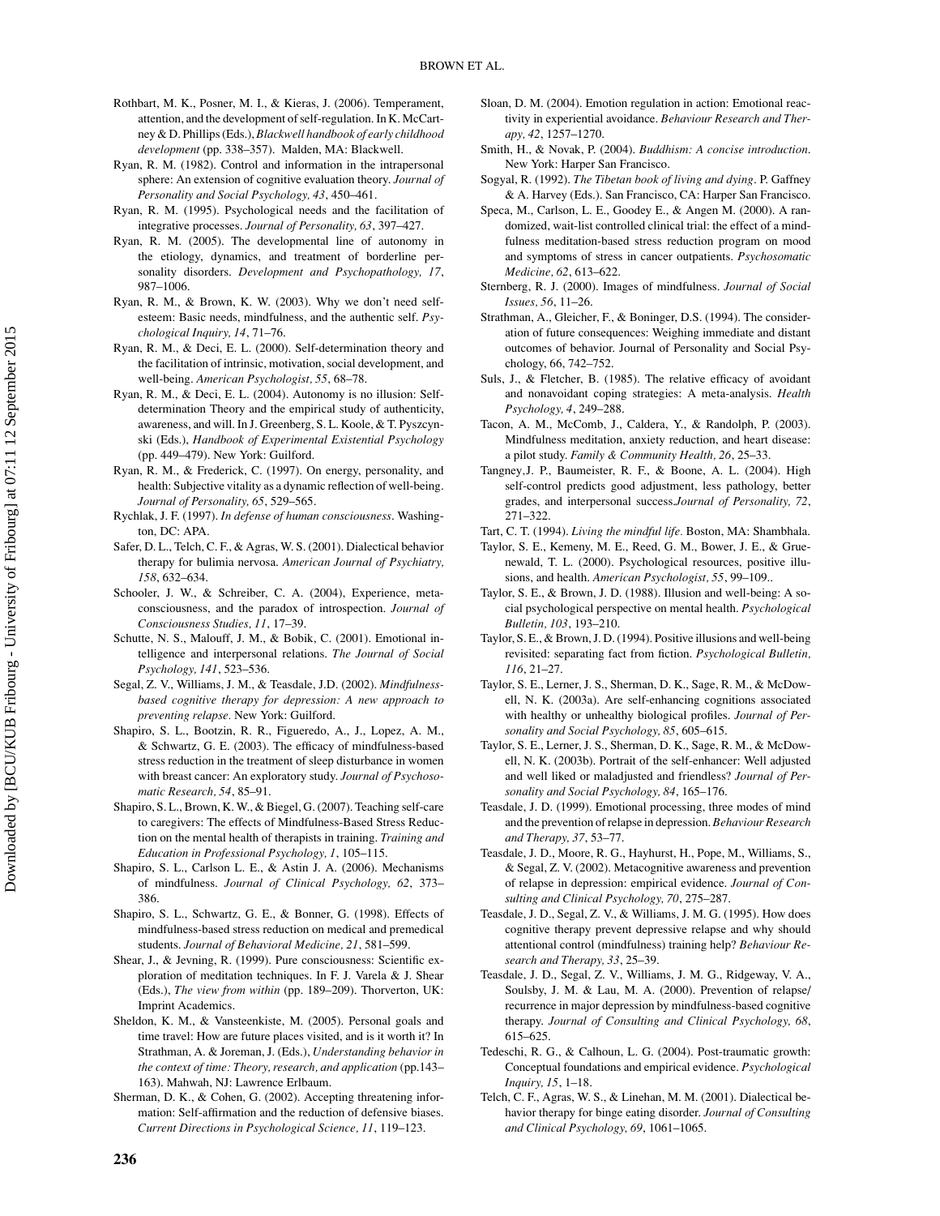Rothbart, M. K., Posner, M. I., & Kieras, J. (2006). Temperament, attention, and the development of self-regulation. In K. McCartney & D. Phillips (Eds.), *Blackwell handbook of early childhood development* (pp. 338–357). Malden, MA: Blackwell.

Ryan, R. M. (1982). Control and information in the intrapersonal sphere: An extension of cognitive evaluation theory. *Journal of Personality and Social Psychology, 43*, 450–461.

Ryan, R. M. (1995). Psychological needs and the facilitation of integrative processes. *Journal of Personality, 63*, 397–427.

Ryan, R. M. (2005). The developmental line of autonomy in the etiology, dynamics, and treatment of borderline personality disorders. *Development and Psychopathology, 17*, 987–1006.

Ryan, R. M., & Brown, K. W. (2003). Why we don't need self-esteem: Basic needs, mindfulness, and the authentic self. *Psychological Inquiry, 14*, 71–76.

Ryan, R. M., & Deci, E. L. (2000). Self-determination theory and the facilitation of intrinsic, motivation, social development, and well-being. *American Psychologist, 55*, 68–78.

Ryan, R. M., & Deci, E. L. (2004). Autonomy is no illusion: Self-determination Theory and the empirical study of authenticity, awareness, and will. In J. Greenberg, S. L. Koole, & T. Pyszczynski (Eds.), *Handbook of Experimental Existential Psychology* (pp. 449–479). New York: Guilford.

Ryan, R. M., & Frederick, C. (1997). On energy, personality, and health: Subjective vitality as a dynamic reflection of well-being. *Journal of Personality, 65*, 529–565.

Rychlak, J. F. (1997). *In defense of human consciousness*. Washington, DC: APA.

Safer, D. L., Telch, C. F., & Agras, W. S. (2001). Dialectical behavior therapy for bulimia nervosa. *American Journal of Psychiatry, 158*, 632–634.

Schooler, J. W., & Schreiber, C. A. (2004), Experience, meta-consciousness, and the paradox of introspection. *Journal of Consciousness Studies, 11*, 17–39.

Schutte, N. S., Malouff, J. M., & Bobik, C. (2001). Emotional intelligence and interpersonal relations. *The Journal of Social Psychology, 141*, 523–536.

Segal, Z. V., Williams, J. M., & Teasdale, J.D. (2002). *Mindfulness-based cognitive therapy for depression: A new approach to preventing relapse*. New York: Guilford.

Shapiro, S. L., Bootzin, R. R., Figueredo, A., J., Lopez, A. M., & Schwartz, G. E. (2003). The efficacy of mindfulness-based stress reduction in the treatment of sleep disturbance in women with breast cancer: An exploratory study. *Journal of Psychosomatic Research, 54*, 85–91.

Shapiro, S. L., Brown, K. W., & Biegel, G. (2007). Teaching self-care to caregivers: The effects of Mindfulness-Based Stress Reduction on the mental health of therapists in training. *Training and Education in Professional Psychology, 1*, 105–115.

Shapiro, S. L., Carlson L. E., & Astin J. A. (2006). Mechanisms of mindfulness. *Journal of Clinical Psychology, 62*, 373–386.

Shapiro, S. L., Schwartz, G. E., & Bonner, G. (1998). Effects of mindfulness-based stress reduction on medical and premedical students. *Journal of Behavioral Medicine, 21*, 581–599.

Shear, J., & Jevning, R. (1999). Pure consciousness: Scientific exploration of meditation techniques. In F. J. Varela & J. Shear (Eds.), *The view from within* (pp. 189–209). Thorverton, UK: Imprint Academics.

Sheldon, K. M., & Vansteenkiste, M. (2005). Personal goals and time travel: How are future places visited, and is it worth it? In Strathman, A. & Joreman, J. (Eds.), *Understanding behavior in the context of time: Theory, research, and application* (pp.143–163). Mahwah, NJ: Lawrence Erlbaum.

Sherman, D. K., & Cohen, G. (2002). Accepting threatening information: Self-affirmation and the reduction of defensive biases. *Current Directions in Psychological Science, 11*, 119–123.

Sloan, D. M. (2004). Emotion regulation in action: Emotional reactivity in experiential avoidance. *Behaviour Research and Therapy, 42*, 1257–1270.

Smith, H., & Novak, P. (2004). *Buddhism: A concise introduction*. New York: Harper San Francisco.

Sogyal, R. (1992). *The Tibetan book of living and dying*. P. Gaffney & A. Harvey (Eds.). San Francisco, CA: Harper San Francisco.

Speca, M., Carlson, L. E., Goodey E., & Angen M. (2000). A randomized, wait-list controlled clinical trial: the effect of a mindfulness meditation-based stress reduction program on mood and symptoms of stress in cancer outpatients. *Psychosomatic Medicine, 62*, 613–622.

Sternberg, R. J. (2000). Images of mindfulness. *Journal of Social Issues, 56*, 11–26.

Strathman, A., Gleicher, F., & Boninger, D.S. (1994). The consideration of future consequences: Weighing immediate and distant outcomes of behavior. Journal of Personality and Social Psychology, 66, 742–752.

Suls, J., & Fletcher, B. (1985). The relative efficacy of avoidant and nonavoidant coping strategies: A meta-analysis. *Health Psychology, 4*, 249–288.

Tacon, A. M., McComb, J., Caldera, Y., & Randolph, P. (2003). Mindfulness meditation, anxiety reduction, and heart disease: a pilot study. *Family & Community Health, 26*, 25–33.

Tangney,J. P., Baumeister, R. F., & Boone, A. L. (2004). High self-control predicts good adjustment, less pathology, better grades, and interpersonal success.*Journal of Personality, 72*, 271–322.

Tart, C. T. (1994). *Living the mindful life*. Boston, MA: Shambhala.

Taylor, S. E., Kemeny, M. E., Reed, G. M., Bower, J. E., & Gruenewald, T. L. (2000). Psychological resources, positive illusions, and health. *American Psychologist, 55*, 99–109..

Taylor, S. E., & Brown, J. D. (1988). Illusion and well-being: A social psychological perspective on mental health. *Psychological Bulletin, 103*, 193–210.

Taylor, S. E., & Brown, J. D. (1994). Positive illusions and well-being revisited: separating fact from fiction. *Psychological Bulletin, 116*, 21–27.

Taylor, S. E., Lerner, J. S., Sherman, D. K., Sage, R. M., & McDowell, N. K. (2003a). Are self-enhancing cognitions associated with healthy or unhealthy biological profiles. *Journal of Personality and Social Psychology, 85*, 605–615.

Taylor, S. E., Lerner, J. S., Sherman, D. K., Sage, R. M., & McDowell, N. K. (2003b). Portrait of the self-enhancer: Well adjusted and well liked or maladjusted and friendless? *Journal of Personality and Social Psychology, 84*, 165–176.

Teasdale, J. D. (1999). Emotional processing, three modes of mind and the prevention of relapse in depression. *Behaviour Research and Therapy, 37*, 53–77.

Teasdale, J. D., Moore, R. G., Hayhurst, H., Pope, M., Williams, S., & Segal, Z. V. (2002). Metacognitive awareness and prevention of relapse in depression: empirical evidence. *Journal of Consulting and Clinical Psychology, 70*, 275–287.

Teasdale, J. D., Segal, Z. V., & Williams, J. M. G. (1995). How does cognitive therapy prevent depressive relapse and why should attentional control (mindfulness) training help? *Behaviour Research and Therapy, 33*, 25–39.

Teasdale, J. D., Segal, Z. V., Williams, J. M. G., Ridgeway, V. A., Soulsby, J. M. & Lau, M. A. (2000). Prevention of relapse/ recurrence in major depression by mindfulness-based cognitive therapy. *Journal of Consulting and Clinical Psychology, 68*, 615–625.

Tedeschi, R. G., & Calhoun, L. G. (2004). Post-traumatic growth: Conceptual foundations and empirical evidence. *Psychological Inquiry, 15*, 1–18.

Telch, C. F., Agras, W. S., & Linehan, M. M. (2001). Dialectical behavior therapy for binge eating disorder. *Journal of Consulting and Clinical Psychology, 69*, 1061–1065.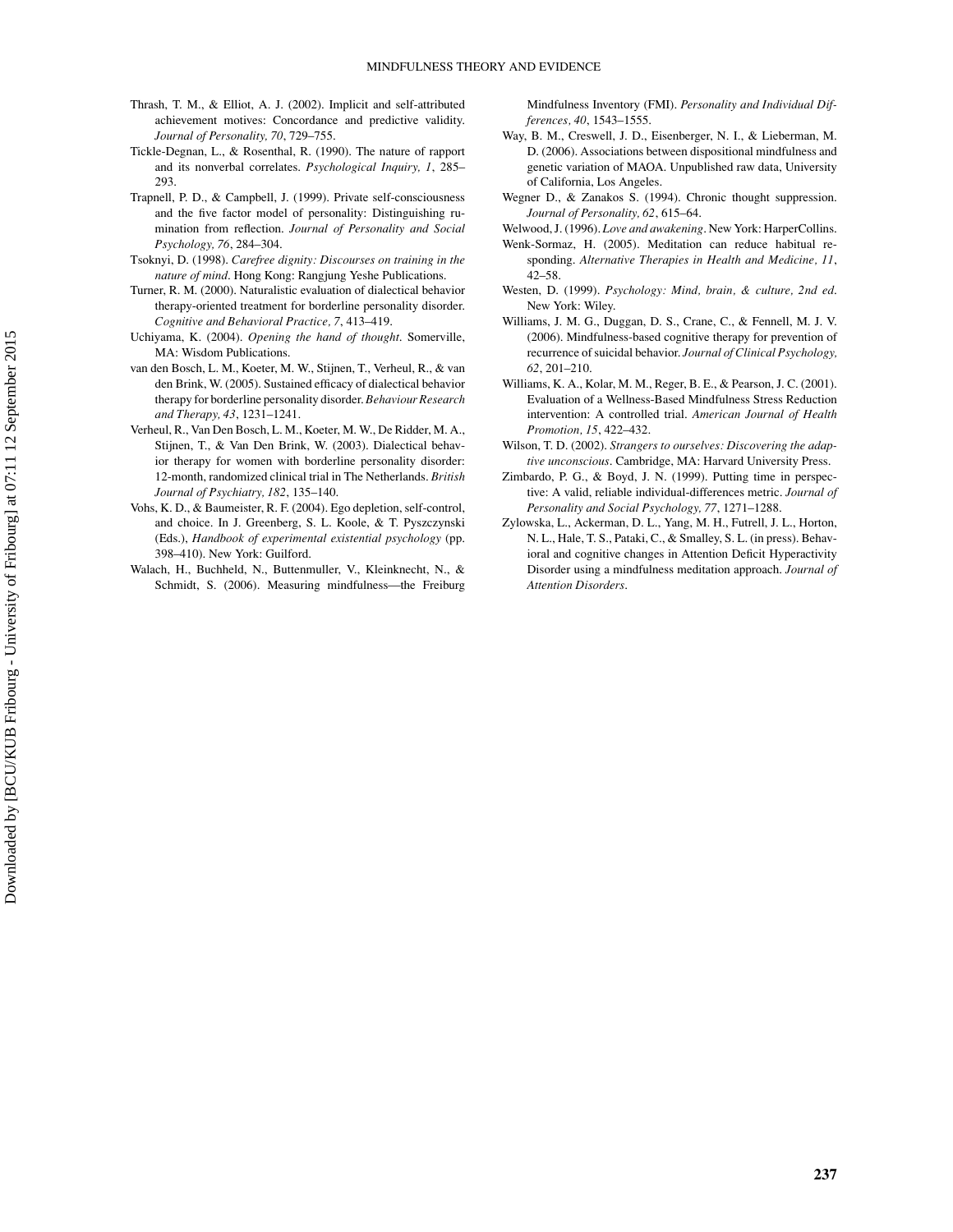Thrash, T. M., & Elliot, A. J. (2002). Implicit and self-attributed achievement motives: Concordance and predictive validity. *Journal of Personality, 70*, 729–755.

Tickle-Degnan, L., & Rosenthal, R. (1990). The nature of rapport and its nonverbal correlates. *Psychological Inquiry, 1*, 285–293.

Trapnell, P. D., & Campbell, J. (1999). Private self-consciousness and the five factor model of personality: Distinguishing rumination from reflection. *Journal of Personality and Social Psychology, 76*, 284–304.

Tsoknyi, D. (1998). *Carefree dignity: Discourses on training in the nature of mind*. Hong Kong: Rangjung Yeshe Publications.

Turner, R. M. (2000). Naturalistic evaluation of dialectical behavior therapy-oriented treatment for borderline personality disorder. *Cognitive and Behavioral Practice, 7*, 413–419.

Uchiyama, K. (2004). *Opening the hand of thought*. Somerville, MA: Wisdom Publications.

van den Bosch, L. M., Koeter, M. W., Stijnen, T., Verheul, R., & van den Brink, W. (2005). Sustained efficacy of dialectical behavior therapy for borderline personality disorder. *Behaviour Research and Therapy, 43*, 1231–1241.

Verheul, R., Van Den Bosch, L. M., Koeter, M. W., De Ridder, M. A., Stijnen, T., & Van Den Brink, W. (2003). Dialectical behavior therapy for women with borderline personality disorder: 12-month, randomized clinical trial in The Netherlands. *British Journal of Psychiatry, 182*, 135–140.

Vohs, K. D., & Baumeister, R. F. (2004). Ego depletion, self-control, and choice. In J. Greenberg, S. L. Koole, & T. Pyszczynski (Eds.), *Handbook of experimental existential psychology* (pp. 398–410). New York: Guilford.

Walach, H., Buchheld, N., Buttenmuller, V., Kleinknecht, N., & Schmidt, S. (2006). Measuring mindfulness—the Freiburg Mindfulness Inventory (FMI). *Personality and Individual Differences, 40*, 1543–1555.

Way, B. M., Creswell, J. D., Eisenberger, N. I., & Lieberman, M. D. (2006). Associations between dispositional mindfulness and genetic variation of MAOA. Unpublished raw data, University of California, Los Angeles.

Wegner D., & Zanakos S. (1994). Chronic thought suppression. *Journal of Personality, 62*, 615–64.

Welwood, J. (1996). *Love and awakening*. New York: HarperCollins.

Wenk-Sormaz, H. (2005). Meditation can reduce habitual responding. *Alternative Therapies in Health and Medicine, 11*, 42–58.

Westen, D. (1999). *Psychology: Mind, brain, & culture, 2nd ed.* New York: Wiley.

Williams, J. M. G., Duggan, D. S., Crane, C., & Fennell, M. J. V. (2006). Mindfulness-based cognitive therapy for prevention of recurrence of suicidal behavior. *Journal of Clinical Psychology, 62*, 201–210.

Williams, K. A., Kolar, M. M., Reger, B. E., & Pearson, J. C. (2001). Evaluation of a Wellness-Based Mindfulness Stress Reduction intervention: A controlled trial. *American Journal of Health Promotion, 15*, 422–432.

Wilson, T. D. (2002). *Strangers to ourselves: Discovering the adaptive unconscious*. Cambridge, MA: Harvard University Press.

Zimbardo, P. G., & Boyd, J. N. (1999). Putting time in perspective: A valid, reliable individual-differences metric. *Journal of Personality and Social Psychology, 77*, 1271–1288.

Zylowska, L., Ackerman, D. L., Yang, M. H., Futrell, J. L., Horton, N. L., Hale, T. S., Pataki, C., & Smalley, S. L. (in press). Behavioral and cognitive changes in Attention Deficit Hyperactivity Disorder using a mindfulness meditation approach. *Journal of Attention Disorders*.